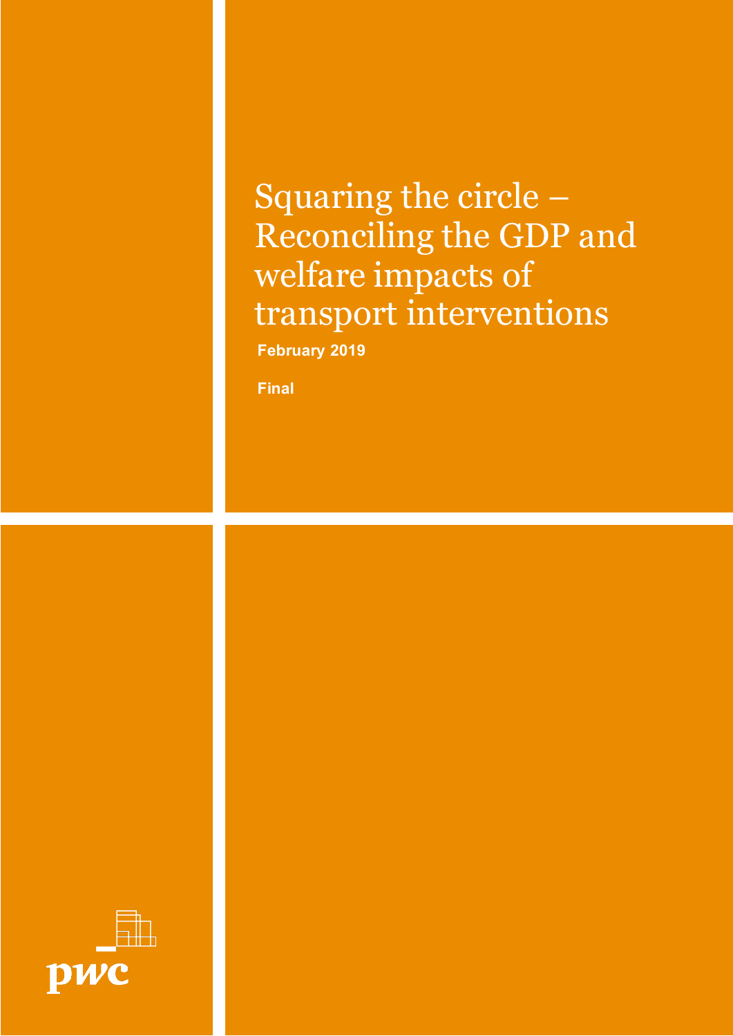# Squaring the circle – Reconciling the GDP and welfare impacts of transport interventions

**February 2019**

**Final**

pwc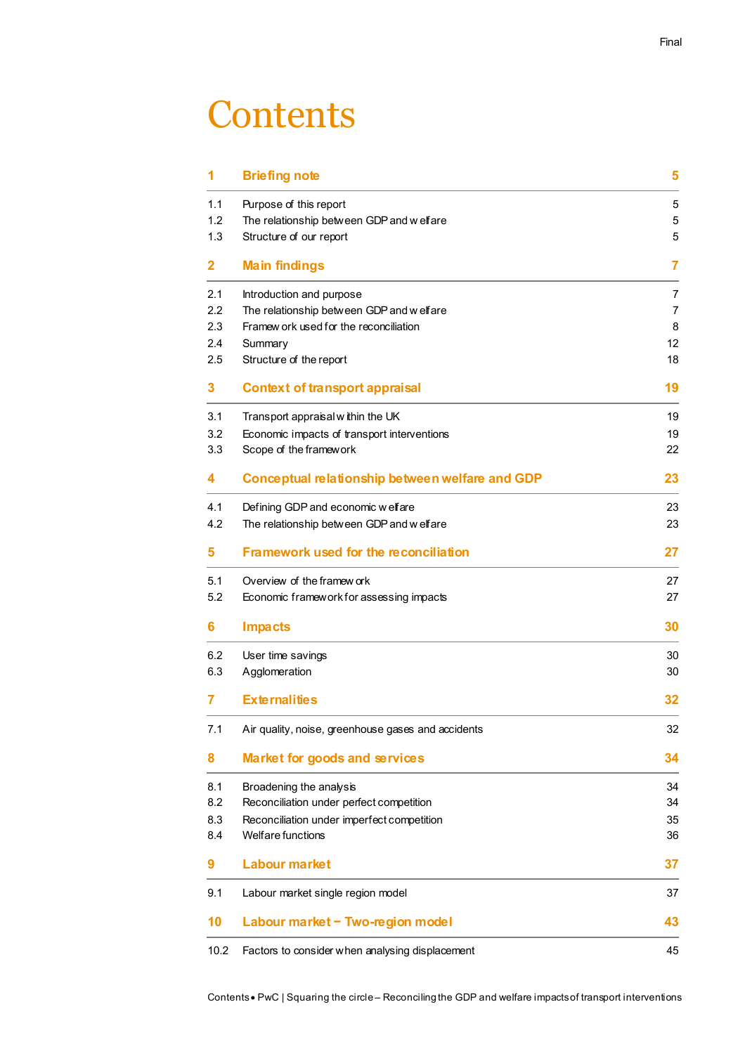# Contents

| | | |
|---|---|---|
| **1** | **Briefing note** | **5** |
| 1.1 | Purpose of this report | 5 |
| 1.2 | The relationship between GDP and welfare | 5 |
| 1.3 | Structure of our report | 5 |
| **2** | **Main findings** | **7** |
| 2.1 | Introduction and purpose | 7 |
| 2.2 | The relationship between GDP and welfare | 7 |
| 2.3 | Framework used for the reconciliation | 8 |
| 2.4 | Summary | 12 |
| 2.5 | Structure of the report | 18 |
| **3** | **Context of transport appraisal** | **19** |
| 3.1 | Transport appraisal within the UK | 19 |
| 3.2 | Economic impacts of transport interventions | 19 |
| 3.3 | Scope of the framework | 22 |
| **4** | **Conceptual relationship between welfare and GDP** | **23** |
| 4.1 | Defining GDP and economic welfare | 23 |
| 4.2 | The relationship between GDP and welfare | 23 |
| **5** | **Framework used for the reconciliation** | **27** |
| 5.1 | Overview of the framework | 27 |
| 5.2 | Economic framework for assessing impacts | 27 |
| **6** | **Impacts** | **30** |
| 6.2 | User time savings | 30 |
| 6.3 | Agglomeration | 30 |
| **7** | **Externalities** | **32** |
| 7.1 | Air quality, noise, greenhouse gases and accidents | 32 |
| **8** | **Market for goods and services** | **34** |
| 8.1 | Broadening the analysis | 34 |
| 8.2 | Reconciliation under perfect competition | 34 |
| 8.3 | Reconciliation under imperfect competition | 35 |
| 8.4 | Welfare functions | 36 |
| **9** | **Labour market** | **37** |
| 9.1 | Labour market single region model | 37 |
| **10** | **Labour market – Two-region model** | **43** |
| 10.2 | Factors to consider when analysing displacement | 45 |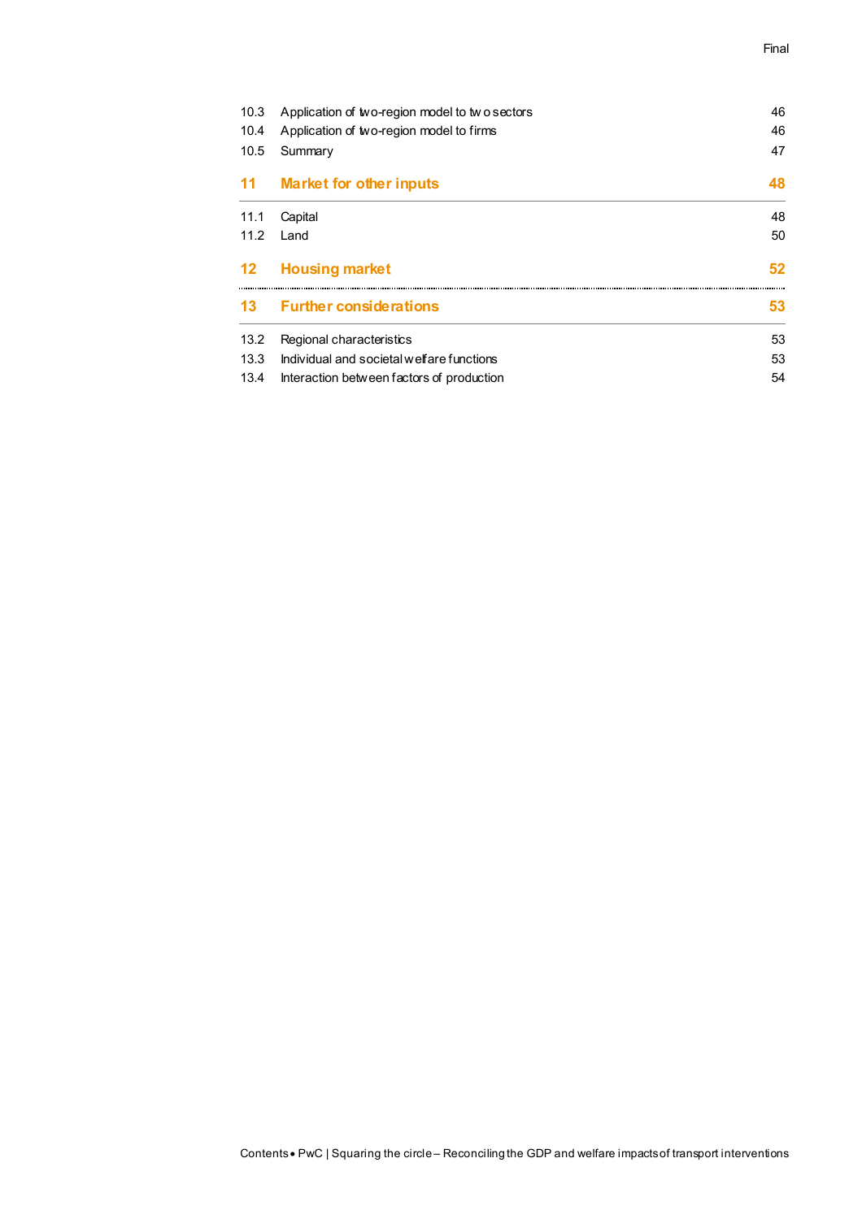| | | |
|---|---|---|
| 10.3 | Application of two-region model to two sectors | 46 |
| 10.4 | Application of two-region model to firms | 46 |
| 10.5 | Summary | 47 |
| **11** | **Market for other inputs** | **48** |
| 11.1 | Capital | 48 |
| 11.2 | Land | 50 |
| **12** | **Housing market** | **52** |
| **13** | **Further considerations** | **53** |
| 13.2 | Regional characteristics | 53 |
| 13.3 | Individual and societal welfare functions | 53 |
| 13.4 | Interaction between factors of production | 54 |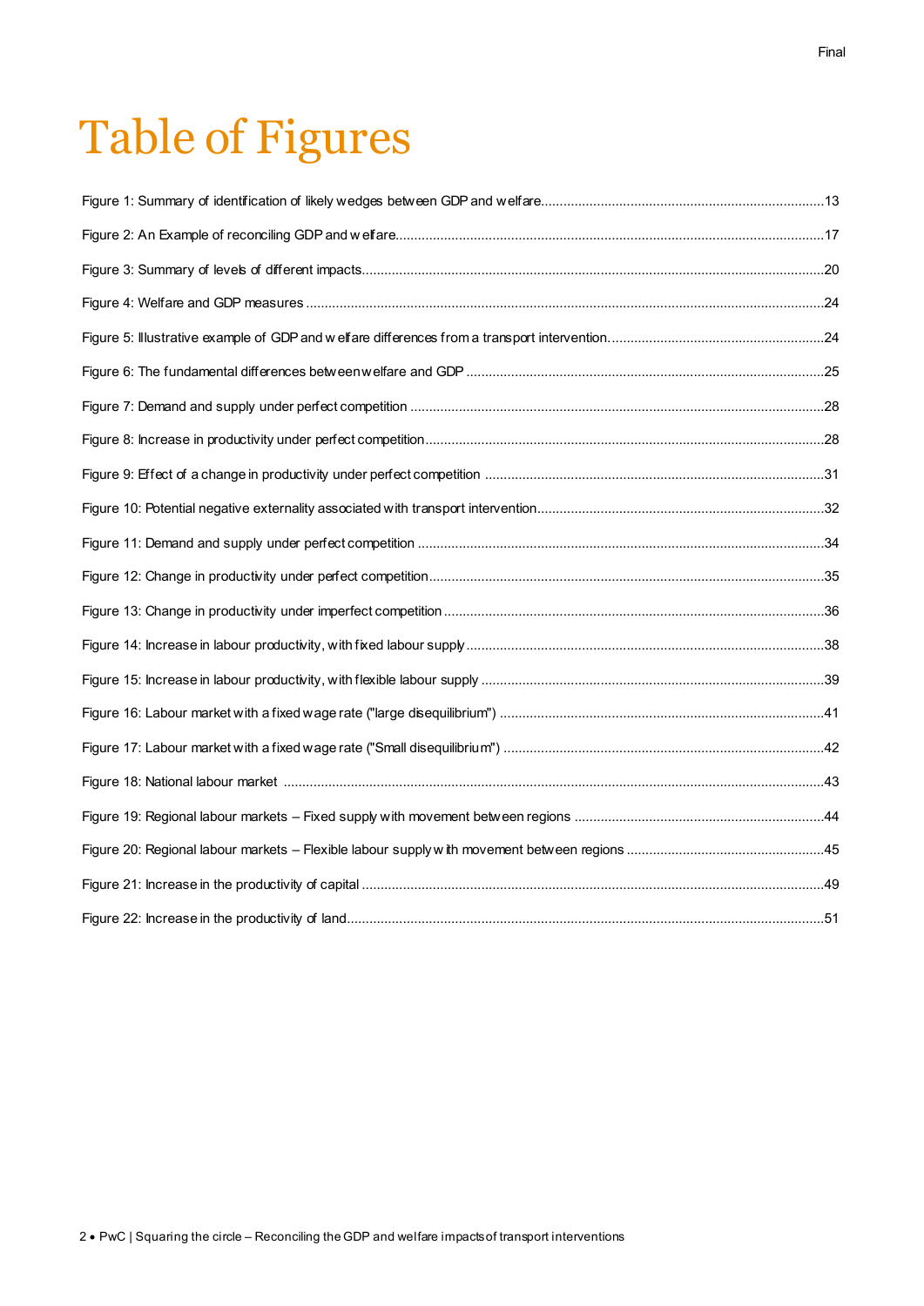# Table of Figures

Figure 1: Summary of identification of likely wedges between GDP and welfare...........13

Figure 2: An Example of reconciling GDP and welfare...........17

Figure 3: Summary of levels of different impacts...........20

Figure 4: Welfare and GDP measures...........24

Figure 5: Illustrative example of GDP and welfare differences from a transport intervention...........24

Figure 6: The fundamental differences between welfare and GDP...........25

Figure 7: Demand and supply under perfect competition...........28

Figure 8: Increase in productivity under perfect competition...........28

Figure 9: Effect of a change in productivity under perfect competition...........31

Figure 10: Potential negative externality associated with transport intervention...........32

Figure 11: Demand and supply under perfect competition...........34

Figure 12: Change in productivity under perfect competition...........35

Figure 13: Change in productivity under imperfect competition...........36

Figure 14: Increase in labour productivity, with fixed labour supply...........38

Figure 15: Increase in labour productivity, with flexible labour supply...........39

Figure 16: Labour market with a fixed wage rate ("large disequilibrium")...........41

Figure 17: Labour market with a fixed wage rate ("Small disequilibrium")...........42

Figure 18: National labour market...........43

Figure 19: Regional labour markets – Fixed supply with movement between regions...........44

Figure 20: Regional labour markets – Flexible labour supply with movement between regions...........45

Figure 21: Increase in the productivity of capital...........49

Figure 22: Increase in the productivity of land...........51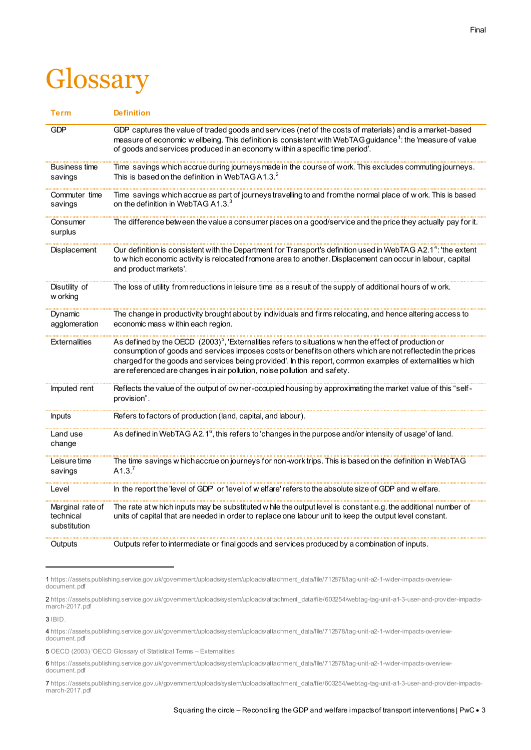# Glossary

| Term | Definition |
|---|---|
| GDP | GDP captures the value of traded goods and services (net of the costs of materials) and is a market-based measure of economic wellbeing. This definition is consistent with WebTAG guidance[1]: the 'measure of value of goods and services produced in an economy within a specific time period'. |
| Business time savings | Time savings which accrue during journeys made in the course of work. This excludes commuting journeys. This is based on the definition in WebTAG A1.3.[2] |
| Commuter time savings | Time savings which accrue as part of journeys travelling to and from the normal place of work. This is based on the definition in WebTAG A1.3.[3] |
| Consumer surplus | The difference between the value a consumer places on a good/service and the price they actually pay for it. |
| Displacement | Our definition is consistent with the Department for Transport's definition used in WebTAG A2.1[4]: 'the extent to which economic activity is relocated from one area to another. Displacement can occur in labour, capital and product markets'. |
| Disutility of working | The loss of utility from reductions in leisure time as a result of the supply of additional hours of work. |
| Dynamic agglomeration | The change in productivity brought about by individuals and firms relocating, and hence altering access to economic mass within each region. |
| Externalities | As defined by the OECD (2003)[5], 'Externalities refers to situations when the effect of production or consumption of goods and services imposes costs or benefits on others which are not reflected in the prices charged for the goods and services being provided'. In this report, common examples of externalities which are referenced are changes in air pollution, noise pollution and safety. |
| Imputed rent | Reflects the value of the output of owner-occupied housing by approximating the market value of this "self-provision". |
| Inputs | Refers to factors of production (land, capital, and labour). |
| Land use change | As defined in WebTAG A2.1[6], this refers to 'changes in the purpose and/or intensity of usage' of land. |
| Leisure time savings | The time savings which accrue on journeys for non-work trips. This is based on the definition in WebTAG A1.3.[7] |
| Level | In the report the 'level of GDP' or 'level of welfare' refers to the absolute size of GDP and welfare. |
| Marginal rate of technical substitution | The rate at which inputs may be substituted while the output level is constant e.g. the additional number of units of capital that are needed in order to replace one labour unit to keep the output level constant. |
| Outputs | Outputs refer to intermediate or final goods and services produced by a combination of inputs. |

1 https://assets.publishing.service.gov.uk/government/uploads/system/uploads/attachment_data/file/712878/tag-unit-a2-1-wider-impacts-overview-document.pdf

2 https://assets.publishing.service.gov.uk/government/uploads/system/uploads/attachment_data/file/603254/webtag-tag-unit-a1-3-user-and-provider-impacts-march-2017.pdf

3 IBID.

4 https://assets.publishing.service.gov.uk/government/uploads/system/uploads/attachment_data/file/712878/tag-unit-a2-1-wider-impacts-overview-document.pdf

5 OECD (2003) 'OECD Glossary of Statistical Terms – Externalities'

6 https://assets.publishing.service.gov.uk/government/uploads/system/uploads/attachment_data/file/712878/tag-unit-a2-1-wider-impacts-overview-document.pdf

7 https://assets.publishing.service.gov.uk/government/uploads/system/uploads/attachment_data/file/603254/webtag-tag-unit-a1-3-user-and-provider-impacts-march-2017.pdf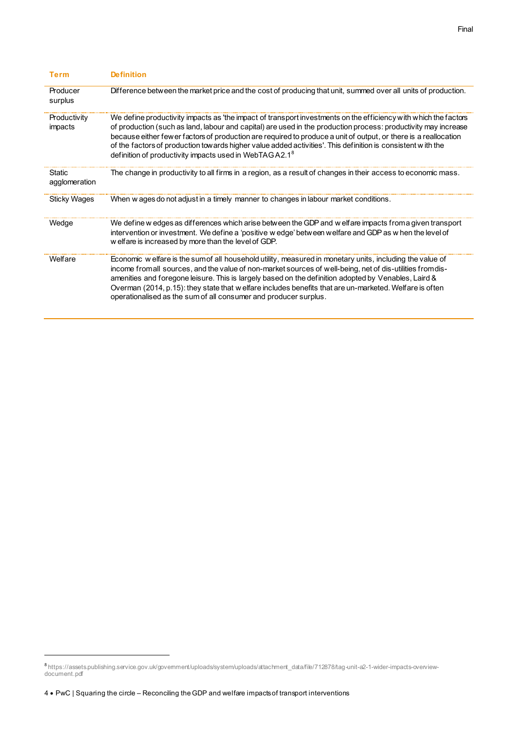| Term | Definition |
|---|---|
| Producer surplus | Difference between the market price and the cost of producing that unit, summed over all units of production. |
| Productivity impacts | We define productivity impacts as 'the impact of transport investments on the efficiency with which the factors of production (such as land, labour and capital) are used in the production process: productivity may increase because either fewer factors of production are required to produce a unit of output, or there is a reallocation of the factors of production towards higher value added activities'. This definition is consistent with the definition of productivity impacts used in WebTAG A2.1[8] |
| Static agglomeration | The change in productivity to all firms in a region, as a result of changes in their access to economic mass. |
| Sticky Wages | When wages do not adjust in a timely manner to changes in labour market conditions. |
| Wedge | We define wedges as differences which arise between the GDP and welfare impacts from a given transport intervention or investment. We define a 'positive wedge' between welfare and GDP as when the level of welfare is increased by more than the level of GDP. |
| Welfare | Economic welfare is the sum of all household utility, measured in monetary units, including the value of income from all sources, and the value of non-market sources of well-being, net of dis-utilities from dis-amenities and foregone leisure. This is largely based on the definition adopted by Venables, Laird & Overman (2014, p.15): they state that welfare includes benefits that are un-marketed. Welfare is often operationalised as the sum of all consumer and producer surplus. |

[8] https://assets.publishing.service.gov.uk/government/uploads/system/uploads/attachment_data/file/712878/tag-unit-a2-1-wider-impacts-overview-document.pdf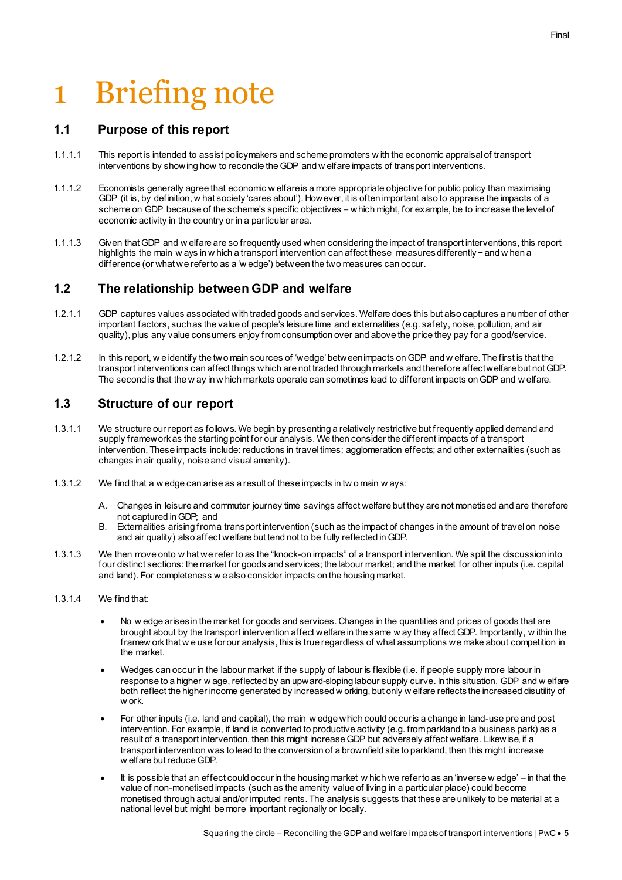# 1 Briefing note

## 1.1 Purpose of this report

1.1.1.1 This report is intended to assist policymakers and scheme promoters with the economic appraisal of transport interventions by showing how to reconcile the GDP and welfare impacts of transport interventions.

1.1.1.2 Economists generally agree that economic welfare is a more appropriate objective for public policy than maximising GDP (it is, by definition, what society 'cares about'). However, it is often important also to appraise the impacts of a scheme on GDP because of the scheme's specific objectives – which might, for example, be to increase the level of economic activity in the country or in a particular area.

1.1.1.3 Given that GDP and welfare are so frequently used when considering the impact of transport interventions, this report highlights the main ways in which a transport intervention can affect these measures differently – and when a difference (or what we refer to as a 'wedge') between the two measures can occur.

## 1.2 The relationship between GDP and welfare

1.2.1.1 GDP captures values associated with traded goods and services. Welfare does this but also captures a number of other important factors, such as the value of people's leisure time and externalities (e.g. safety, noise, pollution, and air quality), plus any value consumers enjoy from consumption over and above the price they pay for a good/service.

1.2.1.2 In this report, we identify the two main sources of 'wedge' between impacts on GDP and welfare. The first is that the transport interventions can affect things which are not traded through markets and therefore affect welfare but not GDP. The second is that the way in which markets operate can sometimes lead to different impacts on GDP and welfare.

## 1.3 Structure of our report

1.3.1.1 We structure our report as follows. We begin by presenting a relatively restrictive but frequently applied demand and supply framework as the starting point for our analysis. We then consider the different impacts of a transport intervention. These impacts include: reductions in travel times; agglomeration effects; and other externalities (such as changes in air quality, noise and visual amenity).

1.3.1.2 We find that a wedge can arise as a result of these impacts in two main ways:

A. Changes in leisure and commuter journey time savings affect welfare but they are not monetised and are therefore not captured in GDP; and
B. Externalities arising from a transport intervention (such as the impact of changes in the amount of travel on noise and air quality) also affect welfare but tend not to be fully reflected in GDP.

1.3.1.3 We then move onto what we refer to as the "knock-on impacts" of a transport intervention. We split the discussion into four distinct sections: the market for goods and services; the labour market; and the market for other inputs (i.e. capital and land). For completeness we also consider impacts on the housing market.

1.3.1.4 We find that:

- No wedge arises in the market for goods and services. Changes in the quantities and prices of goods that are brought about by the transport intervention affect welfare in the same way they affect GDP. Importantly, within the framework that we use for our analysis, this is true regardless of what assumptions we make about competition in the market.

- Wedges can occur in the labour market if the supply of labour is flexible (i.e. if people supply more labour in response to a higher wage, reflected by an upward-sloping labour supply curve. In this situation, GDP and welfare both reflect the higher income generated by increased working, but only welfare reflects the increased disutility of work.

- For other inputs (i.e. land and capital), the main wedge which could occur is a change in land-use pre and post intervention. For example, if land is converted to productive activity (e.g. from parkland to a business park) as a result of a transport intervention, then this might increase GDP but adversely affect welfare. Likewise, if a transport intervention was to lead to the conversion of a brownfield site to parkland, then this might increase welfare but reduce GDP.

- It is possible that an effect could occur in the housing market which we refer to as an 'inverse wedge' – in that the value of non-monetised impacts (such as the amenity value of living in a particular place) could become monetised through actual and/or imputed rents. The analysis suggests that these are unlikely to be material at a national level but might be more important regionally or locally.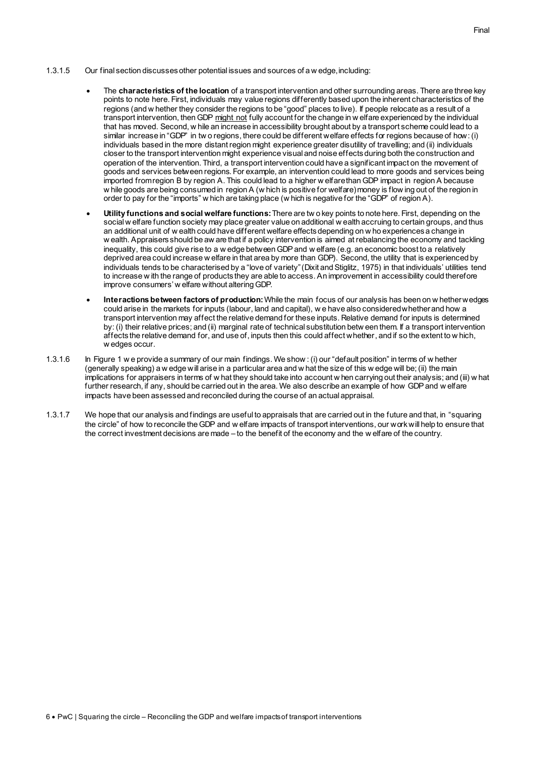1.3.1.5 Our final section discusses other potential issues and sources of a wedge, including:

- The **characteristics of the location** of a transport intervention and other surrounding areas. There are three key points to note here. First, individuals may value regions differently based upon the inherent characteristics of the regions (and whether they consider the regions to be "good" places to live). If people relocate as a result of a transport intervention, then GDP might not fully account for the change in welfare experienced by the individual that has moved. Second, while an increase in accessibility brought about by a transport scheme could lead to a similar increase in "GDP" in two regions, there could be different welfare effects for regions because of how: (i) individuals based in the more distant region might experience greater disutility of travelling; and (ii) individuals closer to the transport intervention might experience visual and noise effects during both the construction and operation of the intervention. Third, a transport intervention could have a significant impact on the movement of goods and services between regions. For example, an intervention could lead to more goods and services being imported from region B by region A. This could lead to a higher welfare than GDP impact in region A because while goods are being consumed in region A (which is positive for welfare) money is flowing out of the region in order to pay for the "imports" which are taking place (which is negative for the "GDP" of region A).
- **Utility functions and social welfare functions:** There are two key points to note here. First, depending on the social welfare function society may place greater value on additional wealth accruing to certain groups, and thus an additional unit of wealth could have different welfare effects depending on who experiences a change in wealth. Appraisers should be aware that if a policy intervention is aimed at rebalancing the economy and tackling inequality, this could give rise to a wedge between GDP and welfare (e.g. an economic boost to a relatively deprived area could increase welfare in that area by more than GDP). Second, the utility that is experienced by individuals tends to be characterised by a "love of variety" (Dixit and Stiglitz, 1975) in that individuals' utilities tend to increase with the range of products they are able to access. An improvement in accessibility could therefore improve consumers' welfare without altering GDP.
- **Interactions between factors of production:** While the main focus of our analysis has been on whether wedges could arise in the markets for inputs (labour, land and capital), we have also considered whether and how a transport intervention may affect the relative demand for these inputs. Relative demand for inputs is determined by: (i) their relative prices; and (ii) marginal rate of technical substitution between them. If a transport intervention affects the relative demand for, and use of, inputs then this could affect whether, and if so the extent to which, wedges occur.

1.3.1.6 In Figure 1 we provide a summary of our main findings. We show: (i) our "default position" in terms of whether (generally speaking) a wedge will arise in a particular area and what the size of this wedge will be; (ii) the main implications for appraisers in terms of what they should take into account when carrying out their analysis; and (iii) what further research, if any, should be carried out in the area. We also describe an example of how GDP and welfare impacts have been assessed and reconciled during the course of an actual appraisal.

1.3.1.7 We hope that our analysis and findings are useful to appraisals that are carried out in the future and that, in "squaring the circle" of how to reconcile the GDP and welfare impacts of transport interventions, our work will help to ensure that the correct investment decisions are made – to the benefit of the economy and the welfare of the country.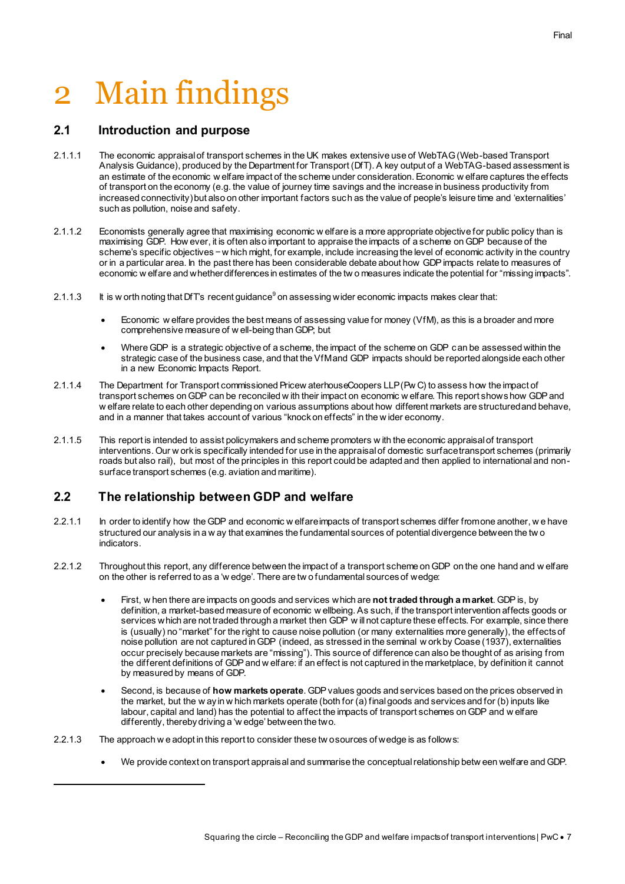# 2 Main findings

## 2.1 Introduction and purpose

2.1.1.1 The economic appraisal of transport schemes in the UK makes extensive use of WebTAG (Web-based Transport Analysis Guidance), produced by the Department for Transport (DfT). A key output of a WebTAG-based assessment is an estimate of the economic welfare impact of the scheme under consideration. Economic welfare captures the effects of transport on the economy (e.g. the value of journey time savings and the increase in business productivity from increased connectivity) but also on other important factors such as the value of people's leisure time and 'externalities' such as pollution, noise and safety.

2.1.1.2 Economists generally agree that maximising economic welfare is a more appropriate objective for public policy than is maximising GDP. However, it is often also important to appraise the impacts of a scheme on GDP because of the scheme's specific objectives – which might, for example, include increasing the level of economic activity in the country or in a particular area. In the past there has been considerable debate about how GDP impacts relate to measures of economic welfare and whether differences in estimates of the two measures indicate the potential for "missing impacts".

2.1.1.3 It is worth noting that DfT's recent guidance[9] on assessing wider economic impacts makes clear that:

- Economic welfare provides the best means of assessing value for money (VfM), as this is a broader and more comprehensive measure of well-being than GDP; but
- Where GDP is a strategic objective of a scheme, the impact of the scheme on GDP can be assessed within the strategic case of the business case, and that the VfM and GDP impacts should be reported alongside each other in a new Economic Impacts Report.

2.1.1.4 The Department for Transport commissioned PricewaterhouseCoopers LLP (PwC) to assess how the impact of transport schemes on GDP can be reconciled with their impact on economic welfare. This report shows how GDP and welfare relate to each other depending on various assumptions about how different markets are structured and behave, and in a manner that takes account of various "knock on effects" in the wider economy.

2.1.1.5 This report is intended to assist policymakers and scheme promoters with the economic appraisal of transport interventions. Our work is specifically intended for use in the appraisal of domestic surface transport schemes (primarily roads but also rail), but most of the principles in this report could be adapted and then applied to international and non-surface transport schemes (e.g. aviation and maritime).

## 2.2 The relationship between GDP and welfare

2.2.1.1 In order to identify how the GDP and economic welfare impacts of transport schemes differ from one another, we have structured our analysis in a way that examines the fundamental sources of potential divergence between the two indicators.

2.2.1.2 Throughout this report, any difference between the impact of a transport scheme on GDP on the one hand and welfare on the other is referred to as a 'wedge'. There are two fundamental sources of wedge:

- First, when there are impacts on goods and services which are **not traded through a market**. GDP is, by definition, a market-based measure of economic wellbeing. As such, if the transport intervention affects goods or services which are not traded through a market then GDP will not capture these effects. For example, since there is (usually) no "market" for the right to cause noise pollution (or many externalities more generally), the effects of noise pollution are not captured in GDP (indeed, as stressed in the seminal work by Coase (1937), externalities occur precisely because markets are "missing"). This source of difference can also be thought of as arising from the different definitions of GDP and welfare: if an effect is not captured in the marketplace, by definition it cannot by measured by means of GDP.
- Second, is because of **how markets operate**. GDP values goods and services based on the prices observed in the market, but the way in which markets operate (both for (a) final goods and services and for (b) inputs like labour, capital and land) has the potential to affect the impacts of transport schemes on GDP and welfare differently, thereby driving a 'wedge' between the two.

2.2.1.3 The approach we adopt in this report to consider these two sources of wedge is as follows:

- We provide context on transport appraisal and summarise the conceptual relationship between welfare and GDP.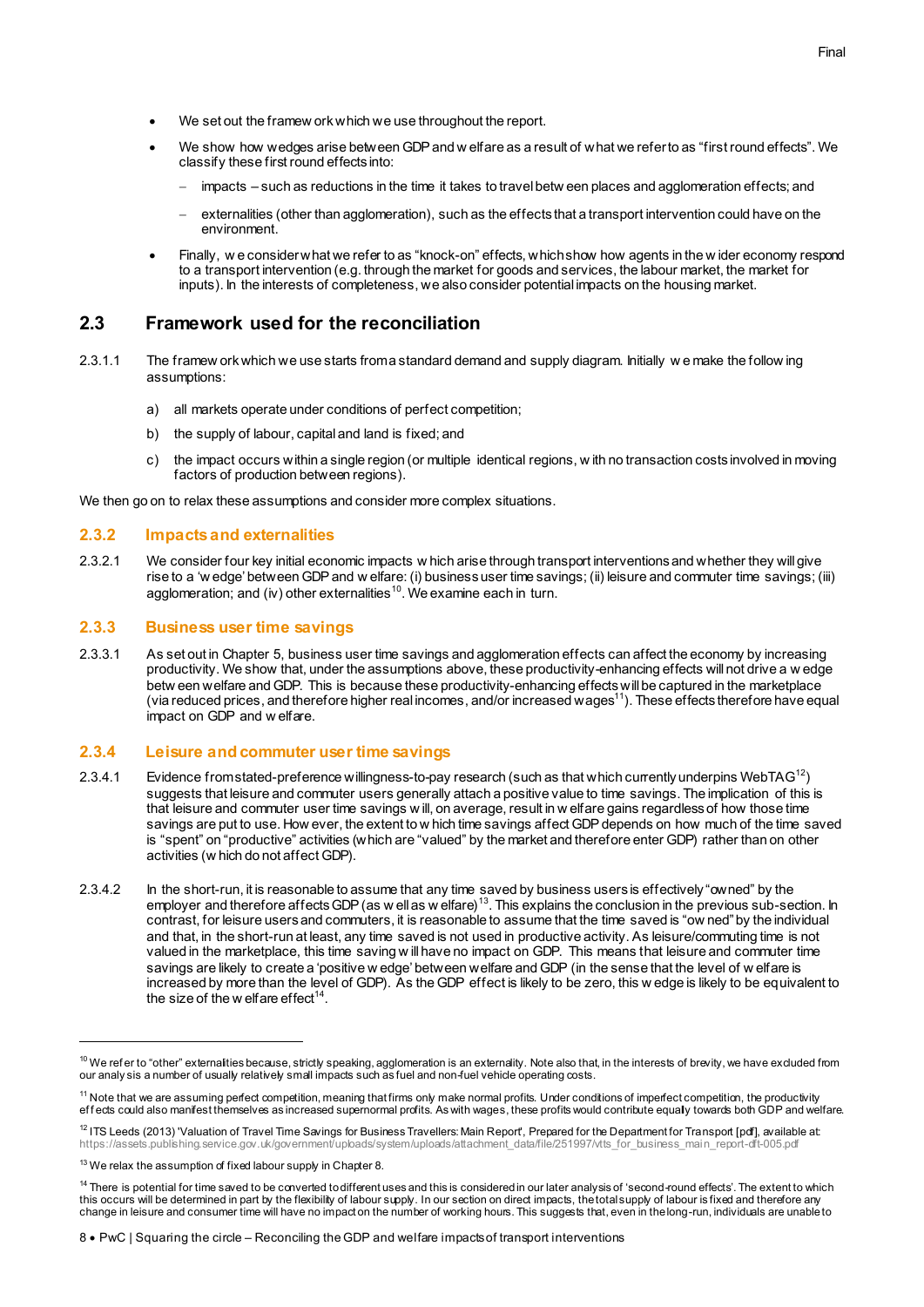- We set out the framework which we use throughout the report.
- We show how wedges arise between GDP and welfare as a result of what we refer to as "first round effects". We classify these first round effects into:
  - impacts – such as reductions in the time it takes to travel between places and agglomeration effects; and
  - externalities (other than agglomeration), such as the effects that a transport intervention could have on the environment.
- Finally, we consider what we refer to as "knock-on" effects, which show how agents in the wider economy respond to a transport intervention (e.g. through the market for goods and services, the labour market, the market for inputs). In the interests of completeness, we also consider potential impacts on the housing market.

## 2.3 Framework used for the reconciliation

2.3.1.1 The framework which we use starts from a standard demand and supply diagram. Initially we make the following assumptions:

a) all markets operate under conditions of perfect competition;

b) the supply of labour, capital and land is fixed; and

c) the impact occurs within a single region (or multiple identical regions, with no transaction costs involved in moving factors of production between regions).

We then go on to relax these assumptions and consider more complex situations.

### 2.3.2 Impacts and externalities

2.3.2.1 We consider four key initial economic impacts which arise through transport interventions and whether they will give rise to a 'wedge' between GDP and welfare: (i) business user time savings; (ii) leisure and commuter time savings; (iii) agglomeration; and (iv) other externalities[10]. We examine each in turn.

### 2.3.3 Business user time savings

2.3.3.1 As set out in Chapter 5, business user time savings and agglomeration effects can affect the economy by increasing productivity. We show that, under the assumptions above, these productivity-enhancing effects will not drive a wedge between welfare and GDP. This is because these productivity-enhancing effects will be captured in the marketplace (via reduced prices, and therefore higher real incomes, and/or increased wages[11]). These effects therefore have equal impact on GDP and welfare.

### 2.3.4 Leisure and commuter user time savings

2.3.4.1 Evidence from stated-preference willingness-to-pay research (such as that which currently underpins WebTAG[12]) suggests that leisure and commuter users generally attach a positive value to time savings. The implication of this is that leisure and commuter user time savings will, on average, result in welfare gains regardless of how those time savings are put to use. However, the extent to which time savings affect GDP depends on how much of the time saved is "spent" on "productive" activities (which are "valued" by the market and therefore enter GDP) rather than on other activities (which do not affect GDP).

2.3.4.2 In the short-run, it is reasonable to assume that any time saved by business users is effectively "owned" by the employer and therefore affects GDP (as well as welfare)[13]. This explains the conclusion in the previous sub-section. In contrast, for leisure users and commuters, it is reasonable to assume that the time saved is "owned" by the individual and that, in the short-run at least, any time saved is not used in productive activity. As leisure/commuting time is not valued in the marketplace, this time saving will have no impact on GDP. This means that leisure and commuter time savings are likely to create a 'positive wedge' between welfare and GDP (in the sense that the level of welfare is increased by more than the level of GDP). As the GDP effect is likely to be zero, this wedge is likely to be equivalent to the size of the welfare effect[14].

---

[10] We refer to "other" externalities because, strictly speaking, agglomeration is an externality. Note also that, in the interests of brevity, we have excluded from our analysis a number of usually relatively small impacts such as fuel and non-fuel vehicle operating costs.

[11] Note that we are assuming perfect competition, meaning that firms only make normal profits. Under conditions of imperfect competition, the productivity effects could also manifest themselves as increased supernormal profits. As with wages, these profits would contribute equally towards both GDP and welfare.

[12] ITS Leeds (2013) 'Valuation of Travel Time Savings for Business Travellers: Main Report', Prepared for the Department for Transport [pdf], available at: https://assets.publishing.service.gov.uk/government/uploads/system/uploads/attachment_data/file/251997/vtts_for_business_main_report-dft-005.pdf

[13] We relax the assumption of fixed labour supply in Chapter 8.

[14] There is potential for time saved to be converted to different uses and this is considered in our later analysis of 'second-round effects'. The extent to which this occurs will be determined in part by the flexibility of labour supply. In our section on direct impacts, the total supply of labour is fixed and therefore any change in leisure and consumer time will have no impact on the number of working hours. This suggests that, even in the long-run, individuals are unable to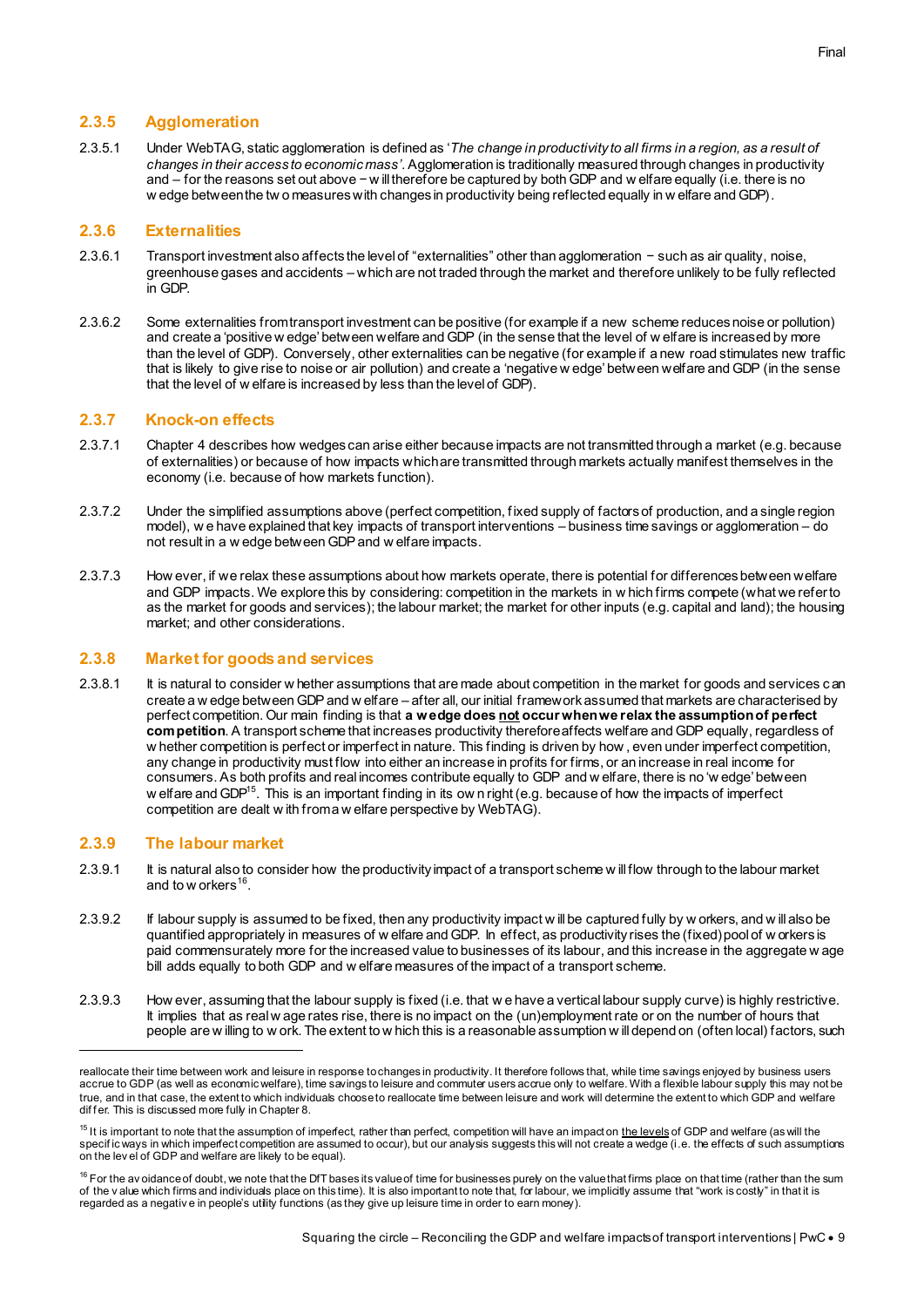### 2.3.5 Agglomeration

2.3.5.1 Under WebTAG, static agglomeration is defined as '*The change in productivity to all firms in a region, as a result of changes in their access to economic mass'*. Agglomeration is traditionally measured through changes in productivity and – for the reasons set out above − will therefore be captured by both GDP and welfare equally (i.e. there is no wedge between the two measures with changes in productivity being reflected equally in welfare and GDP).

### 2.3.6 Externalities

2.3.6.1 Transport investment also affects the level of "externalities" other than agglomeration − such as air quality, noise, greenhouse gases and accidents – which are not traded through the market and therefore unlikely to be fully reflected in GDP.

2.3.6.2 Some externalities from transport investment can be positive (for example if a new scheme reduces noise or pollution) and create a 'positive wedge' between welfare and GDP (in the sense that the level of welfare is increased by more than the level of GDP). Conversely, other externalities can be negative (for example if a new road stimulates new traffic that is likely to give rise to noise or air pollution) and create a 'negative wedge' between welfare and GDP (in the sense that the level of welfare is increased by less than the level of GDP).

### 2.3.7 Knock-on effects

2.3.7.1 Chapter 4 describes how wedges can arise either because impacts are not transmitted through a market (e.g. because of externalities) or because of how impacts which are transmitted through markets actually manifest themselves in the economy (i.e. because of how markets function).

2.3.7.2 Under the simplified assumptions above (perfect competition, fixed supply of factors of production, and a single region model), we have explained that key impacts of transport interventions – business time savings or agglomeration – do not result in a wedge between GDP and welfare impacts.

2.3.7.3 However, if we relax these assumptions about how markets operate, there is potential for differences between welfare and GDP impacts. We explore this by considering: competition in the markets in which firms compete (what we refer to as the market for goods and services); the labour market; the market for other inputs (e.g. capital and land); the housing market; and other considerations.

### 2.3.8 Market for goods and services

2.3.8.1 It is natural to consider whether assumptions that are made about competition in the market for goods and services can create a wedge between GDP and welfare – after all, our initial framework assumed that markets are characterised by perfect competition. Our main finding is that **a wedge does not occur when we relax the assumption of perfect competition**. A transport scheme that increases productivity therefore affects welfare and GDP equally, regardless of whether competition is perfect or imperfect in nature. This finding is driven by how, even under imperfect competition, any change in productivity must flow into either an increase in profits for firms, or an increase in real income for consumers. As both profits and real incomes contribute equally to GDP and welfare, there is no 'wedge' between welfare and GDP[15]. This is an important finding in its own right (e.g. because of how the impacts of imperfect competition are dealt with from a welfare perspective by WebTAG).

### 2.3.9 The labour market

2.3.9.1 It is natural also to consider how the productivity impact of a transport scheme will flow through to the labour market and to workers[16].

2.3.9.2 If labour supply is assumed to be fixed, then any productivity impact will be captured fully by workers, and will also be quantified appropriately in measures of welfare and GDP. In effect, as productivity rises the (fixed) pool of workers is paid commensurately more for the increased value to businesses of its labour, and this increase in the aggregate wage bill adds equally to both GDP and welfare measures of the impact of a transport scheme.

2.3.9.3 However, assuming that the labour supply is fixed (i.e. that we have a vertical labour supply curve) is highly restrictive. It implies that as real wage rates rise, there is no impact on the (un)employment rate or on the number of hours that people are willing to work. The extent to which this is a reasonable assumption will depend on (often local) factors, such

---

reallocate their time between work and leisure in response to changes in productivity. It therefore follows that, while time savings enjoyed by business users accrue to GDP (as well as economic welfare), time savings to leisure and commuter users accrue only to welfare. With a flexible labour supply this may not be true, and in that case, the extent to which individuals choose to reallocate time between leisure and work will determine the extent to which GDP and welfare differ. This is discussed more fully in Chapter 8.

[15] It is important to note that the assumption of imperfect, rather than perfect, competition will have an impact on the levels of GDP and welfare (as will the specific ways in which imperfect competition are assumed to occur), but our analysis suggests this will not create a wedge (i.e. the effects of such assumptions on the level of GDP and welfare are likely to be equal).

[16] For the avoidance of doubt, we note that the DfT bases its value of time for businesses purely on the value that firms place on that time (rather than the sum of the value which firms and individuals place on this time). It is also important to note that, for labour, we implicitly assume that "work is costly" in that it is regarded as a negative in people's utility functions (as they give up leisure time in order to earn money).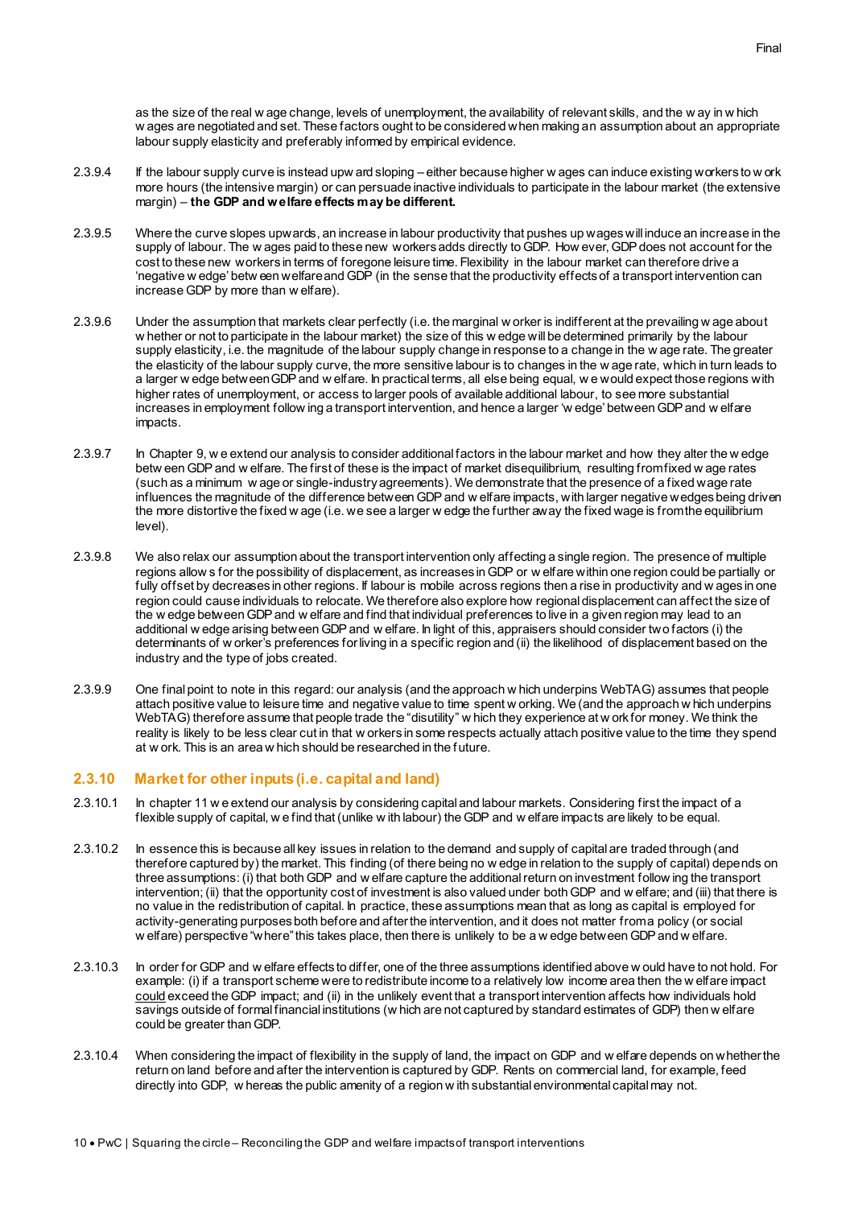as the size of the real wage change, levels of unemployment, the availability of relevant skills, and the way in which wages are negotiated and set. These factors ought to be considered when making an assumption about an appropriate labour supply elasticity and preferably informed by empirical evidence.

2.3.9.4 If the labour supply curve is instead upward sloping – either because higher wages can induce existing workers to work more hours (the intensive margin) or can persuade inactive individuals to participate in the labour market (the extensive margin) – **the GDP and welfare effects may be different.**

2.3.9.5 Where the curve slopes upwards, an increase in labour productivity that pushes up wages will induce an increase in the supply of labour. The wages paid to these new workers adds directly to GDP. However, GDP does not account for the cost to these new workers in terms of foregone leisure time. Flexibility in the labour market can therefore drive a 'negative wedge' between welfare and GDP (in the sense that the productivity effects of a transport intervention can increase GDP by more than welfare).

2.3.9.6 Under the assumption that markets clear perfectly (i.e. the marginal worker is indifferent at the prevailing wage about whether or not to participate in the labour market) the size of this wedge will be determined primarily by the labour supply elasticity, i.e. the magnitude of the labour supply change in response to a change in the wage rate. The greater the elasticity of the labour supply curve, the more sensitive labour is to changes in the wage rate, which in turn leads to a larger wedge between GDP and welfare. In practical terms, all else being equal, we would expect those regions with higher rates of unemployment, or access to larger pools of available additional labour, to see more substantial increases in employment following a transport intervention, and hence a larger 'wedge' between GDP and welfare impacts.

2.3.9.7 In Chapter 9, we extend our analysis to consider additional factors in the labour market and how they alter the wedge between GDP and welfare. The first of these is the impact of market disequilibrium, resulting from fixed wage rates (such as a minimum wage or single-industry agreements). We demonstrate that the presence of a fixed wage rate influences the magnitude of the difference between GDP and welfare impacts, with larger negative wedges being driven the more distortive the fixed wage (i.e. we see a larger wedge the further away the fixed wage is from the equilibrium level).

2.3.9.8 We also relax our assumption about the transport intervention only affecting a single region. The presence of multiple regions allows for the possibility of displacement, as increases in GDP or welfare within one region could be partially or fully offset by decreases in other regions. If labour is mobile across regions then a rise in productivity and wages in one region could cause individuals to relocate. We therefore also explore how regional displacement can affect the size of the wedge between GDP and welfare and find that individual preferences to live in a given region may lead to an additional wedge arising between GDP and welfare. In light of this, appraisers should consider two factors (i) the determinants of worker's preferences for living in a specific region and (ii) the likelihood of displacement based on the industry and the type of jobs created.

2.3.9.9 One final point to note in this regard: our analysis (and the approach which underpins WebTAG) assumes that people attach positive value to leisure time and negative value to time spent working. We (and the approach which underpins WebTAG) therefore assume that people trade the "disutility" which they experience at work for money. We think the reality is likely to be less clear cut in that workers in some respects actually attach positive value to the time they spend at work. This is an area which should be researched in the future.

### 2.3.10 Market for other inputs (i.e. capital and land)

2.3.10.1 In chapter 11 we extend our analysis by considering capital and labour markets. Considering first the impact of a flexible supply of capital, we find that (unlike with labour) the GDP and welfare impacts are likely to be equal.

2.3.10.2 In essence this is because all key issues in relation to the demand and supply of capital are traded through (and therefore captured by) the market. This finding (of there being no wedge in relation to the supply of capital) depends on three assumptions: (i) that both GDP and welfare capture the additional return on investment following the transport intervention; (ii) that the opportunity cost of investment is also valued under both GDP and welfare; and (iii) that there is no value in the redistribution of capital. In practice, these assumptions mean that as long as capital is employed for activity-generating purposes both before and after the intervention, and it does not matter from a policy (or social welfare) perspective "where" this takes place, then there is unlikely to be a wedge between GDP and welfare.

2.3.10.3 In order for GDP and welfare effects to differ, one of the three assumptions identified above would have to not hold. For example: (i) if a transport scheme were to redistribute income to a relatively low income area then the welfare impact could exceed the GDP impact; and (ii) in the unlikely event that a transport intervention affects how individuals hold savings outside of formal financial institutions (which are not captured by standard estimates of GDP) then welfare could be greater than GDP.

2.3.10.4 When considering the impact of flexibility in the supply of land, the impact on GDP and welfare depends on whether the return on land before and after the intervention is captured by GDP. Rents on commercial land, for example, feed directly into GDP, whereas the public amenity of a region with substantial environmental capital may not.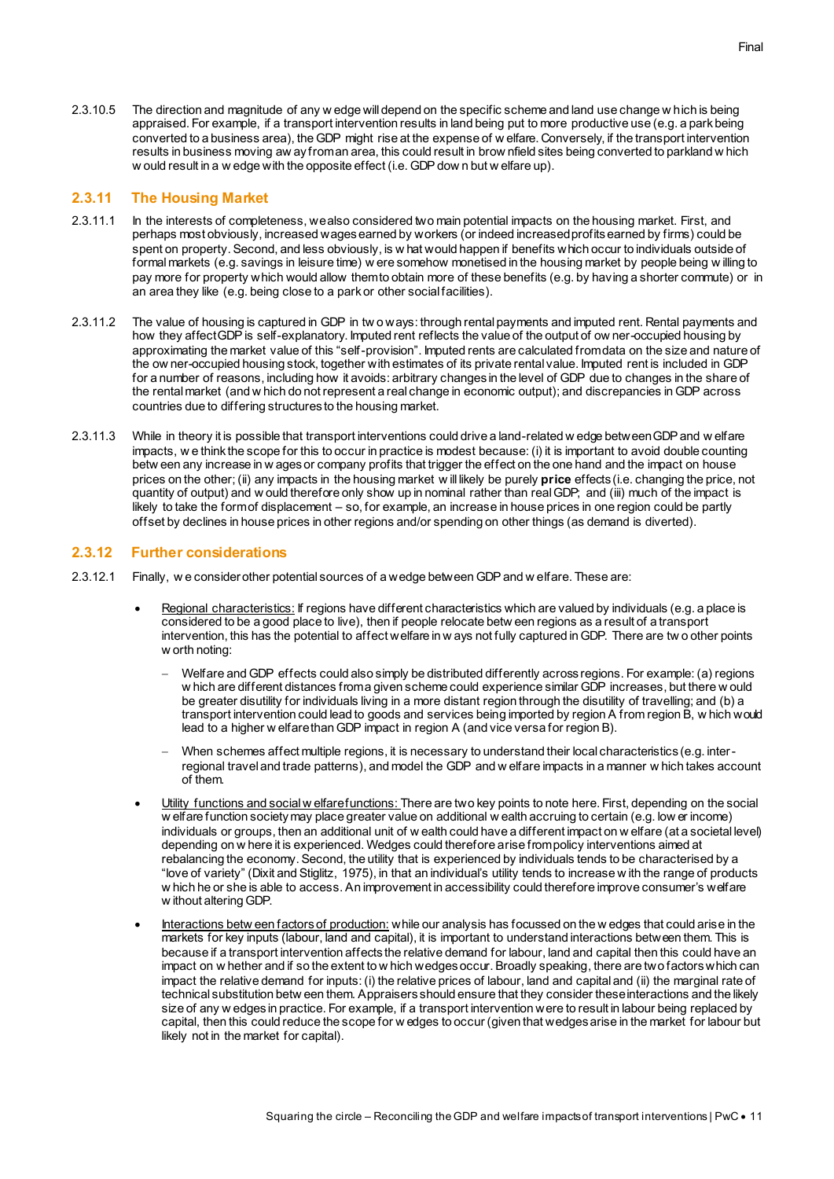2.3.10.5 The direction and magnitude of any wedge will depend on the specific scheme and land use change which is being appraised. For example, if a transport intervention results in land being put to more productive use (e.g. a park being converted to a business area), the GDP might rise at the expense of welfare. Conversely, if the transport intervention results in business moving away from an area, this could result in brownfield sites being converted to parkland which would result in a wedge with the opposite effect (i.e. GDP down but welfare up).

## 2.3.11 The Housing Market

2.3.11.1 In the interests of completeness, we also considered two main potential impacts on the housing market. First, and perhaps most obviously, increased wages earned by workers (or indeed increased profits earned by firms) could be spent on property. Second, and less obviously, is what would happen if benefits which occur to individuals outside of formal markets (e.g. savings in leisure time) were somehow monetised in the housing market by people being willing to pay more for property which would allow them to obtain more of these benefits (e.g. by having a shorter commute) or in an area they like (e.g. being close to a park or other social facilities).

2.3.11.2 The value of housing is captured in GDP in two ways: through rental payments and imputed rent. Rental payments and how they affect GDP is self-explanatory. Imputed rent reflects the value of the output of owner-occupied housing by approximating the market value of this "self-provision". Imputed rents are calculated from data on the size and nature of the owner-occupied housing stock, together with estimates of its private rental value. Imputed rent is included in GDP for a number of reasons, including how it avoids: arbitrary changes in the level of GDP due to changes in the share of the rental market (and which do not represent a real change in economic output); and discrepancies in GDP across countries due to differing structures to the housing market.

2.3.11.3 While in theory it is possible that transport interventions could drive a land-related wedge between GDP and welfare impacts, we think the scope for this to occur in practice is modest because: (i) it is important to avoid double counting between any increase in wages or company profits that trigger the effect on the one hand and the impact on house prices on the other; (ii) any impacts in the housing market will likely be purely **price** effects (i.e. changing the price, not quantity of output) and would therefore only show up in nominal rather than real GDP; and (iii) much of the impact is likely to take the form of displacement – so, for example, an increase in house prices in one region could be partly offset by declines in house prices in other regions and/or spending on other things (as demand is diverted).

## 2.3.12 Further considerations

2.3.12.1 Finally, we consider other potential sources of a wedge between GDP and welfare. These are:

- Regional characteristics: If regions have different characteristics which are valued by individuals (e.g. a place is considered to be a good place to live), then if people relocate between regions as a result of a transport intervention, this has the potential to affect welfare in ways not fully captured in GDP. There are two other points worth noting:
  - Welfare and GDP effects could also simply be distributed differently across regions. For example: (a) regions which are different distances from a given scheme could experience similar GDP increases, but there would be greater disutility for individuals living in a more distant region through the disutility of travelling; and (b) a transport intervention could lead to goods and services being imported by region A from region B, which would lead to a higher welfare than GDP impact in region A (and vice versa for region B).
  - When schemes affect multiple regions, it is necessary to understand their local characteristics (e.g. inter-regional travel and trade patterns), and model the GDP and welfare impacts in a manner which takes account of them.
- Utility functions and social welfare functions: There are two key points to note here. First, depending on the social welfare function society may place greater value on additional wealth accruing to certain (e.g. lower income) individuals or groups, then an additional unit of wealth could have a different impact on welfare (at a societal level) depending on where it is experienced. Wedges could therefore arise from policy interventions aimed at rebalancing the economy. Second, the utility that is experienced by individuals tends to be characterised by a "love of variety" (Dixit and Stiglitz, 1975), in that an individual's utility tends to increase with the range of products which he or she is able to access. An improvement in accessibility could therefore improve consumer's welfare without altering GDP.
- Interactions between factors of production: while our analysis has focussed on the wedges that could arise in the markets for key inputs (labour, land and capital), it is important to understand interactions between them. This is because if a transport intervention affects the relative demand for labour, land and capital then this could have an impact on whether and if so the extent to which wedges occur. Broadly speaking, there are two factors which can impact the relative demand for inputs: (i) the relative prices of labour, land and capital and (ii) the marginal rate of technical substitution between them. Appraisers should ensure that they consider these interactions and the likely size of any wedges in practice. For example, if a transport intervention were to result in labour being replaced by capital, then this could reduce the scope for wedges to occur (given that wedges arise in the market for labour but likely not in the market for capital).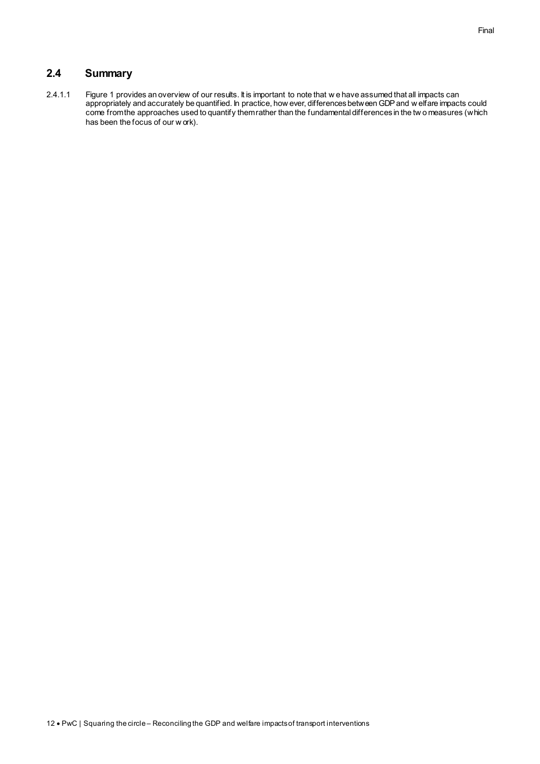## 2.4 Summary

2.4.1.1 Figure 1 provides an overview of our results. It is important to note that we have assumed that all impacts can appropriately and accurately be quantified. In practice, however, differences between GDP and welfare impacts could come from the approaches used to quantify them rather than the fundamental differences in the two measures (which has been the focus of our work).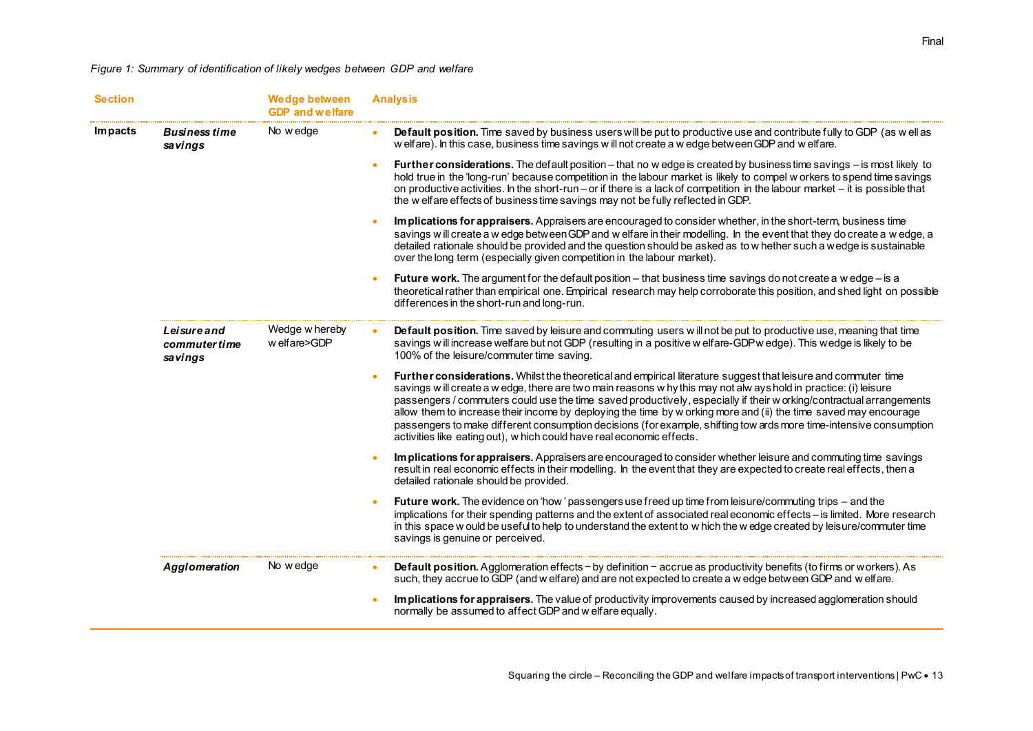*Figure 1: Summary of identification of likely wedges between GDP and welfare*

| Section | | Wedge between GDP and welfare | Analysis |
|---|---|---|---|
| **Impacts** | ***Business time savings*** | No wedge | • **Default position.** Time saved by business users will be put to productive use and contribute fully to GDP (as well as welfare). In this case, business time savings will not create a wedge between GDP and welfare.<br>• **Further considerations.** The default position – that no wedge is created by business time savings – is most likely to hold true in the 'long-run' because competition in the labour market is likely to compel workers to spend time savings on productive activities. In the short-run – or if there is a lack of competition in the labour market – it is possible that the welfare effects of business time savings may not be fully reflected in GDP.<br>• **Implications for appraisers.** Appraisers are encouraged to consider whether, in the short-term, business time savings will create a wedge between GDP and welfare in their modelling. In the event that they do create a wedge, a detailed rationale should be provided and the question should be asked as to whether such a wedge is sustainable over the long term (especially given competition in the labour market).<br>• **Future work.** The argument for the default position – that business time savings do not create a wedge – is a theoretical rather than empirical one. Empirical research may help corroborate this position, and shed light on possible differences in the short-run and long-run. |
| | ***Leisure and commuter time savings*** | Wedge whereby welfare>GDP | • **Default position.** Time saved by leisure and commuting users will not be put to productive use, meaning that time savings will increase welfare but not GDP (resulting in a positive welfare-GDP wedge). This wedge is likely to be 100% of the leisure/commuter time saving.<br>• **Further considerations.** Whilst the theoretical and empirical literature suggest that leisure and commuter time savings will create a wedge, there are two main reasons why this may not always hold in practice: (i) leisure passengers / commuters could use the time saved productively, especially if their working/contractual arrangements allow them to increase their income by deploying the time by working more and (ii) the time saved may encourage passengers to make different consumption decisions (for example, shifting towards more time-intensive consumption activities like eating out), which could have real economic effects.<br>• **Implications for appraisers.** Appraisers are encouraged to consider whether leisure and commuting time savings result in real economic effects in their modelling. In the event that they are expected to create real effects, then a detailed rationale should be provided.<br>• **Future work.** The evidence on 'how' passengers use freed up time from leisure/commuting trips – and the implications for their spending patterns and the extent of associated real economic effects – is limited. More research in this space would be useful to help to understand the extent to which the wedge created by leisure/commuter time savings is genuine or perceived. |
| | ***Agglomeration*** | No wedge | • **Default position.** Agglomeration effects − by definition − accrue as productivity benefits (to firms or workers). As such, they accrue to GDP (and welfare) and are not expected to create a wedge between GDP and welfare.<br>• **Implications for appraisers.** The value of productivity improvements caused by increased agglomeration should normally be assumed to affect GDP and welfare equally. |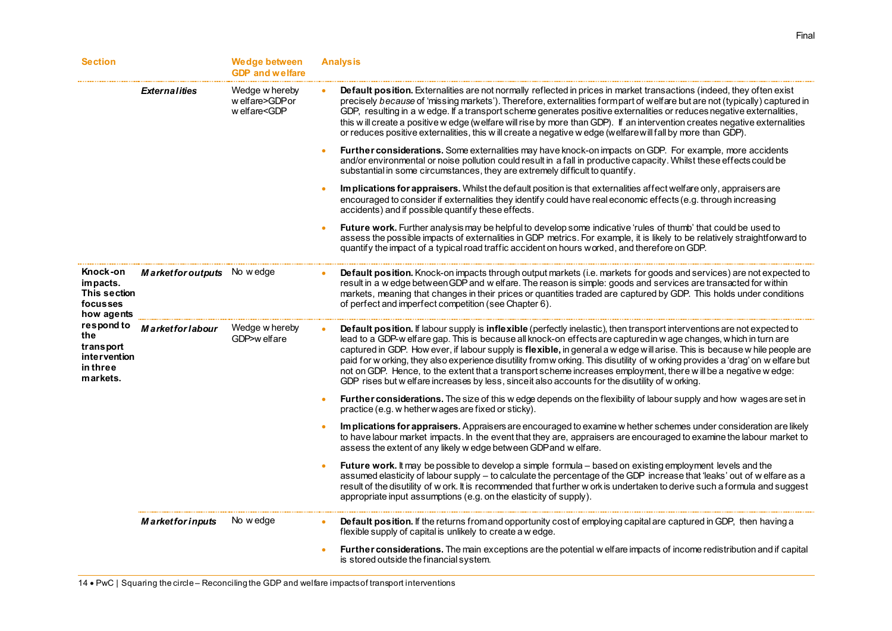| Section | | Wedge between GDP and welfare | Analysis |
|---|---|---|---|
| | ***Externalities*** | Wedge whereby welfare>GDP or welfare<GDP | • **Default position.** Externalities are not normally reflected in prices in market transactions (indeed, they often exist precisely *because* of 'missing markets'). Therefore, externalities form part of welfare but are not (typically) captured in GDP, resulting in a wedge. If a transport scheme generates positive externalities or reduces negative externalities, this will create a positive wedge (welfare will rise by more than GDP). If an intervention creates negative externalities or reduces positive externalities, this will create a negative wedge (welfare will fall by more than GDP).<br>• **Further considerations.** Some externalities may have knock-on impacts on GDP. For example, more accidents and/or environmental or noise pollution could result in a fall in productive capacity. Whilst these effects could be substantial in some circumstances, they are extremely difficult to quantify.<br>• **Implications for appraisers.** Whilst the default position is that externalities affect welfare only, appraisers are encouraged to consider if externalities they identify could have real economic effects (e.g. through increasing accidents) and if possible quantify these effects.<br>• **Future work.** Further analysis may be helpful to develop some indicative 'rules of thumb' that could be used to assess the possible impacts of externalities in GDP metrics. For example, it is likely to be relatively straightforward to quantify the impact of a typical road traffic accident on hours worked, and therefore on GDP. |
| **Knock-on impacts. This section focusses how agents respond to the transport intervention in three markets.** | ***Market for outputs*** | No wedge | • **Default position.** Knock-on impacts through output markets (i.e. markets for goods and services) are not expected to result in a wedge between GDP and welfare. The reason is simple: goods and services are transacted for within markets, meaning that changes in their prices or quantities traded are captured by GDP. This holds under conditions of perfect and imperfect competition (see Chapter 6). |
| | ***Market for labour*** | Wedge whereby GDP>welfare | • **Default position.** If labour supply is **inflexible** (perfectly inelastic), then transport interventions are not expected to lead to a GDP-welfare gap. This is because all knock-on effects are captured in wage changes, which in turn are captured in GDP. However, if labour supply is **flexible,** in general a wedge will arise. This is because while people are paid for working, they also experience disutility from working. This disutility of working provides a 'drag' on welfare but not on GDP. Hence, to the extent that a transport scheme increases employment, there will be a negative wedge: GDP rises but welfare increases by less, since it also accounts for the disutility of working.<br>• **Further considerations.** The size of this wedge depends on the flexibility of labour supply and how wages are set in practice (e.g. whether wages are fixed or sticky).<br>• **Implications for appraisers.** Appraisers are encouraged to examine whether schemes under consideration are likely to have labour market impacts. In the event that they are, appraisers are encouraged to examine the labour market to assess the extent of any likely wedge between GDP and welfare.<br>• **Future work.** It may be possible to develop a simple formula – based on existing employment levels and the assumed elasticity of labour supply – to calculate the percentage of the GDP increase that 'leaks' out of welfare as a result of the disutility of work. It is recommended that further work is undertaken to derive such a formula and suggest appropriate input assumptions (e.g. on the elasticity of supply). |
| | ***Market for inputs*** | No wedge | • **Default position.** If the returns from and opportunity cost of employing capital are captured in GDP, then having a flexible supply of capital is unlikely to create a wedge.<br>• **Further considerations.** The main exceptions are the potential welfare impacts of income redistribution and if capital is stored outside the financial system. |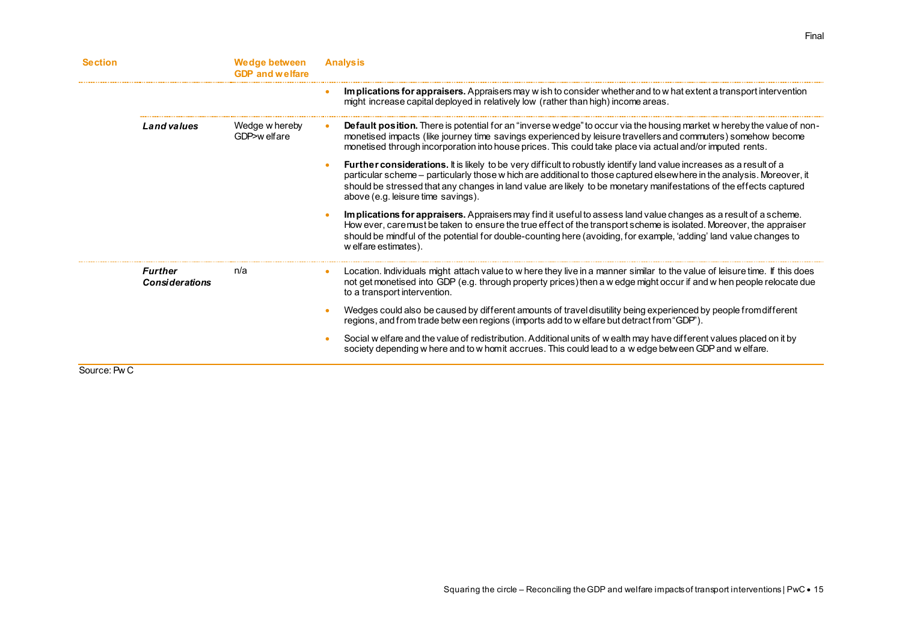| Section | | Wedge between GDP and welfare | Analysis |
|---|---|---|---|
| | | | • **Implications for appraisers.** Appraisers may wish to consider whether and to what extent a transport intervention might increase capital deployed in relatively low (rather than high) income areas. |
| | ***Land values*** | Wedge whereby GDP>welfare | • **Default position.** There is potential for an "inverse wedge" to occur via the housing market whereby the value of non-monetised impacts (like journey time savings experienced by leisure travellers and commuters) somehow become monetised through incorporation into house prices. This could take place via actual and/or imputed rents.<br><br>• **Further considerations.** It is likely to be very difficult to robustly identify land value increases as a result of a particular scheme – particularly those which are additional to those captured elsewhere in the analysis. Moreover, it should be stressed that any changes in land value are likely to be monetary manifestations of the effects captured above (e.g. leisure time savings).<br><br>• **Implications for appraisers.** Appraisers may find it useful to assess land value changes as a result of a scheme. However, care must be taken to ensure the true effect of the transport scheme is isolated. Moreover, the appraiser should be mindful of the potential for double-counting here (avoiding, for example, 'adding' land value changes to welfare estimates). |
| | ***Further Considerations*** | n/a | • Location. Individuals might attach value to where they live in a manner similar to the value of leisure time. If this does not get monetised into GDP (e.g. through property prices) then a wedge might occur if and when people relocate due to a transport intervention.<br><br>• Wedges could also be caused by different amounts of travel disutility being experienced by people from different regions, and from trade between regions (imports add to welfare but detract from "GDP").<br><br>• Social welfare and the value of redistribution. Additional units of wealth may have different values placed on it by society depending where and to whom it accrues. This could lead to a wedge between GDP and welfare. |

Source: PwC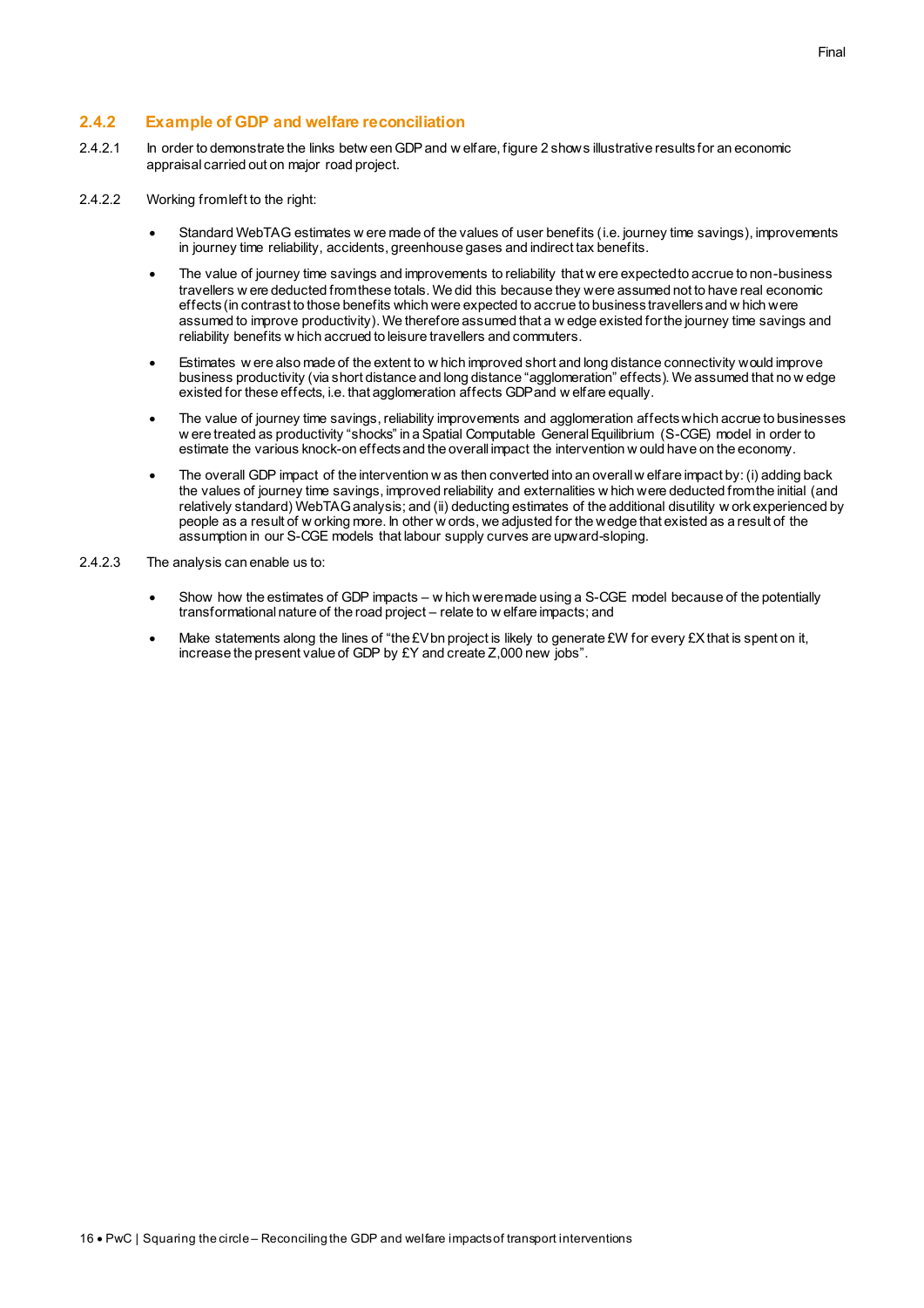### 2.4.2 Example of GDP and welfare reconciliation

2.4.2.1 In order to demonstrate the links between GDP and welfare, figure 2 shows illustrative results for an economic appraisal carried out on major road project.

2.4.2.2 Working from left to the right:

- Standard WebTAG estimates were made of the values of user benefits (i.e. journey time savings), improvements in journey time reliability, accidents, greenhouse gases and indirect tax benefits.
- The value of journey time savings and improvements to reliability that were expected to accrue to non-business travellers were deducted from these totals. We did this because they were assumed not to have real economic effects (in contrast to those benefits which were expected to accrue to business travellers and which were assumed to improve productivity). We therefore assumed that a wedge existed for the journey time savings and reliability benefits which accrued to leisure travellers and commuters.
- Estimates were also made of the extent to which improved short and long distance connectivity would improve business productivity (via short distance and long distance "agglomeration" effects). We assumed that no wedge existed for these effects, i.e. that agglomeration affects GDP and welfare equally.
- The value of journey time savings, reliability improvements and agglomeration affects which accrue to businesses were treated as productivity "shocks" in a Spatial Computable General Equilibrium (S-CGE) model in order to estimate the various knock-on effects and the overall impact the intervention would have on the economy.
- The overall GDP impact of the intervention was then converted into an overall welfare impact by: (i) adding back the values of journey time savings, improved reliability and externalities which were deducted from the initial (and relatively standard) WebTAG analysis; and (ii) deducting estimates of the additional disutility work experienced by people as a result of working more. In other words, we adjusted for the wedge that existed as a result of the assumption in our S-CGE models that labour supply curves are upward-sloping.

2.4.2.3 The analysis can enable us to:

- Show how the estimates of GDP impacts – which were made using a S-CGE model because of the potentially transformational nature of the road project – relate to welfare impacts; and
- Make statements along the lines of "the £Vbn project is likely to generate £W for every £X that is spent on it, increase the present value of GDP by £Y and create Z,000 new jobs".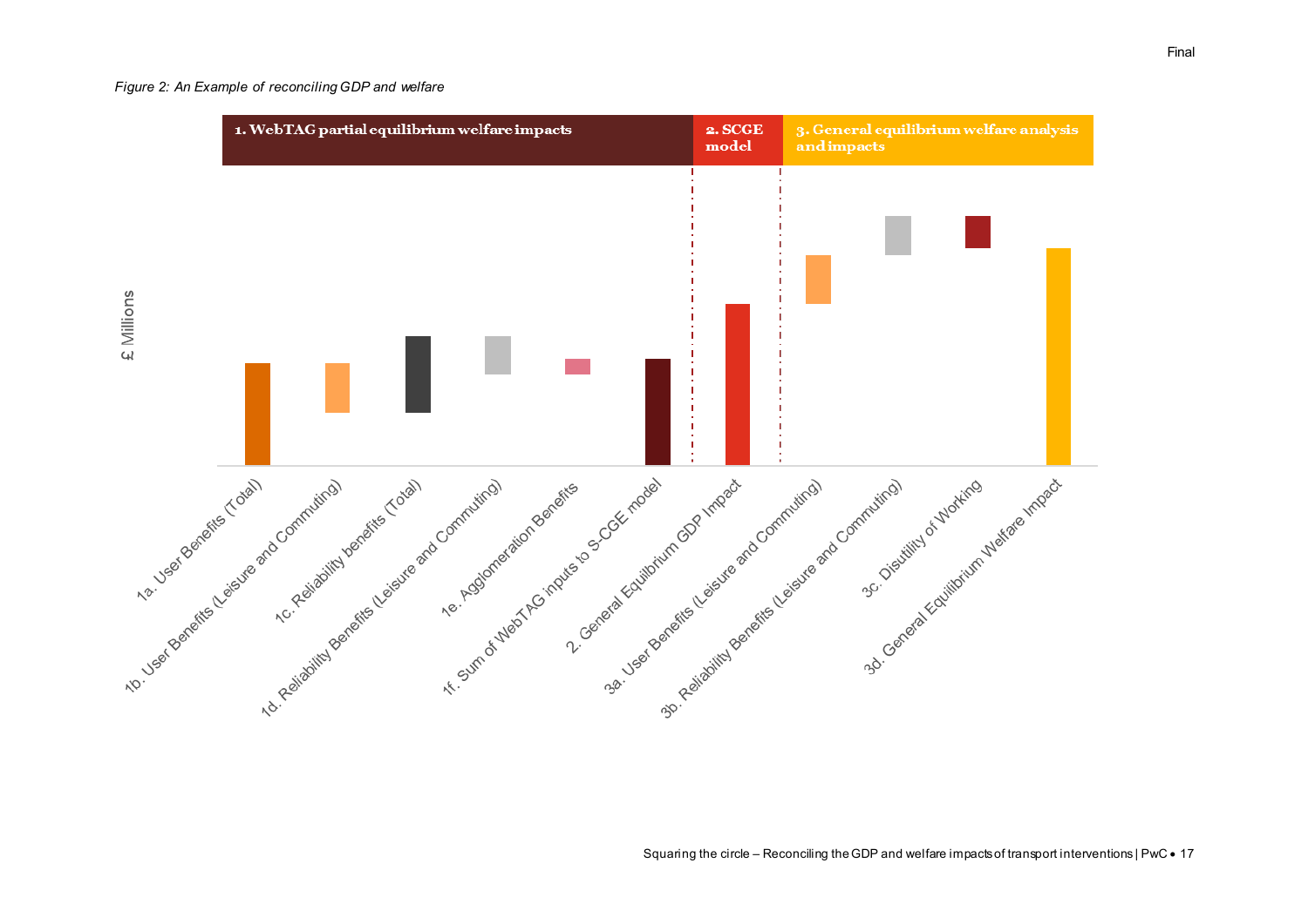*Figure 2: An Example of reconciling GDP and welfare*

**1. WebTAG partial equilibrium welfare impacts** | **2. SCGE model** | **3. General equilibrium welfare analysis and impacts**

£ Millions

1a. User Benefits (Total)
1b. User Benefits (Leisure and Commuting)
1c. Reliability benefits (Total)
1d. Reliability Benefits (Leisure and Commuting)
1e. Agglomeration Benefits
1f. Sum of WebTAG inputs to S-CGE model
2. General Equilibrium GDP Impact
3a. User Benefits (Leisure and Commuting)
3b. Reliability Benefits (Leisure and Commuting)
3c. Disutility of Working
3d. General Equilibrium Welfare Impact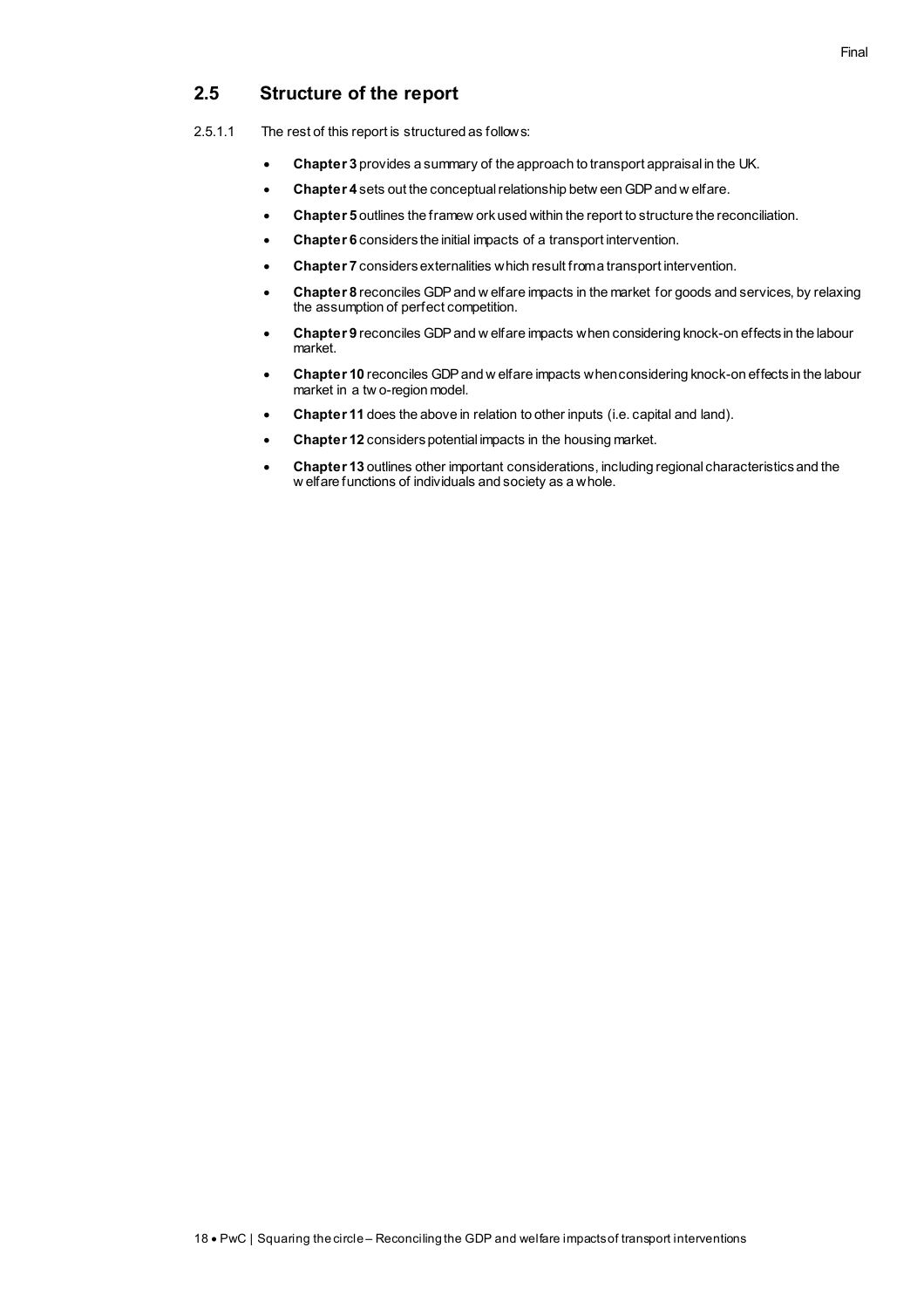## 2.5 Structure of the report

2.5.1.1 The rest of this report is structured as follows:

- **Chapter 3** provides a summary of the approach to transport appraisal in the UK.
- **Chapter 4** sets out the conceptual relationship between GDP and welfare.
- **Chapter 5** outlines the framework used within the report to structure the reconciliation.
- **Chapter 6** considers the initial impacts of a transport intervention.
- **Chapter 7** considers externalities which result from a transport intervention.
- **Chapter 8** reconciles GDP and welfare impacts in the market for goods and services, by relaxing the assumption of perfect competition.
- **Chapter 9** reconciles GDP and welfare impacts when considering knock-on effects in the labour market.
- **Chapter 10** reconciles GDP and welfare impacts when considering knock-on effects in the labour market in a two-region model.
- **Chapter 11** does the above in relation to other inputs (i.e. capital and land).
- **Chapter 12** considers potential impacts in the housing market.
- **Chapter 13** outlines other important considerations, including regional characteristics and the welfare functions of individuals and society as a whole.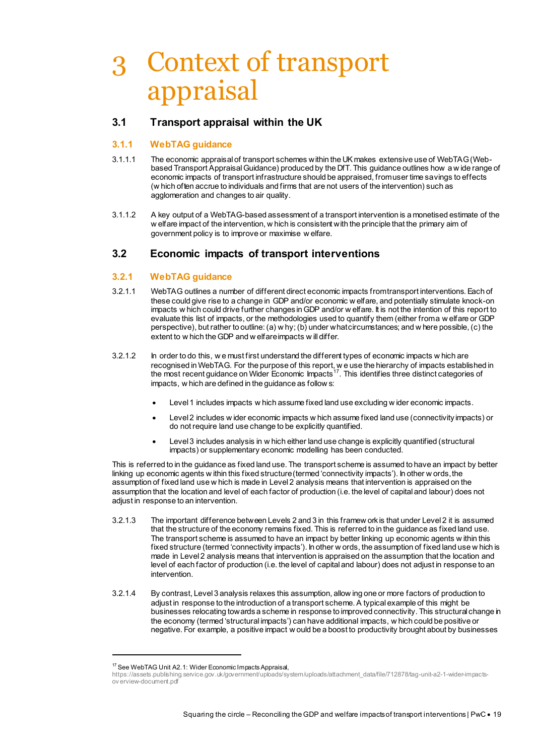# 3 Context of transport appraisal

## 3.1 Transport appraisal within the UK

### 3.1.1 WebTAG guidance

3.1.1.1 The economic appraisal of transport schemes within the UK makes extensive use of WebTAG (Web-based Transport Appraisal Guidance) produced by the DfT. This guidance outlines how a wide range of economic impacts of transport infrastructure should be appraised, from user time savings to effects (which often accrue to individuals and firms that are not users of the intervention) such as agglomeration and changes to air quality.

3.1.1.2 A key output of a WebTAG-based assessment of a transport intervention is a monetised estimate of the welfare impact of the intervention, which is consistent with the principle that the primary aim of government policy is to improve or maximise welfare.

## 3.2 Economic impacts of transport interventions

### 3.2.1 WebTAG guidance

3.2.1.1 WebTAG outlines a number of different direct economic impacts from transport interventions. Each of these could give rise to a change in GDP and/or economic welfare, and potentially stimulate knock-on impacts which could drive further changes in GDP and/or welfare. It is not the intention of this report to evaluate this list of impacts, or the methodologies used to quantify them (either from a welfare or GDP perspective), but rather to outline: (a) why; (b) under what circumstances; and where possible, (c) the extent to which the GDP and welfare impacts will differ.

3.2.1.2 In order to do this, we must first understand the different types of economic impacts which are recognised in WebTAG. For the purpose of this report, we use the hierarchy of impacts established in the most recent guidance on Wider Economic Impacts[17]. This identifies three distinct categories of impacts, which are defined in the guidance as follows:

- Level 1 includes impacts which assume fixed land use excluding wider economic impacts.
- Level 2 includes wider economic impacts which assume fixed land use (connectivity impacts) or do not require land use change to be explicitly quantified.
- Level 3 includes analysis in which either land use change is explicitly quantified (structural impacts) or supplementary economic modelling has been conducted.

This is referred to in the guidance as fixed land use. The transport scheme is assumed to have an impact by better linking up economic agents within this fixed structure (termed 'connectivity impacts'). In other words, the assumption of fixed land use which is made in Level 2 analysis means that intervention is appraised on the assumption that the location and level of each factor of production (i.e. the level of capital and labour) does not adjust in response to an intervention.

3.2.1.3 The important difference between Levels 2 and 3 in this framework is that under Level 2 it is assumed that the structure of the economy remains fixed. This is referred to in the guidance as fixed land use. The transport scheme is assumed to have an impact by better linking up economic agents within this fixed structure (termed 'connectivity impacts'). In other words, the assumption of fixed land use which is made in Level 2 analysis means that intervention is appraised on the assumption that the location and level of each factor of production (i.e. the level of capital and labour) does not adjust in response to an intervention.

3.2.1.4 By contrast, Level 3 analysis relaxes this assumption, allowing one or more factors of production to adjust in response to the introduction of a transport scheme. A typical example of this might be businesses relocating towards a scheme in response to improved connectivity. This structural change in the economy (termed 'structural impacts') can have additional impacts, which could be positive or negative. For example, a positive impact would be a boost to productivity brought about by businesses

---

[17] See WebTAG Unit A2.1: Wider Economic Impacts Appraisal, https://assets.publishing.service.gov.uk/government/uploads/system/uploads/attachment_data/file/712878/tag-unit-a2-1-wider-impacts-overview-document.pdf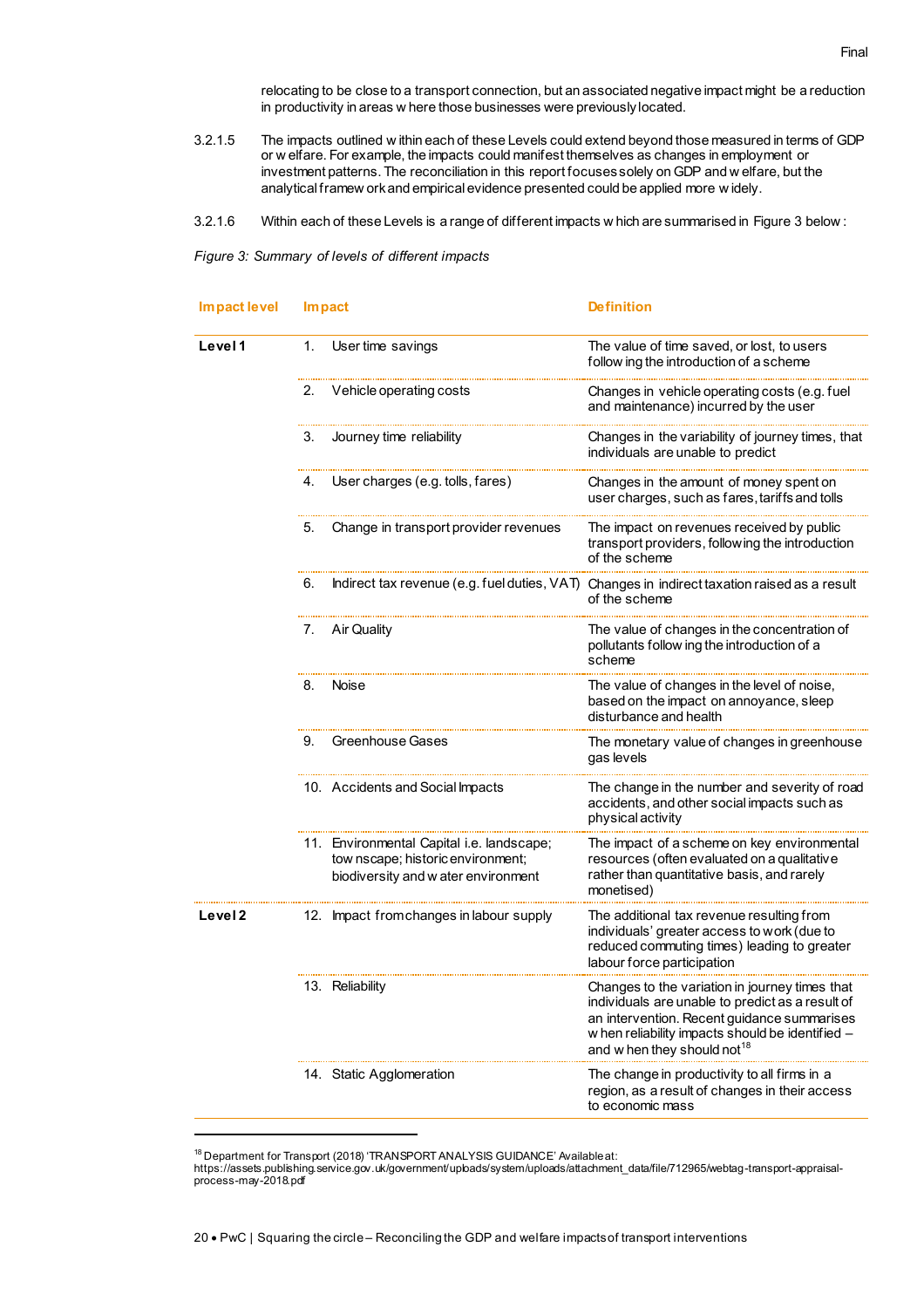relocating to be close to a transport connection, but an associated negative impact might be a reduction in productivity in areas where those businesses were previously located.

3.2.1.5 The impacts outlined within each of these Levels could extend beyond those measured in terms of GDP or welfare. For example, the impacts could manifest themselves as changes in employment or investment patterns. The reconciliation in this report focuses solely on GDP and welfare, but the analytical framework and empirical evidence presented could be applied more widely.

3.2.1.6 Within each of these Levels is a range of different impacts which are summarised in Figure 3 below:

*Figure 3: Summary of levels of different impacts*

| Impact level | Impact | Definition |
|---|---|---|
| **Level 1** | 1. User time savings | The value of time saved, or lost, to users following the introduction of a scheme |
| | 2. Vehicle operating costs | Changes in vehicle operating costs (e.g. fuel and maintenance) incurred by the user |
| | 3. Journey time reliability | Changes in the variability of journey times, that individuals are unable to predict |
| | 4. User charges (e.g. tolls, fares) | Changes in the amount of money spent on user charges, such as fares, tariffs and tolls |
| | 5. Change in transport provider revenues | The impact on revenues received by public transport providers, following the introduction of the scheme |
| | 6. Indirect tax revenue (e.g. fuel duties, VAT) | Changes in indirect taxation raised as a result of the scheme |
| | 7. Air Quality | The value of changes in the concentration of pollutants following the introduction of a scheme |
| | 8. Noise | The value of changes in the level of noise, based on the impact on annoyance, sleep disturbance and health |
| | 9. Greenhouse Gases | The monetary value of changes in greenhouse gas levels |
| | 10. Accidents and Social Impacts | The change in the number and severity of road accidents, and other social impacts such as physical activity |
| | 11. Environmental Capital i.e. landscape; townscape; historic environment; biodiversity and water environment | The impact of a scheme on key environmental resources (often evaluated on a qualitative rather than quantitative basis, and rarely monetised) |
| **Level 2** | 12. Impact from changes in labour supply | The additional tax revenue resulting from individuals' greater access to work (due to reduced commuting times) leading to greater labour force participation |
| | 13. Reliability | Changes to the variation in journey times that individuals are unable to predict as a result of an intervention. Recent guidance summarises when reliability impacts should be identified – and when they should not[18] |
| | 14. Static Agglomeration | The change in productivity to all firms in a region, as a result of changes in their access to economic mass |

[18] Department for Transport (2018) 'TRANSPORT ANALYSIS GUIDANCE' Available at: https://assets.publishing.service.gov.uk/government/uploads/system/uploads/attachment_data/file/712965/webtag-transport-appraisal-process-may-2018.pdf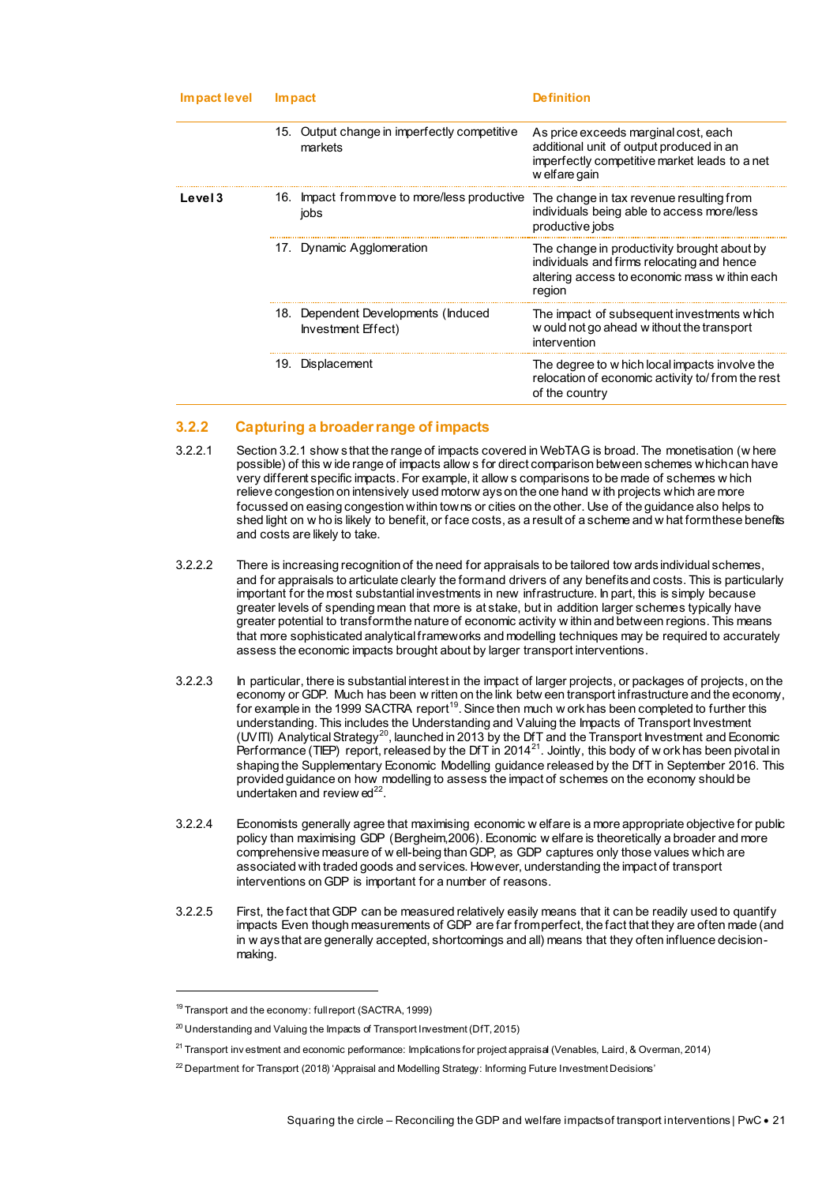| Impact level | Impact | Definition |
|---|---|---|
| | 15. Output change in imperfectly competitive markets | As price exceeds marginal cost, each additional unit of output produced in an imperfectly competitive market leads to a net welfare gain |
| **Level 3** | 16. Impact from move to more/less productive jobs | The change in tax revenue resulting from individuals being able to access more/less productive jobs |
| | 17. Dynamic Agglomeration | The change in productivity brought about by individuals and firms relocating and hence altering access to economic mass within each region |
| | 18. Dependent Developments (Induced Investment Effect) | The impact of subsequent investments which would not go ahead without the transport intervention |
| | 19. Displacement | The degree to which local impacts involve the relocation of economic activity to/from the rest of the country |

### 3.2.2 Capturing a broader range of impacts

3.2.2.1 Section 3.2.1 shows that the range of impacts covered in WebTAG is broad. The monetisation (where possible) of this wide range of impacts allows for direct comparison between schemes which can have very different specific impacts. For example, it allows comparisons to be made of schemes which relieve congestion on intensively used motorways on the one hand with projects which are more focussed on easing congestion within towns or cities on the other. Use of the guidance also helps to shed light on who is likely to benefit, or face costs, as a result of a scheme and what form these benefits and costs are likely to take.

3.2.2.2 There is increasing recognition of the need for appraisals to be tailored towards individual schemes, and for appraisals to articulate clearly the form and drivers of any benefits and costs. This is particularly important for the most substantial investments in new infrastructure. In part, this is simply because greater levels of spending mean that more is at stake, but in addition larger schemes typically have greater potential to transform the nature of economic activity within and between regions. This means that more sophisticated analytical frameworks and modelling techniques may be required to accurately assess the economic impacts brought about by larger transport interventions.

3.2.2.3 In particular, there is substantial interest in the impact of larger projects, or packages of projects, on the economy or GDP. Much has been written on the link between transport infrastructure and the economy, for example in the 1999 SACTRA report[19]. Since then much work has been completed to further this understanding. This includes the Understanding and Valuing the Impacts of Transport Investment (UVITI) Analytical Strategy[20], launched in 2013 by the DfT and the Transport Investment and Economic Performance (TIEP) report, released by the DfT in 2014[21]. Jointly, this body of work has been pivotal in shaping the Supplementary Economic Modelling guidance released by the DfT in September 2016. This provided guidance on how modelling to assess the impact of schemes on the economy should be undertaken and reviewed[22].

3.2.2.4 Economists generally agree that maximising economic welfare is a more appropriate objective for public policy than maximising GDP (Bergheim,2006). Economic welfare is theoretically a broader and more comprehensive measure of well-being than GDP, as GDP captures only those values which are associated with traded goods and services. However, understanding the impact of transport interventions on GDP is important for a number of reasons.

3.2.2.5 First, the fact that GDP can be measured relatively easily means that it can be readily used to quantify impacts Even though measurements of GDP are far from perfect, the fact that they are often made (and in ways that are generally accepted, shortcomings and all) means that they often influence decision-making.

---

[19] Transport and the economy: full report (SACTRA, 1999)

[20] Understanding and Valuing the Impacts of Transport Investment (DfT, 2015)

[21] Transport investment and economic performance: Implications for project appraisal (Venables, Laird, & Overman, 2014)

[22] Department for Transport (2018) 'Appraisal and Modelling Strategy: Informing Future Investment Decisions'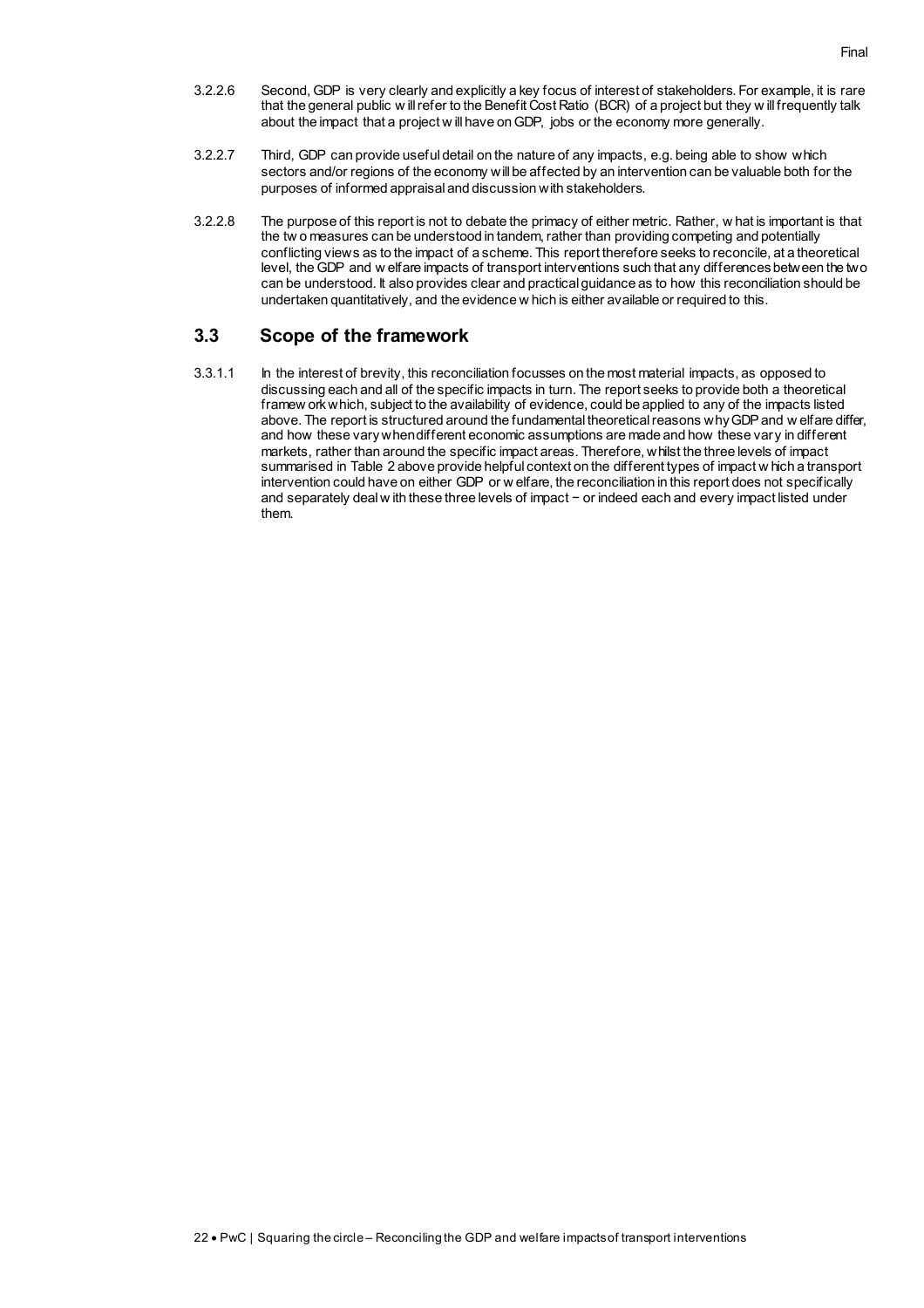3.2.2.6 Second, GDP is very clearly and explicitly a key focus of interest of stakeholders. For example, it is rare that the general public will refer to the Benefit Cost Ratio (BCR) of a project but they will frequently talk about the impact that a project will have on GDP, jobs or the economy more generally.

3.2.2.7 Third, GDP can provide useful detail on the nature of any impacts, e.g. being able to show which sectors and/or regions of the economy will be affected by an intervention can be valuable both for the purposes of informed appraisal and discussion with stakeholders.

3.2.2.8 The purpose of this report is not to debate the primacy of either metric. Rather, what is important is that the two measures can be understood in tandem, rather than providing competing and potentially conflicting views as to the impact of a scheme. This report therefore seeks to reconcile, at a theoretical level, the GDP and welfare impacts of transport interventions such that any differences between the two can be understood. It also provides clear and practical guidance as to how this reconciliation should be undertaken quantitatively, and the evidence which is either available or required to this.

## 3.3 Scope of the framework

3.3.1.1 In the interest of brevity, this reconciliation focusses on the most material impacts, as opposed to discussing each and all of the specific impacts in turn. The report seeks to provide both a theoretical framework which, subject to the availability of evidence, could be applied to any of the impacts listed above. The report is structured around the fundamental theoretical reasons why GDP and welfare differ, and how these vary when different economic assumptions are made and how these vary in different markets, rather than around the specific impact areas. Therefore, whilst the three levels of impact summarised in Table 2 above provide helpful context on the different types of impact which a transport intervention could have on either GDP or welfare, the reconciliation in this report does not specifically and separately deal with these three levels of impact − or indeed each and every impact listed under them.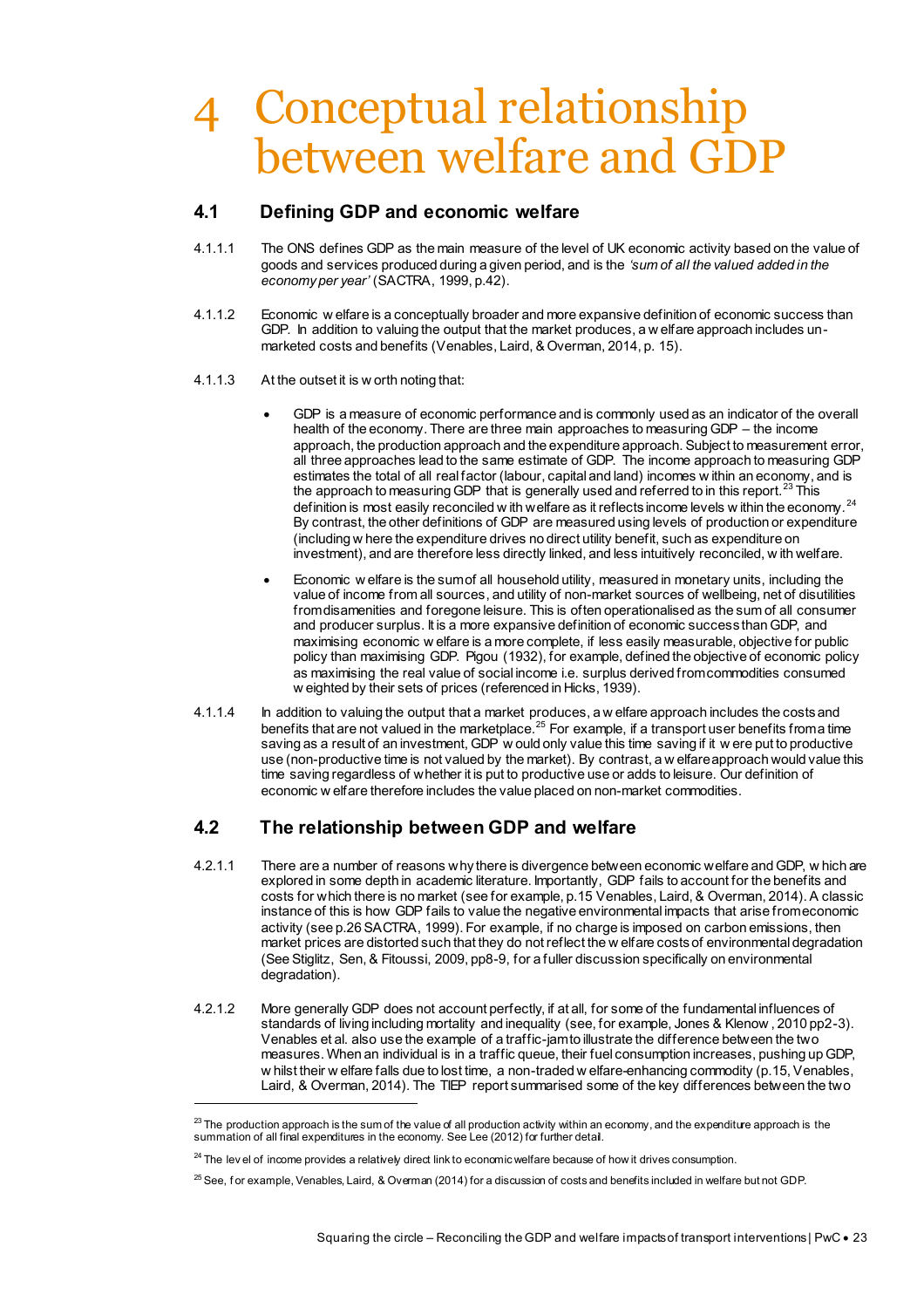# 4 Conceptual relationship between welfare and GDP

## 4.1 Defining GDP and economic welfare

4.1.1.1 The ONS defines GDP as the main measure of the level of UK economic activity based on the value of goods and services produced during a given period, and is the *'sum of all the valued added in the economy per year'* (SACTRA, 1999, p.42).

4.1.1.2 Economic welfare is a conceptually broader and more expansive definition of economic success than GDP. In addition to valuing the output that the market produces, a welfare approach includes un-marketed costs and benefits (Venables, Laird, & Overman, 2014, p. 15).

4.1.1.3 At the outset it is worth noting that:

- GDP is a measure of economic performance and is commonly used as an indicator of the overall health of the economy. There are three main approaches to measuring GDP – the income approach, the production approach and the expenditure approach. Subject to measurement error, all three approaches lead to the same estimate of GDP. The income approach to measuring GDP estimates the total of all real factor (labour, capital and land) incomes within an economy, and is the approach to measuring GDP that is generally used and referred to in this report.[23] This definition is most easily reconciled with welfare as it reflects income levels within the economy.[24] By contrast, the other definitions of GDP are measured using levels of production or expenditure (including where the expenditure drives no direct utility benefit, such as expenditure on investment), and are therefore less directly linked, and less intuitively reconciled, with welfare.
- Economic welfare is the sum of all household utility, measured in monetary units, including the value of income from all sources, and utility of non-market sources of wellbeing, net of disutilities from disamenities and foregone leisure. This is often operationalised as the sum of all consumer and producer surplus. It is a more expansive definition of economic success than GDP, and maximising economic welfare is a more complete, if less easily measurable, objective for public policy than maximising GDP. Pigou (1932), for example, defined the objective of economic policy as maximising the real value of social income i.e. surplus derived from commodities consumed weighted by their sets of prices (referenced in Hicks, 1939).

4.1.1.4 In addition to valuing the output that a market produces, a welfare approach includes the costs and benefits that are not valued in the marketplace.[25] For example, if a transport user benefits from a time saving as a result of an investment, GDP would only value this time saving if it were put to productive use (non-productive time is not valued by the market). By contrast, a welfare approach would value this time saving regardless of whether it is put to productive use or adds to leisure. Our definition of economic welfare therefore includes the value placed on non-market commodities.

## 4.2 The relationship between GDP and welfare

4.2.1.1 There are a number of reasons why there is divergence between economic welfare and GDP, which are explored in some depth in academic literature. Importantly, GDP fails to account for the benefits and costs for which there is no market (see for example, p.15 Venables, Laird, & Overman, 2014). A classic instance of this is how GDP fails to value the negative environmental impacts that arise from economic activity (see p.26 SACTRA, 1999). For example, if no charge is imposed on carbon emissions, then market prices are distorted such that they do not reflect the welfare costs of environmental degradation (See Stiglitz, Sen, & Fitoussi, 2009, pp8-9, for a fuller discussion specifically on environmental degradation).

4.2.1.2 More generally GDP does not account perfectly, if at all, for some of the fundamental influences of standards of living including mortality and inequality (see, for example, Jones & Klenow, 2010 pp2-3). Venables et al. also use the example of a traffic-jam to illustrate the difference between the two measures. When an individual is in a traffic queue, their fuel consumption increases, pushing up GDP, whilst their welfare falls due to lost time, a non-traded welfare-enhancing commodity (p.15, Venables, Laird, & Overman, 2014). The TIEP report summarised some of the key differences between the two

---

[23] The production approach is the sum of the value of all production activity within an economy, and the expenditure approach is the summation of all final expenditures in the economy. See Lee (2012) for further detail.

[24] The level of income provides a relatively direct link to economic welfare because of how it drives consumption.

[25] See, for example, Venables, Laird, & Overman (2014) for a discussion of costs and benefits included in welfare but not GDP.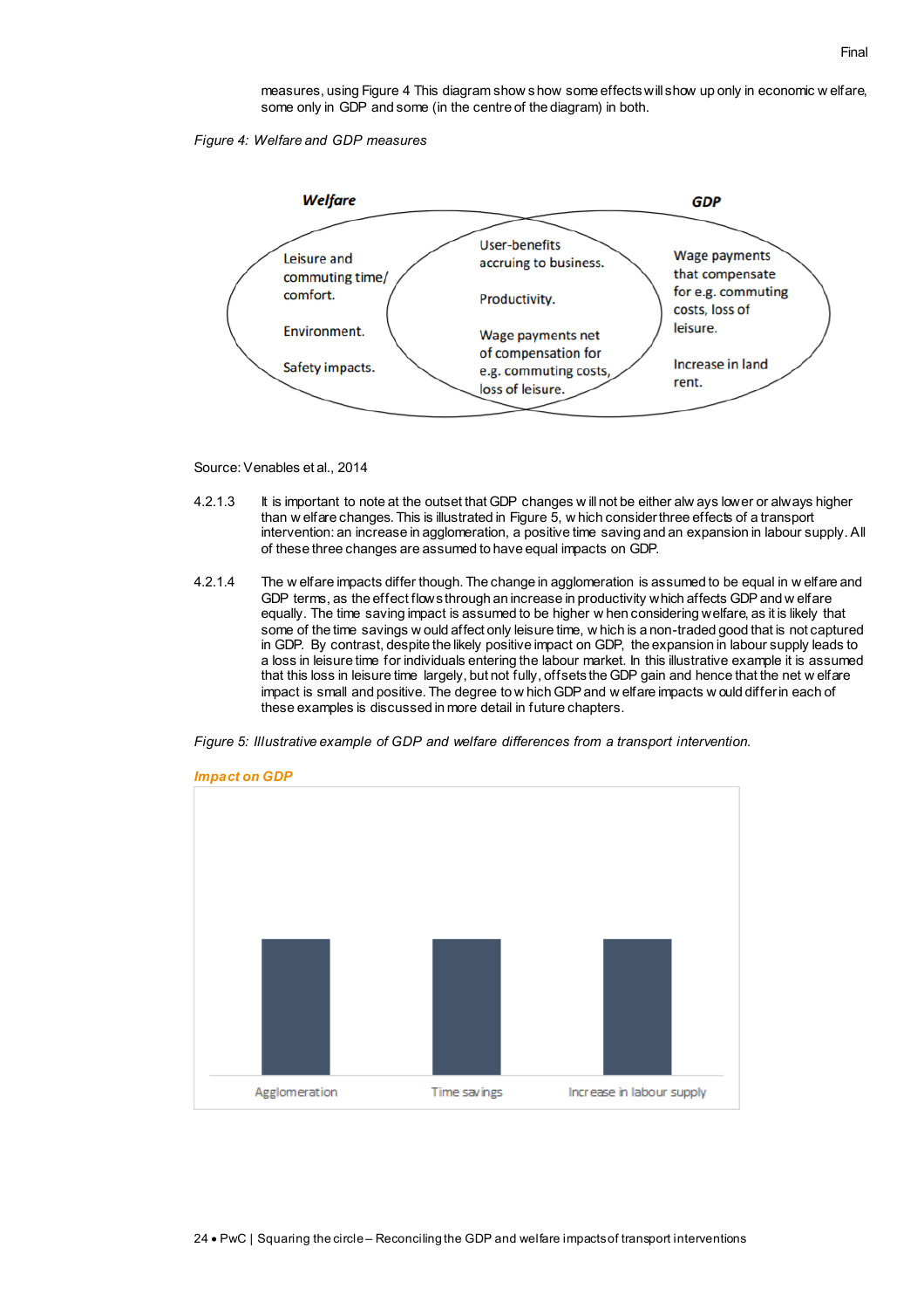measures, using Figure 4 This diagram shows how some effects will show up only in economic welfare, some only in GDP and some (in the centre of the diagram) in both.

*Figure 4: Welfare and GDP measures*

**Welfare**

Leisure and commuting time/ comfort.

Environment.

Safety impacts.

User-benefits accruing to business.

Productivity.

Wage payments net of compensation for e.g. commuting costs, loss of leisure.

**GDP**

Wage payments that compensate for e.g. commuting costs, loss of leisure.

Increase in land rent.

Source: Venables et al., 2014

4.2.1.3 It is important to note at the outset that GDP changes will not be either always lower or always higher than welfare changes. This is illustrated in Figure 5, which consider three effects of a transport intervention: an increase in agglomeration, a positive time saving and an expansion in labour supply. All of these three changes are assumed to have equal impacts on GDP.

4.2.1.4 The welfare impacts differ though. The change in agglomeration is assumed to be equal in welfare and GDP terms, as the effect flows through an increase in productivity which affects GDP and welfare equally. The time saving impact is assumed to be higher when considering welfare, as it is likely that some of the time savings would affect only leisure time, which is a non-traded good that is not captured in GDP. By contrast, despite the likely positive impact on GDP, the expansion in labour supply leads to a loss in leisure time for individuals entering the labour market. In this illustrative example it is assumed that this loss in leisure time largely, but not fully, offsets the GDP gain and hence that the net welfare impact is small and positive. The degree to which GDP and welfare impacts would differ in each of these examples is discussed in more detail in future chapters.

*Figure 5: Illustrative example of GDP and welfare differences from a transport intervention.*

**Impact on GDP**

Agglomeration | Time savings | Increase in labour supply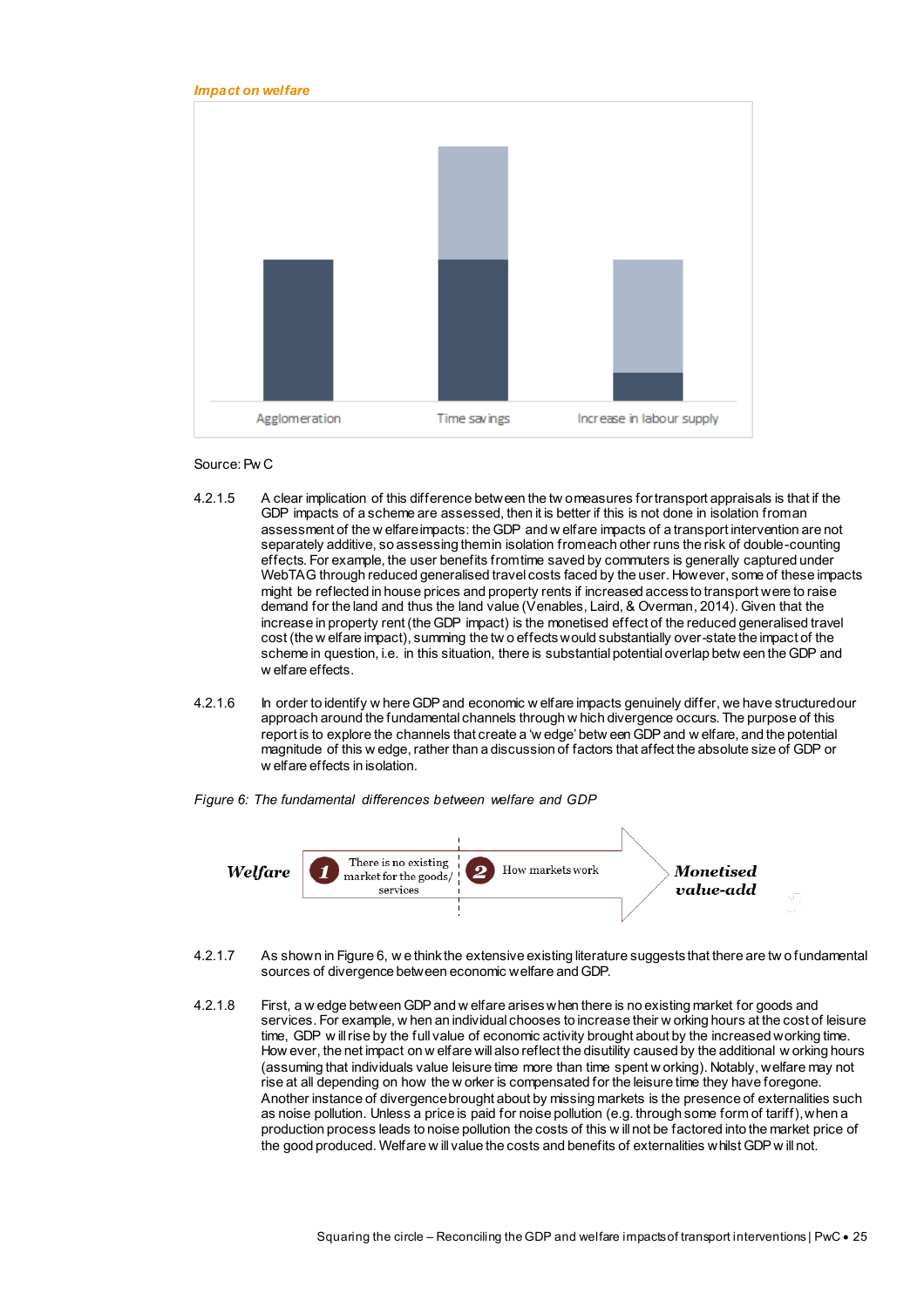*Impact on welfare*

Agglomeration | Time savings | Increase in labour supply

Source: PwC

4.2.1.5 A clear implication of this difference between the two measures for transport appraisals is that if the GDP impacts of a scheme are assessed, then it is better if this is not done in isolation from an assessment of the welfare impacts: the GDP and welfare impacts of a transport intervention are not separately additive, so assessing them in isolation from each other runs the risk of double-counting effects. For example, the user benefits from time saved by commuters is generally captured under WebTAG through reduced generalised travel costs faced by the user. However, some of these impacts might be reflected in house prices and property rents if increased access to transport were to raise demand for the land and thus the land value (Venables, Laird, & Overman, 2014). Given that the increase in property rent (the GDP impact) is the monetised effect of the reduced generalised travel cost (the welfare impact), summing the two effects would substantially over-state the impact of the scheme in question, i.e. in this situation, there is substantial potential overlap between the GDP and welfare effects.

4.2.1.6 In order to identify where GDP and economic welfare impacts genuinely differ, we have structured our approach around the fundamental channels through which divergence occurs. The purpose of this report is to explore the channels that create a 'wedge' between GDP and welfare, and the potential magnitude of this wedge, rather than a discussion of factors that affect the absolute size of GDP or welfare effects in isolation.

*Figure 6: The fundamental differences between welfare and GDP*

***Welfare*** — 1 There is no existing market for the goods/ services — 2 How markets work → ***Monetised value-add***

4.2.1.7 As shown in Figure 6, we think the extensive existing literature suggests that there are two fundamental sources of divergence between economic welfare and GDP.

4.2.1.8 First, a wedge between GDP and welfare arises when there is no existing market for goods and services. For example, when an individual chooses to increase their working hours at the cost of leisure time, GDP will rise by the full value of economic activity brought about by the increased working time. However, the net impact on welfare will also reflect the disutility caused by the additional working hours (assuming that individuals value leisure time more than time spent working). Notably, welfare may not rise at all depending on how the worker is compensated for the leisure time they have foregone. Another instance of divergence brought about by missing markets is the presence of externalities such as noise pollution. Unless a price is paid for noise pollution (e.g. through some form of tariff), when a production process leads to noise pollution the costs of this will not be factored into the market price of the good produced. Welfare will value the costs and benefits of externalities whilst GDP will not.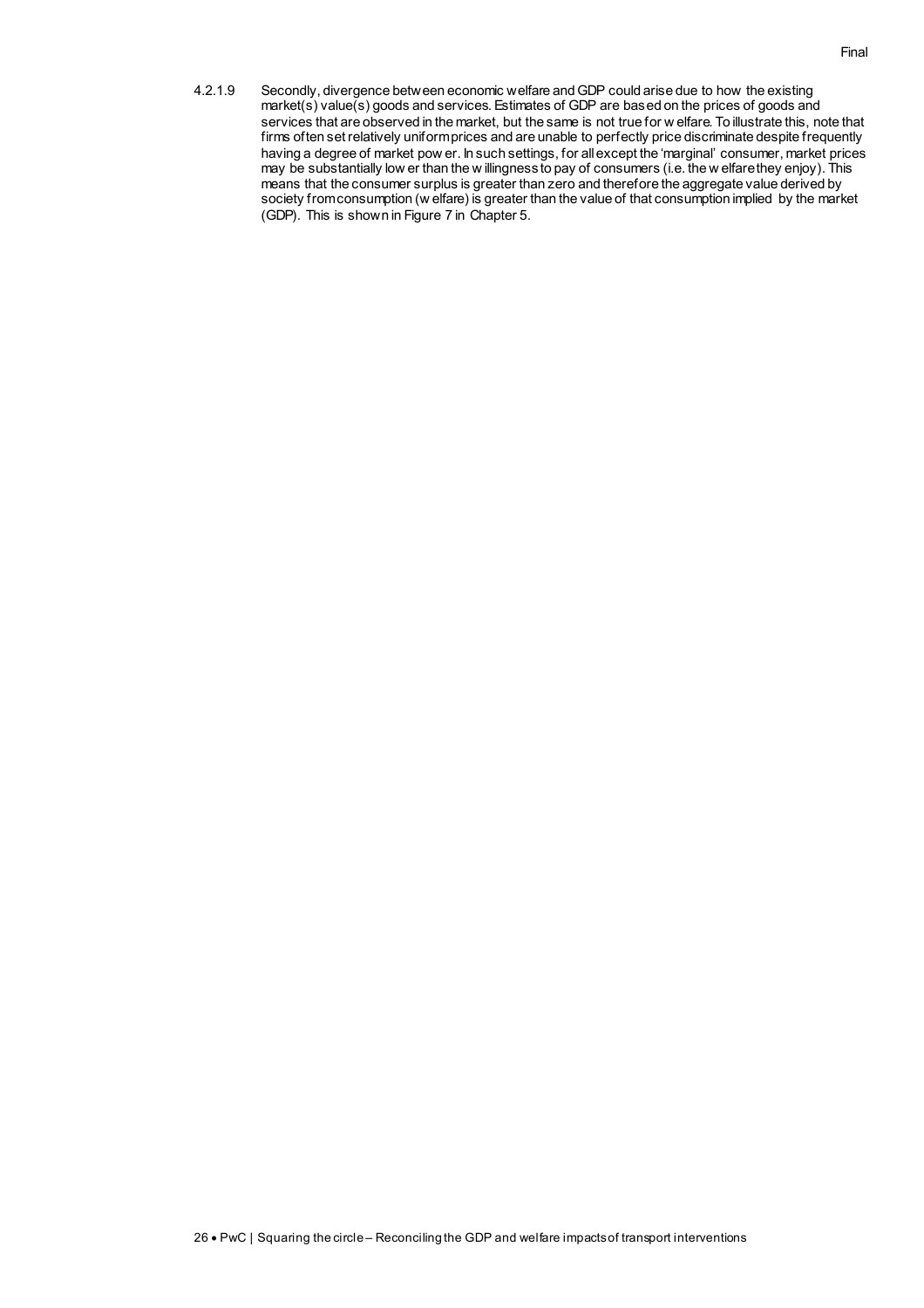4.2.1.9 Secondly, divergence between economic welfare and GDP could arise due to how the existing market(s) value(s) goods and services. Estimates of GDP are based on the prices of goods and services that are observed in the market, but the same is not true for welfare. To illustrate this, note that firms often set relatively uniform prices and are unable to perfectly price discriminate despite frequently having a degree of market power. In such settings, for all except the 'marginal' consumer, market prices may be substantially lower than the willingness to pay of consumers (i.e. the welfare they enjoy). This means that the consumer surplus is greater than zero and therefore the aggregate value derived by society from consumption (welfare) is greater than the value of that consumption implied by the market (GDP). This is shown in Figure 7 in Chapter 5.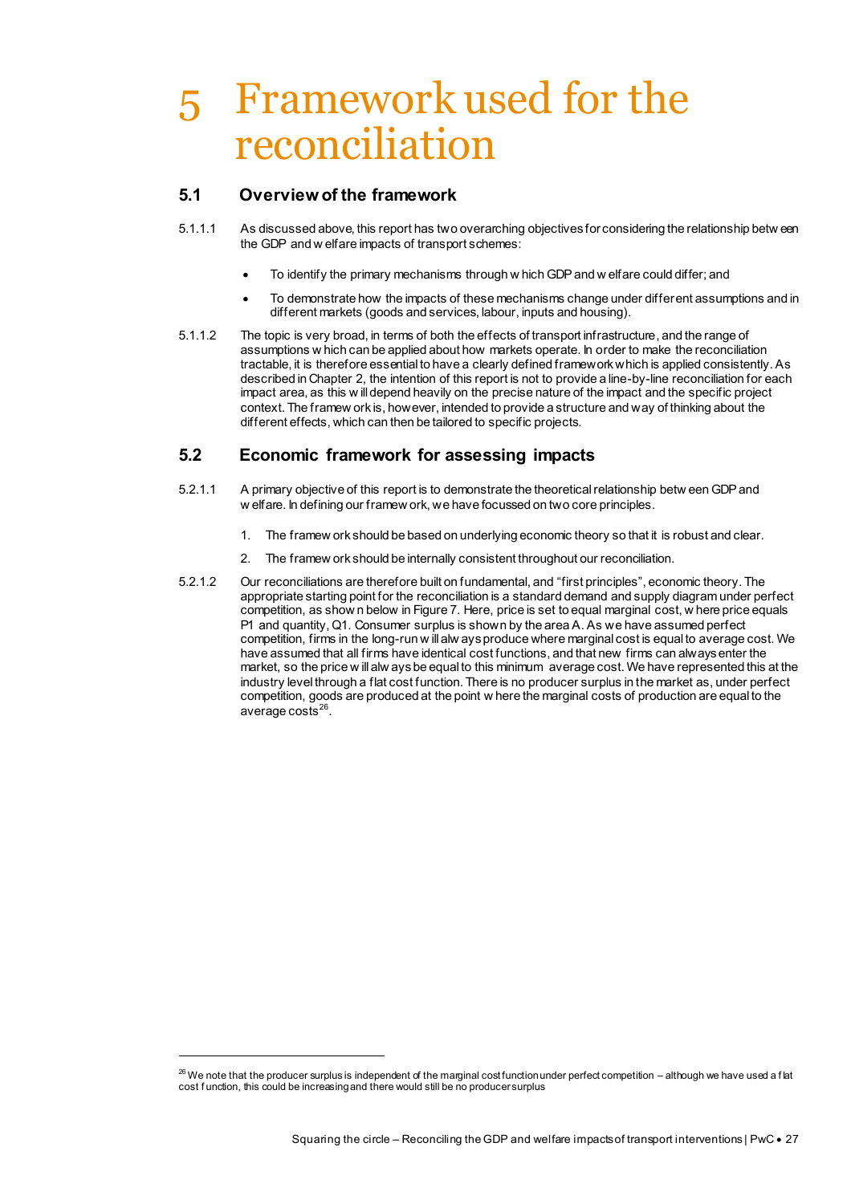# 5 Framework used for the reconciliation

## 5.1 Overview of the framework

5.1.1.1 As discussed above, this report has two overarching objectives for considering the relationship between the GDP and welfare impacts of transport schemes:

- To identify the primary mechanisms through which GDP and welfare could differ; and
- To demonstrate how the impacts of these mechanisms change under different assumptions and in different markets (goods and services, labour, inputs and housing).

5.1.1.2 The topic is very broad, in terms of both the effects of transport infrastructure, and the range of assumptions which can be applied about how markets operate. In order to make the reconciliation tractable, it is therefore essential to have a clearly defined framework which is applied consistently. As described in Chapter 2, the intention of this report is not to provide a line-by-line reconciliation for each impact area, as this will depend heavily on the precise nature of the impact and the specific project context. The framework is, however, intended to provide a structure and way of thinking about the different effects, which can then be tailored to specific projects.

## 5.2 Economic framework for assessing impacts

5.2.1.1 A primary objective of this report is to demonstrate the theoretical relationship between GDP and welfare. In defining our framework, we have focussed on two core principles.

1. The framework should be based on underlying economic theory so that it is robust and clear.
2. The framework should be internally consistent throughout our reconciliation.

5.2.1.2 Our reconciliations are therefore built on fundamental, and "first principles", economic theory. The appropriate starting point for the reconciliation is a standard demand and supply diagram under perfect competition, as shown below in Figure 7. Here, price is set to equal marginal cost, where price equals P1 and quantity, Q1. Consumer surplus is shown by the area A. As we have assumed perfect competition, firms in the long-run will always produce where marginal cost is equal to average cost. We have assumed that all firms have identical cost functions, and that new firms can always enter the market, so the price will always be equal to this minimum average cost. We have represented this at the industry level through a flat cost function. There is no producer surplus in the market as, under perfect competition, goods are produced at the point where the marginal costs of production are equal to the average costs[26].

[26] We note that the producer surplus is independent of the marginal cost function under perfect competition – although we have used a flat cost function, this could be increasing and there would still be no producer surplus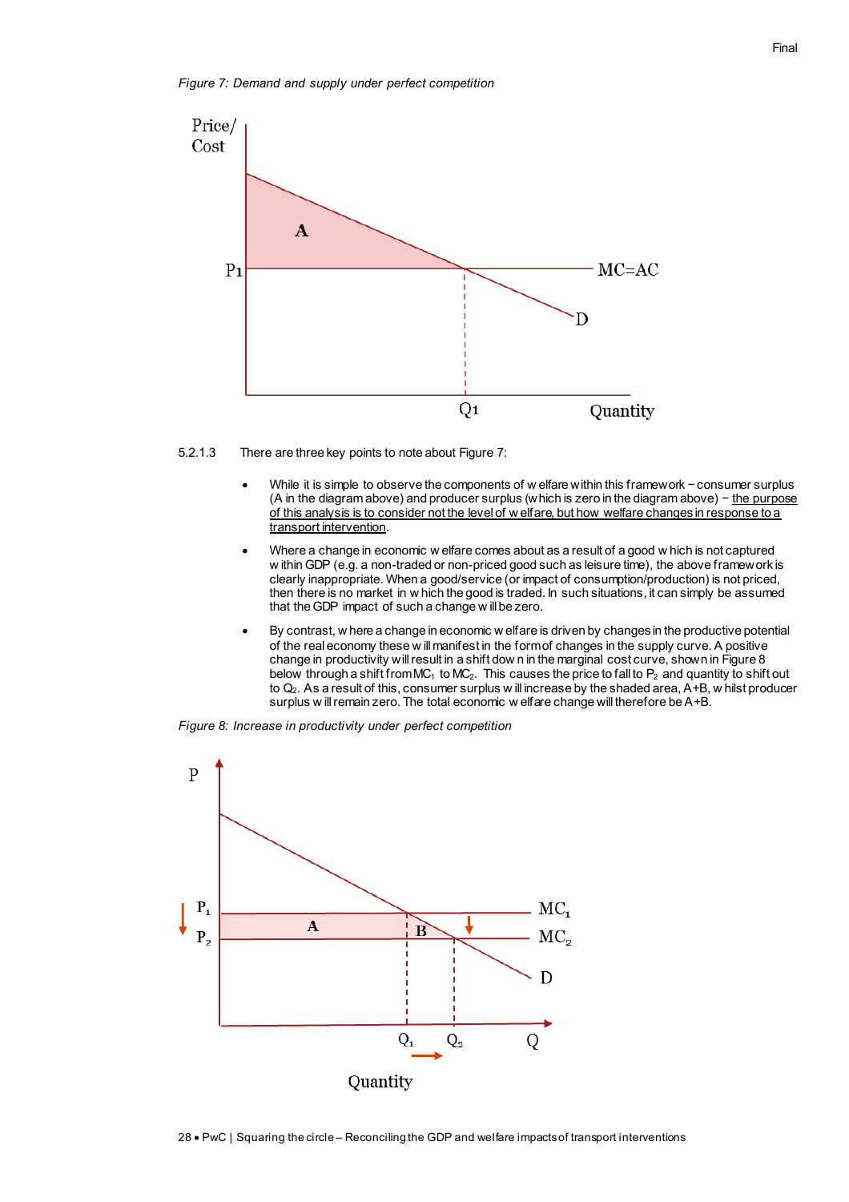*Figure 7: Demand and supply under perfect competition*

5.2.1.3 There are three key points to note about Figure 7:

- While it is simple to observe the components of welfare within this framework – consumer surplus (A in the diagram above) and producer surplus (which is zero in the diagram above) – the purpose of this analysis is to consider not the level of welfare, but how welfare changes in response to a transport intervention.
- Where a change in economic welfare comes about as a result of a good which is not captured within GDP (e.g. a non-traded or non-priced good such as leisure time), the above framework is clearly inappropriate. When a good/service (or impact of consumption/production) is not priced, then there is no market in which the good is traded. In such situations, it can simply be assumed that the GDP impact of such a change will be zero.
- By contrast, where a change in economic welfare is driven by changes in the productive potential of the real economy these will manifest in the form of changes in the supply curve. A positive change in productivity will result in a shift down in the marginal cost curve, shown in Figure 8 below through a shift from $MC_1$ to $MC_2$. This causes the price to fall to $P_2$ and quantity to shift out to $Q_2$. As a result of this, consumer surplus will increase by the shaded area, A+B, whilst producer surplus will remain zero. The total economic welfare change will therefore be A+B.

*Figure 8: Increase in productivity under perfect competition*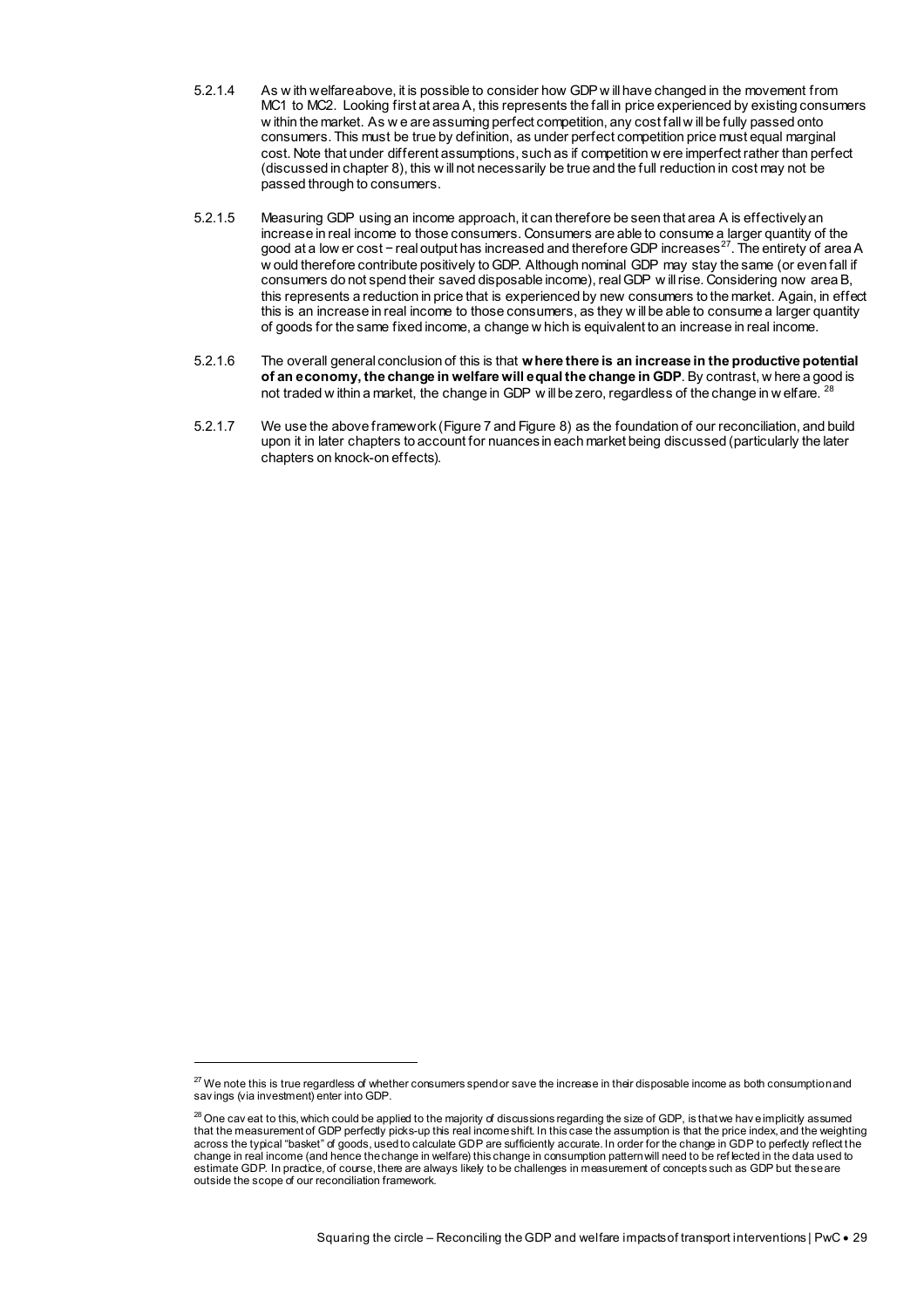5.2.1.4 As with welfare above, it is possible to consider how GDP will have changed in the movement from MC1 to MC2. Looking first at area A, this represents the fall in price experienced by existing consumers within the market. As we are assuming perfect competition, any cost fall will be fully passed onto consumers. This must be true by definition, as under perfect competition price must equal marginal cost. Note that under different assumptions, such as if competition were imperfect rather than perfect (discussed in chapter 8), this will not necessarily be true and the full reduction in cost may not be passed through to consumers.

5.2.1.5 Measuring GDP using an income approach, it can therefore be seen that area A is effectively an increase in real income to those consumers. Consumers are able to consume a larger quantity of the good at a lower cost – real output has increased and therefore GDP increases[27]. The entirety of area A would therefore contribute positively to GDP. Although nominal GDP may stay the same (or even fall if consumers do not spend their saved disposable income), real GDP will rise. Considering now area B, this represents a reduction in price that is experienced by new consumers to the market. Again, in effect this is an increase in real income to those consumers, as they will be able to consume a larger quantity of goods for the same fixed income, a change which is equivalent to an increase in real income.

5.2.1.6 The overall general conclusion of this is that **where there is an increase in the productive potential of an economy, the change in welfare will equal the change in GDP**. By contrast, where a good is not traded within a market, the change in GDP will be zero, regardless of the change in welfare. [28]

5.2.1.7 We use the above framework (Figure 7 and Figure 8) as the foundation of our reconciliation, and build upon it in later chapters to account for nuances in each market being discussed (particularly the later chapters on knock-on effects).

---

[27] We note this is true regardless of whether consumers spend or save the increase in their disposable income as both consumption and savings (via investment) enter into GDP.

[28] One caveat to this, which could be applied to the majority of discussions regarding the size of GDP, is that we have implicitly assumed that the measurement of GDP perfectly picks-up this real income shift. In this case the assumption is that the price index, and the weighting across the typical "basket" of goods, used to calculate GDP are sufficiently accurate. In order for the change in GDP to perfectly reflect the change in real income (and hence the change in welfare) this change in consumption pattern will need to be reflected in the data used to estimate GDP. In practice, of course, there are always likely to be challenges in measurement of concepts such as GDP but these are outside the scope of our reconciliation framework.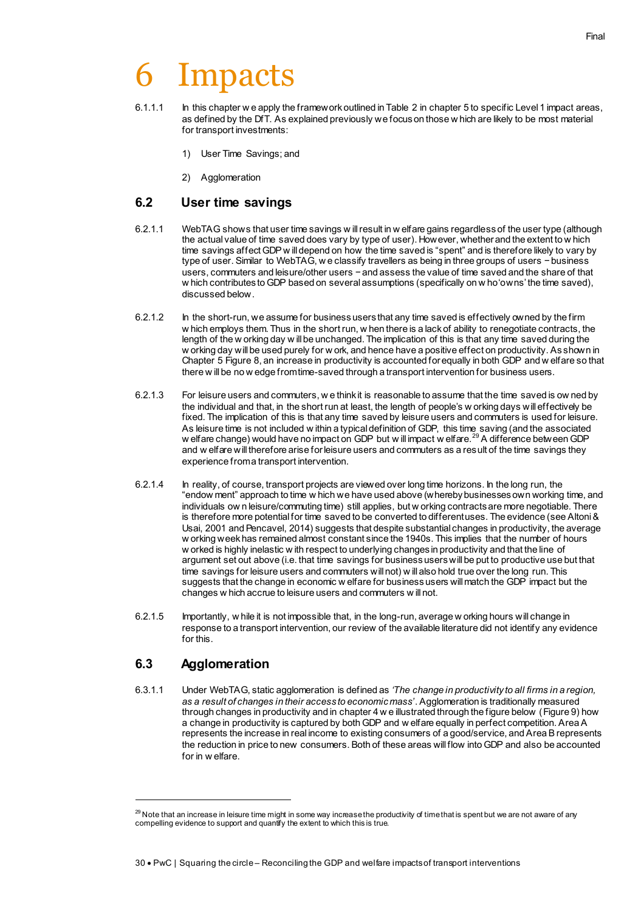# 6 Impacts

6.1.1.1 In this chapter we apply the framework outlined in Table 2 in chapter 5 to specific Level 1 impact areas, as defined by the DfT. As explained previously we focus on those which are likely to be most material for transport investments:

1) User Time Savings; and

2) Agglomeration

## 6.2 User time savings

6.2.1.1 WebTAG shows that user time savings will result in welfare gains regardless of the user type (although the actual value of time saved does vary by type of user). However, whether and the extent to which time savings affect GDP will depend on how the time saved is "spent" and is therefore likely to vary by type of user. Similar to WebTAG, we classify travellers as being in three groups of users − business users, commuters and leisure/other users − and assess the value of time saved and the share of that which contributes to GDP based on several assumptions (specifically on who 'owns' the time saved), discussed below.

6.2.1.2 In the short-run, we assume for business users that any time saved is effectively owned by the firm which employs them. Thus in the short run, when there is a lack of ability to renegotiate contracts, the length of the working day will be unchanged. The implication of this is that any time saved during the working day will be used purely for work, and hence have a positive effect on productivity. As shown in Chapter 5 Figure 8, an increase in productivity is accounted for equally in both GDP and welfare so that there will be no wedge from time-saved through a transport intervention for business users.

6.2.1.3 For leisure users and commuters, we think it is reasonable to assume that the time saved is owned by the individual and that, in the short run at least, the length of people's working days will effectively be fixed. The implication of this is that any time saved by leisure users and commuters is used for leisure. As leisure time is not included within a typical definition of GDP, this time saving (and the associated welfare change) would have no impact on GDP but will impact welfare.[29] A difference between GDP and welfare will therefore arise for leisure users and commuters as a result of the time savings they experience from a transport intervention.

6.2.1.4 In reality, of course, transport projects are viewed over long time horizons. In the long run, the "endowment" approach to time which we have used above (whereby businesses own working time, and individuals own leisure/commuting time) still applies, but working contracts are more negotiable. There is therefore more potential for time saved to be converted to different uses. The evidence (see Altoni & Usai, 2001 and Pencavel, 2014) suggests that despite substantial changes in productivity, the average working week has remained almost constant since the 1940s. This implies that the number of hours worked is highly inelastic with respect to underlying changes in productivity and that the line of argument set out above (i.e. that time savings for business users will be put to productive use but that time savings for leisure users and commuters will not) will also hold true over the long run. This suggests that the change in economic welfare for business users will match the GDP impact but the changes which accrue to leisure users and commuters will not.

6.2.1.5 Importantly, while it is not impossible that, in the long-run, average working hours will change in response to a transport intervention, our review of the available literature did not identify any evidence for this.

## 6.3 Agglomeration

6.3.1.1 Under WebTAG, static agglomeration is defined as *'The change in productivity to all firms in a region, as a result of changes in their access to economic mass'*. Agglomeration is traditionally measured through changes in productivity and in chapter 4 we illustrated through the figure below (Figure 9) how a change in productivity is captured by both GDP and welfare equally in perfect competition. Area A represents the increase in real income to existing consumers of a good/service, and Area B represents the reduction in price to new consumers. Both of these areas will flow into GDP and also be accounted for in welfare.

[29] Note that an increase in leisure time might in some way increase the productivity of time that is spent but we are not aware of any compelling evidence to support and quantify the extent to which this is true.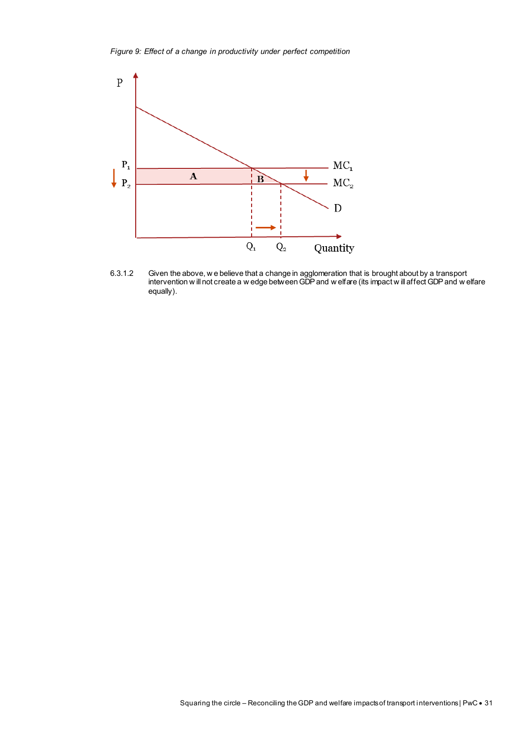*Figure 9: Effect of a change in productivity under perfect competition*

6.3.1.2 Given the above, we believe that a change in agglomeration that is brought about by a transport intervention will not create a wedge between GDP and welfare (its impact will affect GDP and welfare equally).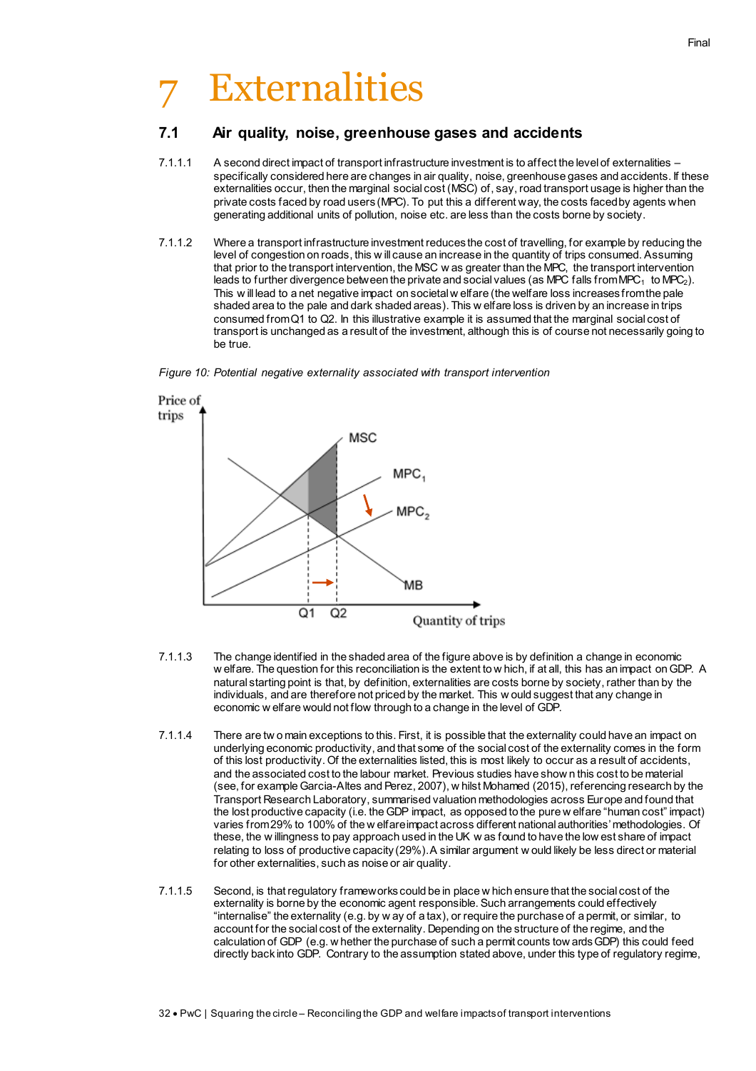# 7 Externalities

## 7.1 Air quality, noise, greenhouse gases and accidents

7.1.1.1 A second direct impact of transport infrastructure investment is to affect the level of externalities – specifically considered here are changes in air quality, noise, greenhouse gases and accidents. If these externalities occur, then the marginal social cost (MSC) of, say, road transport usage is higher than the private costs faced by road users (MPC). To put this a different way, the costs faced by agents when generating additional units of pollution, noise etc. are less than the costs borne by society.

7.1.1.2 Where a transport infrastructure investment reduces the cost of travelling, for example by reducing the level of congestion on roads, this will cause an increase in the quantity of trips consumed. Assuming that prior to the transport intervention, the MSC was greater than the MPC, the transport intervention leads to further divergence between the private and social values (as MPC falls from $MPC_1$ to $MPC_2$). This will lead to a net negative impact on societal welfare (the welfare loss increases from the pale shaded area to the pale and dark shaded areas). This welfare loss is driven by an increase in trips consumed from Q1 to Q2. In this illustrative example it is assumed that the marginal social cost of transport is unchanged as a result of the investment, although this is of course not necessarily going to be true.

*Figure 10: Potential negative externality associated with transport intervention*

7.1.1.3 The change identified in the shaded area of the figure above is by definition a change in economic welfare. The question for this reconciliation is the extent to which, if at all, this has an impact on GDP. A natural starting point is that, by definition, externalities are costs borne by society, rather than by the individuals, and are therefore not priced by the market. This would suggest that any change in economic welfare would not flow through to a change in the level of GDP.

7.1.1.4 There are two main exceptions to this. First, it is possible that the externality could have an impact on underlying economic productivity, and that some of the social cost of the externality comes in the form of this lost productivity. Of the externalities listed, this is most likely to occur as a result of accidents, and the associated cost to the labour market. Previous studies have shown this cost to be material (see, for example Garcia-Altes and Perez, 2007), whilst Mohamed (2015), referencing research by the Transport Research Laboratory, summarised valuation methodologies across Europe and found that the lost productive capacity (i.e. the GDP impact, as opposed to the pure welfare "human cost" impact) varies from 29% to 100% of the welfare impact across different national authorities' methodologies. Of these, the willingness to pay approach used in the UK was found to have the lowest share of impact relating to loss of productive capacity (29%). A similar argument would likely be less direct or material for other externalities, such as noise or air quality.

7.1.1.5 Second, is that regulatory frameworks could be in place which ensure that the social cost of the externality is borne by the economic agent responsible. Such arrangements could effectively "internalise" the externality (e.g. by way of a tax), or require the purchase of a permit, or similar, to account for the social cost of the externality. Depending on the structure of the regime, and the calculation of GDP (e.g. whether the purchase of such a permit counts towards GDP) this could feed directly back into GDP. Contrary to the assumption stated above, under this type of regulatory regime,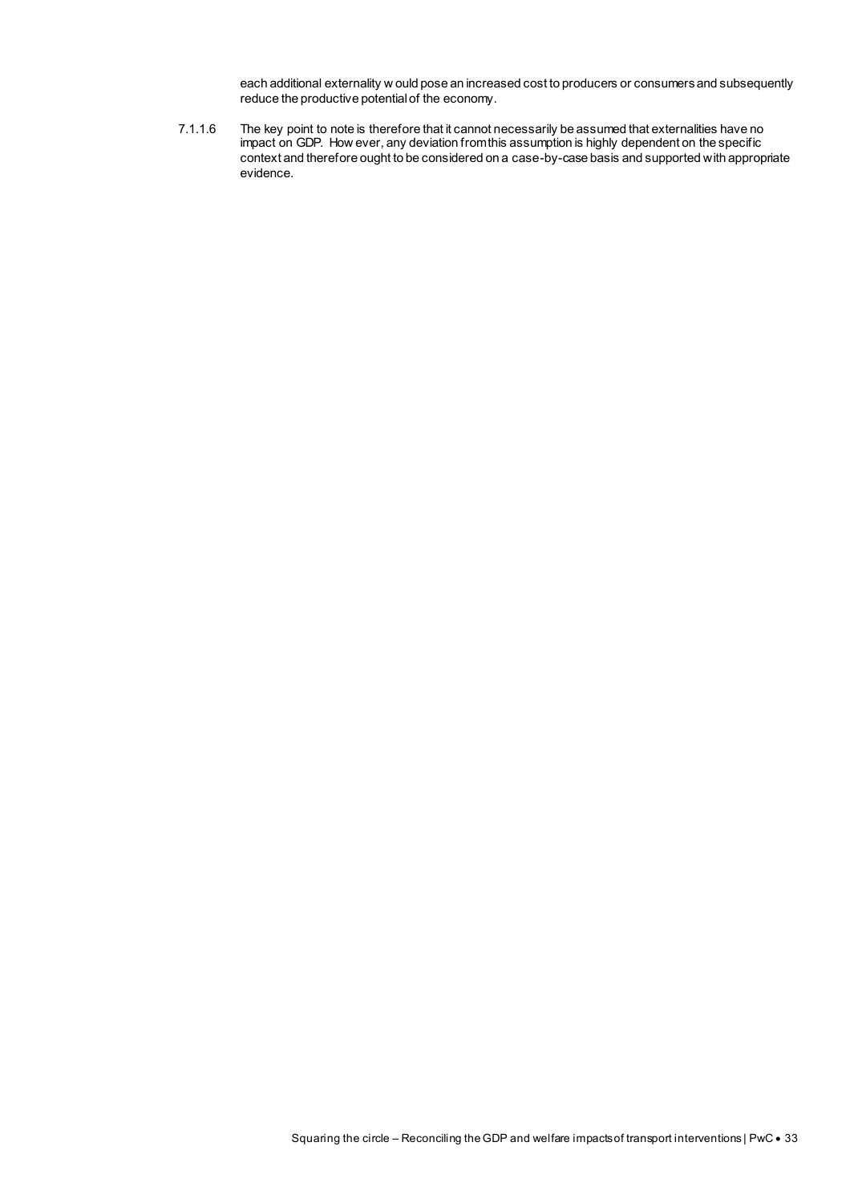each additional externality would pose an increased cost to producers or consumers and subsequently reduce the productive potential of the economy.

7.1.1.6 The key point to note is therefore that it cannot necessarily be assumed that externalities have no impact on GDP. However, any deviation from this assumption is highly dependent on the specific context and therefore ought to be considered on a case-by-case basis and supported with appropriate evidence.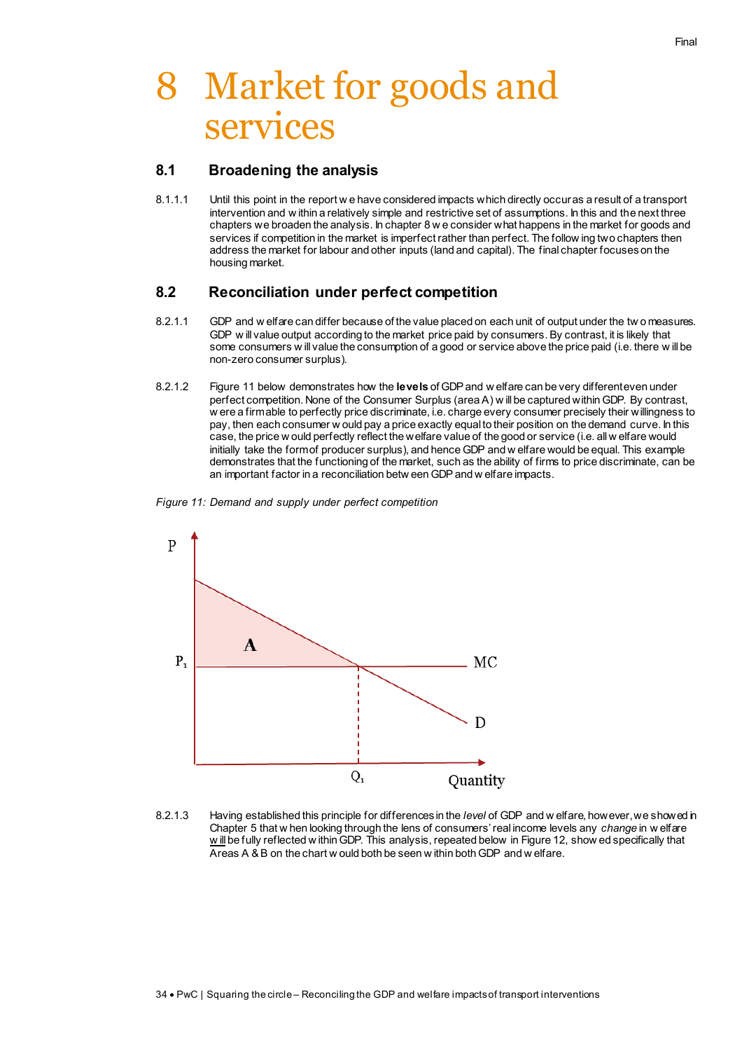# 8 Market for goods and services

## 8.1 Broadening the analysis

8.1.1.1 Until this point in the report we have considered impacts which directly occur as a result of a transport intervention and within a relatively simple and restrictive set of assumptions. In this and the next three chapters we broaden the analysis. In chapter 8 we consider what happens in the market for goods and services if competition in the market is imperfect rather than perfect. The following two chapters then address the market for labour and other inputs (land and capital). The final chapter focuses on the housing market.

## 8.2 Reconciliation under perfect competition

8.2.1.1 GDP and welfare can differ because of the value placed on each unit of output under the two measures. GDP will value output according to the market price paid by consumers. By contrast, it is likely that some consumers will value the consumption of a good or service above the price paid (i.e. there will be non-zero consumer surplus).

8.2.1.2 Figure 11 below demonstrates how the **levels** of GDP and welfare can be very different even under perfect competition. None of the Consumer Surplus (area A) will be captured within GDP. By contrast, were a firm able to perfectly price discriminate, i.e. charge every consumer precisely their willingness to pay, then each consumer would pay a price exactly equal to their position on the demand curve. In this case, the price would perfectly reflect the welfare value of the good or service (i.e. all welfare would initially take the form of producer surplus), and hence GDP and welfare would be equal. This example demonstrates that the functioning of the market, such as the ability of firms to price discriminate, can be an important factor in a reconciliation between GDP and welfare impacts.

*Figure 11: Demand and supply under perfect competition*

8.2.1.3 Having established this principle for differences in the *level* of GDP and welfare, however, we showed in Chapter 5 that when looking through the lens of consumers' real income levels any *change* in welfare will be fully reflected within GDP. This analysis, repeated below in Figure 12, showed specifically that Areas A & B on the chart would both be seen within both GDP and welfare.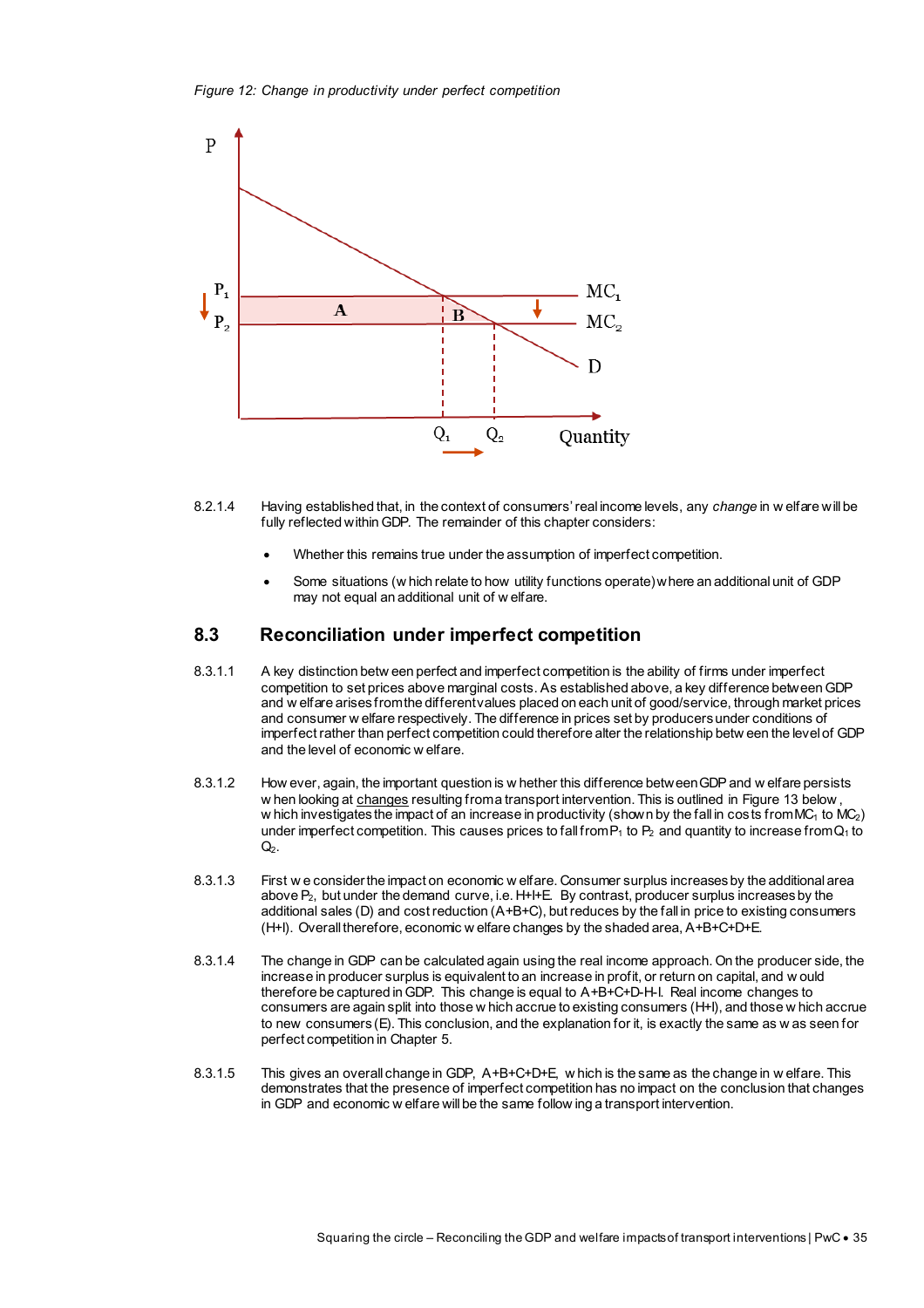*Figure 12: Change in productivity under perfect competition*

8.2.1.4 Having established that, in the context of consumers' real income levels, any *change* in welfare will be fully reflected within GDP. The remainder of this chapter considers:

- Whether this remains true under the assumption of imperfect competition.
- Some situations (which relate to how utility functions operate) where an additional unit of GDP may not equal an additional unit of welfare.

## 8.3 Reconciliation under imperfect competition

8.3.1.1 A key distinction between perfect and imperfect competition is the ability of firms under imperfect competition to set prices above marginal costs. As established above, a key difference between GDP and welfare arises from the different values placed on each unit of good/service, through market prices and consumer welfare respectively. The difference in prices set by producers under conditions of imperfect rather than perfect competition could therefore alter the relationship between the level of GDP and the level of economic welfare.

8.3.1.2 However, again, the important question is whether this difference between GDP and welfare persists when looking at changes resulting from a transport intervention. This is outlined in Figure 13 below, which investigates the impact of an increase in productivity (shown by the fall in costs from $MC_1$ to $MC_2$) under imperfect competition. This causes prices to fall from $P_1$ to $P_2$ and quantity to increase from $Q_1$ to $Q_2$.

8.3.1.3 First we consider the impact on economic welfare. Consumer surplus increases by the additional area above $P_2$, but under the demand curve, i.e. H+I+E. By contrast, producer surplus increases by the additional sales (D) and cost reduction (A+B+C), but reduces by the fall in price to existing consumers (H+I). Overall therefore, economic welfare changes by the shaded area, A+B+C+D+E.

8.3.1.4 The change in GDP can be calculated again using the real income approach. On the producer side, the increase in producer surplus is equivalent to an increase in profit, or return on capital, and would therefore be captured in GDP. This change is equal to A+B+C+D-H-I. Real income changes to consumers are again split into those which accrue to existing consumers (H+I), and those which accrue to new consumers (E). This conclusion, and the explanation for it, is exactly the same as was seen for perfect competition in Chapter 5.

8.3.1.5 This gives an overall change in GDP, A+B+C+D+E, which is the same as the change in welfare. This demonstrates that the presence of imperfect competition has no impact on the conclusion that changes in GDP and economic welfare will be the same following a transport intervention.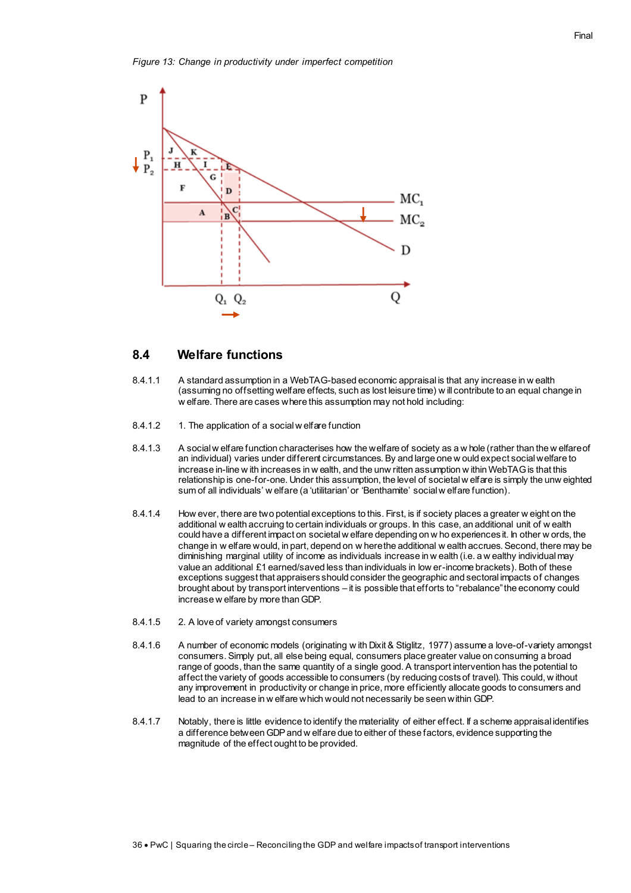*Figure 13: Change in productivity under imperfect competition*

## 8.4 Welfare functions

8.4.1.1 A standard assumption in a WebTAG-based economic appraisal is that any increase in wealth (assuming no offsetting welfare effects, such as lost leisure time) will contribute to an equal change in welfare. There are cases where this assumption may not hold including:

8.4.1.2 1. The application of a social welfare function

8.4.1.3 A social welfare function characterises how the welfare of society as a whole (rather than the welfare of an individual) varies under different circumstances. By and large one would expect social welfare to increase in-line with increases in wealth, and the unwritten assumption within WebTAG is that this relationship is one-for-one. Under this assumption, the level of societal welfare is simply the unweighted sum of all individuals' welfare (a 'utilitarian' or 'Benthamite' social welfare function).

8.4.1.4 However, there are two potential exceptions to this. First, is if society places a greater weight on the additional wealth accruing to certain individuals or groups. In this case, an additional unit of wealth could have a different impact on societal welfare depending on who experiences it. In other words, the change in welfare would, in part, depend on where the additional wealth accrues. Second, there may be diminishing marginal utility of income as individuals increase in wealth (i.e. a wealthy individual may value an additional £1 earned/saved less than individuals in lower-income brackets). Both of these exceptions suggest that appraisers should consider the geographic and sectoral impacts of changes brought about by transport interventions – it is possible that efforts to "rebalance" the economy could increase welfare by more than GDP.

8.4.1.5 2. A love of variety amongst consumers

8.4.1.6 A number of economic models (originating with Dixit & Stiglitz, 1977) assume a love-of-variety amongst consumers. Simply put, all else being equal, consumers place greater value on consuming a broad range of goods, than the same quantity of a single good. A transport intervention has the potential to affect the variety of goods accessible to consumers (by reducing costs of travel). This could, without any improvement in productivity or change in price, more efficiently allocate goods to consumers and lead to an increase in welfare which would not necessarily be seen within GDP.

8.4.1.7 Notably, there is little evidence to identify the materiality of either effect. If a scheme appraisal identifies a difference between GDP and welfare due to either of these factors, evidence supporting the magnitude of the effect ought to be provided.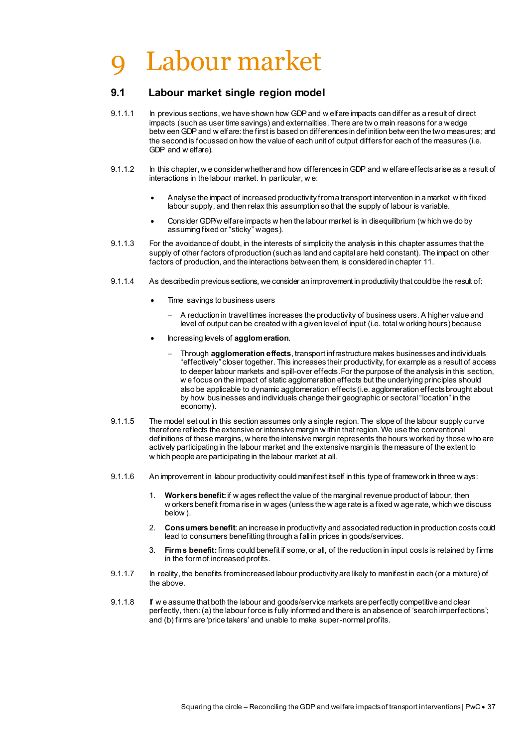# 9 Labour market

## 9.1 Labour market single region model

9.1.1.1 In previous sections, we have shown how GDP and welfare impacts can differ as a result of direct impacts (such as user time savings) and externalities. There are two main reasons for a wedge between GDP and welfare: the first is based on differences in definition between the two measures; and the second is focussed on how the value of each unit of output differs for each of the measures (i.e. GDP and welfare).

9.1.1.2 In this chapter, we consider whether and how differences in GDP and welfare effects arise as a result of interactions in the labour market. In particular, we:

- Analyse the impact of increased productivity from a transport intervention in a market with fixed labour supply, and then relax this assumption so that the supply of labour is variable.
- Consider GDP/welfare impacts when the labour market is in disequilibrium (which we do by assuming fixed or "sticky" wages).

9.1.1.3 For the avoidance of doubt, in the interests of simplicity the analysis in this chapter assumes that the supply of other factors of production (such as land and capital are held constant). The impact on other factors of production, and the interactions between them, is considered in chapter 11.

9.1.1.4 As described in previous sections, we consider an improvement in productivity that could be the result of:

- Time savings to business users
  - A reduction in travel times increases the productivity of business users. A higher value and level of output can be created with a given level of input (i.e. total working hours) because
- Increasing levels of **agglomeration**.
  - Through **agglomeration effects**, transport infrastructure makes businesses and individuals "effectively" closer together. This increases their productivity, for example as a result of access to deeper labour markets and spill-over effects. For the purpose of the analysis in this section, we focus on the impact of static agglomeration effects but the underlying principles should also be applicable to dynamic agglomeration effects (i.e. agglomeration effects brought about by how businesses and individuals change their geographic or sectoral "location" in the economy).

9.1.1.5 The model set out in this section assumes only a single region. The slope of the labour supply curve therefore reflects the extensive or intensive margin within that region. We use the conventional definitions of these margins, where the intensive margin represents the hours worked by those who are actively participating in the labour market and the extensive margin is the measure of the extent to which people are participating in the labour market at all.

9.1.1.6 An improvement in labour productivity could manifest itself in this type of framework in three ways:

1. **Workers benefit:** if wages reflect the value of the marginal revenue product of labour, then workers benefit from a rise in wages (unless the wage rate is a fixed wage rate, which we discuss below).
2. **Consumers benefit**: an increase in productivity and associated reduction in production costs could lead to consumers benefitting through a fall in prices in goods/services.
3. **Firms benefit:** firms could benefit if some, or all, of the reduction in input costs is retained by firms in the form of increased profits.

9.1.1.7 In reality, the benefits from increased labour productivity are likely to manifest in each (or a mixture) of the above.

9.1.1.8 If we assume that both the labour and goods/service markets are perfectly competitive and clear perfectly, then: (a) the labour force is fully informed and there is an absence of 'search imperfections'; and (b) firms are 'price takers' and unable to make super-normal profits.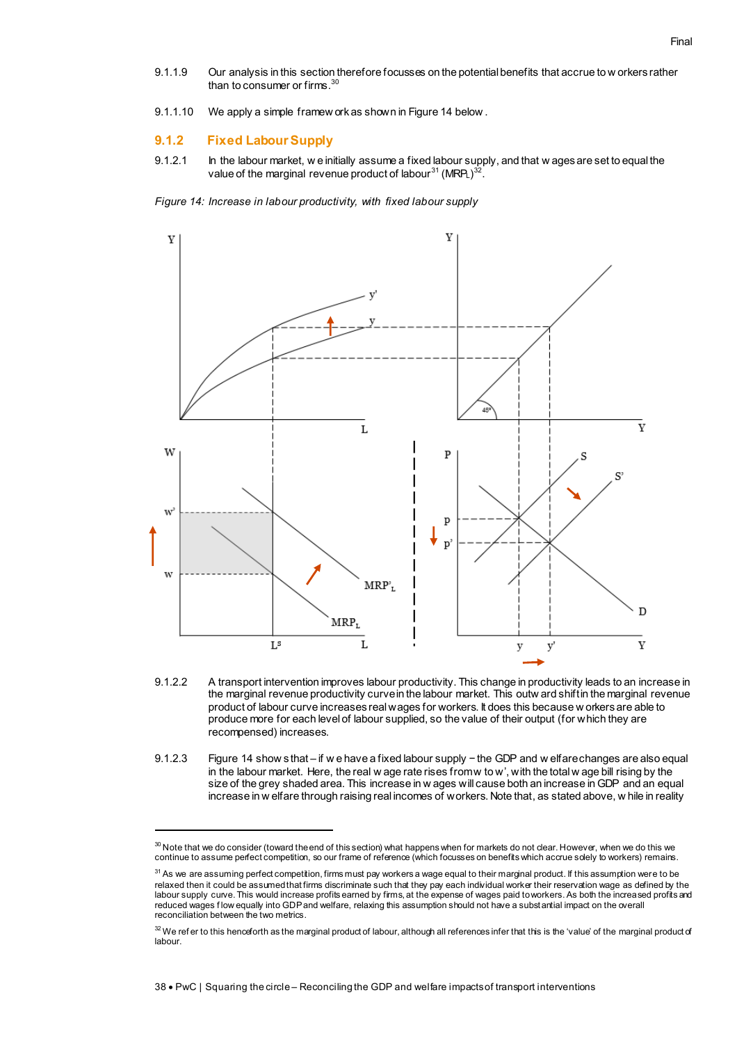9.1.1.9 Our analysis in this section therefore focusses on the potential benefits that accrue to workers rather than to consumer or firms.[30]

9.1.1.10 We apply a simple framework as shown in Figure 14 below.

### 9.1.2 Fixed Labour Supply

9.1.2.1 In the labour market, we initially assume a fixed labour supply, and that wages are set to equal the value of the marginal revenue product of labour[31] ($MRP_L$)[32].

*Figure 14: Increase in labour productivity, with fixed labour supply*

9.1.2.2 A transport intervention improves labour productivity. This change in productivity leads to an increase in the marginal revenue productivity curve in the labour market. This outward shift in the marginal revenue product of labour curve increases real wages for workers. It does this because workers are able to produce more for each level of labour supplied, so the value of their output (for which they are recompensed) increases.

9.1.2.3 Figure 14 shows that – if we have a fixed labour supply – the GDP and welfare changes are also equal in the labour market. Here, the real wage rate rises from w to w', with the total wage bill rising by the size of the grey shaded area. This increase in wages will cause both an increase in GDP and an equal increase in welfare through raising real incomes of workers. Note that, as stated above, while in reality

---

[30] Note that we do consider (toward the end of this section) what happens when for markets do not clear. However, when we do this we continue to assume perfect competition, so our frame of reference (which focusses on benefits which accrue solely to workers) remains.

[31] As we are assuming perfect competition, firms must pay workers a wage equal to their marginal product. If this assumption were to be relaxed then it could be assumed that firms discriminate such that they pay each individual worker their reservation wage as defined by the labour supply curve. This would increase profits earned by firms, at the expense of wages paid to workers. As both the increased profits and reduced wages flow equally into GDP and welfare, relaxing this assumption should not have a substantial impact on the overall reconciliation between the two metrics.

[32] We refer to this henceforth as the marginal product of labour, although all references infer that this is the 'value' of the marginal product of labour.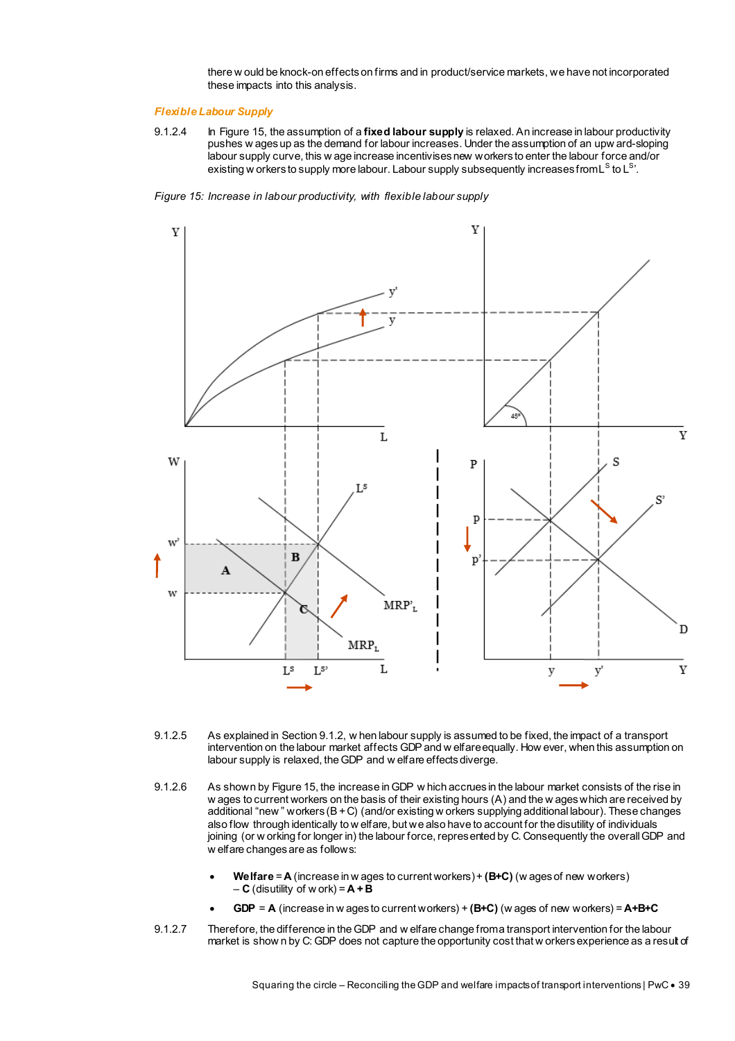there would be knock-on effects on firms and in product/service markets, we have not incorporated these impacts into this analysis.

### *Flexible Labour Supply*

9.1.2.4 In Figure 15, the assumption of a **fixed labour supply** is relaxed. An increase in labour productivity pushes wages up as the demand for labour increases. Under the assumption of an upward-sloping labour supply curve, this wage increase incentivises new workers to enter the labour force and/or existing workers to supply more labour. Labour supply subsequently increases from $L^S$ to $L^{S'}$.

*Figure 15: Increase in labour productivity, with flexible labour supply*

9.1.2.5 As explained in Section 9.1.2, when labour supply is assumed to be fixed, the impact of a transport intervention on the labour market affects GDP and welfare equally. However, when this assumption on labour supply is relaxed, the GDP and welfare effects diverge.

9.1.2.6 As shown by Figure 15, the increase in GDP which accrues in the labour market consists of the rise in wages to current workers on the basis of their existing hours (A) and the wages which are received by additional "new" workers (B + C) (and/or existing workers supplying additional labour). These changes also flow through identically to welfare, but we also have to account for the disutility of individuals joining (or working for longer in) the labour force, represented by C. Consequently the overall GDP and welfare changes are as follows:

- **Welfare** = **A** (increase in wages to current workers) + **(B+C)** (wages of new workers) – **C** (disutility of work) = **A + B**
- **GDP** = **A** (increase in wages to current workers) + **(B+C)** (wages of new workers) = **A+B+C**

9.1.2.7 Therefore, the difference in the GDP and welfare change from a transport intervention for the labour market is shown by C: GDP does not capture the opportunity cost that workers experience as a result of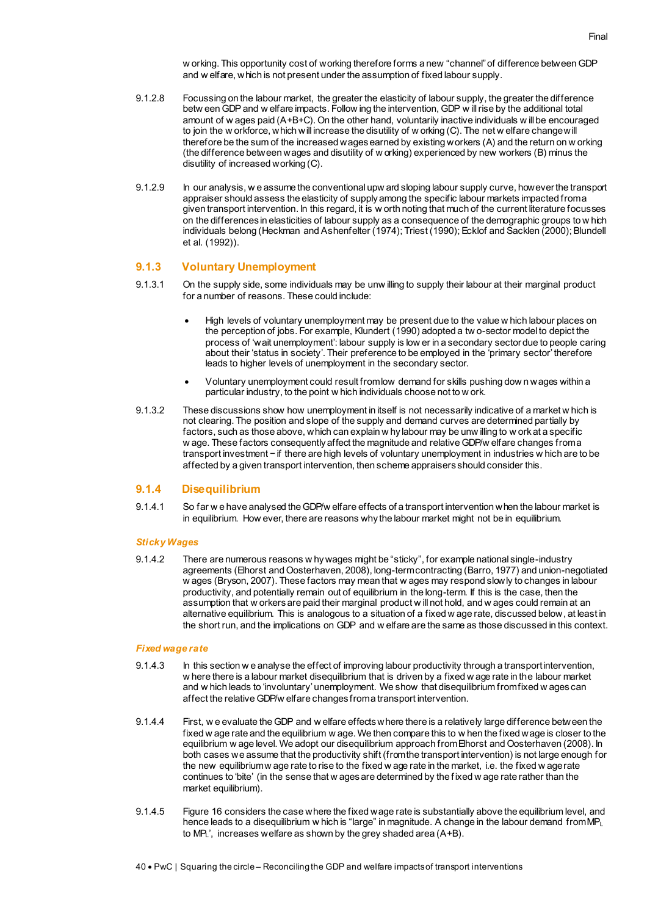working. This opportunity cost of working therefore forms a new "channel" of difference between GDP and welfare, which is not present under the assumption of fixed labour supply.

9.1.2.8 Focussing on the labour market, the greater the elasticity of labour supply, the greater the difference between GDP and welfare impacts. Following the intervention, GDP will rise by the additional total amount of wages paid (A+B+C). On the other hand, voluntarily inactive individuals will be encouraged to join the workforce, which will increase the disutility of working (C). The net welfare change will therefore be the sum of the increased wages earned by existing workers (A) and the return on working (the difference between wages and disutility of working) experienced by new workers (B) minus the disutility of increased working (C).

9.1.2.9 In our analysis, we assume the conventional upward sloping labour supply curve, however the transport appraiser should assess the elasticity of supply among the specific labour markets impacted from a given transport intervention. In this regard, it is worth noting that much of the current literature focusses on the differences in elasticities of labour supply as a consequence of the demographic groups to which individuals belong (Heckman and Ashenfelter (1974); Triest (1990); Ecklof and Sacklen (2000); Blundell et al. (1992)).

### 9.1.3 Voluntary Unemployment

9.1.3.1 On the supply side, some individuals may be unwilling to supply their labour at their marginal product for a number of reasons. These could include:

- High levels of voluntary unemployment may be present due to the value which labour places on the perception of jobs. For example, Klundert (1990) adopted a two-sector model to depict the process of 'wait unemployment': labour supply is lower in a secondary sector due to people caring about their 'status in society'. Their preference to be employed in the 'primary sector' therefore leads to higher levels of unemployment in the secondary sector.
- Voluntary unemployment could result from low demand for skills pushing down wages within a particular industry, to the point which individuals choose not to work.

9.1.3.2 These discussions show how unemployment in itself is not necessarily indicative of a market which is not clearing. The position and slope of the supply and demand curves are determined partially by factors, such as those above, which can explain why labour may be unwilling to work at a specific wage. These factors consequently affect the magnitude and relative GDP/welfare changes from a transport investment – if there are high levels of voluntary unemployment in industries which are to be affected by a given transport intervention, then scheme appraisers should consider this.

### 9.1.4 Disequilibrium

9.1.4.1 So far we have analysed the GDP/welfare effects of a transport intervention when the labour market is in equilibrium. However, there are reasons why the labour market might not be in equilibrium.

#### *Sticky Wages*

9.1.4.2 There are numerous reasons why wages might be "sticky", for example national single-industry agreements (Elhorst and Oosterhaven, 2008), long-term contracting (Barro, 1977) and union-negotiated wages (Bryson, 2007). These factors may mean that wages may respond slowly to changes in labour productivity, and potentially remain out of equilibrium in the long-term. If this is the case, then the assumption that workers are paid their marginal product will not hold, and wages could remain at an alternative equilibrium. This is analogous to a situation of a fixed wage rate, discussed below, at least in the short run, and the implications on GDP and welfare are the same as those discussed in this context.

#### *Fixed wage rate*

9.1.4.3 In this section we analyse the effect of improving labour productivity through a transport intervention, where there is a labour market disequilibrium that is driven by a fixed wage rate in the labour market and which leads to 'involuntary' unemployment. We show that disequilibrium from fixed wages can affect the relative GDP/welfare changes from a transport intervention.

9.1.4.4 First, we evaluate the GDP and welfare effects where there is a relatively large difference between the fixed wage rate and the equilibrium wage. We then compare this to when the fixed wage is closer to the equilibrium wage level. We adopt our disequilibrium approach from Elhorst and Oosterhaven (2008). In both cases we assume that the productivity shift (from the transport intervention) is not large enough for the new equilibrium wage rate to rise to the fixed wage rate in the market, i.e. the fixed wage rate continues to 'bite' (in the sense that wages are determined by the fixed wage rate rather than the market equilibrium).

9.1.4.5 Figure 16 considers the case where the fixed wage rate is substantially above the equilibrium level, and hence leads to a disequilibrium which is "large" in magnitude. A change in the labour demand from $MP_L$ to $MP_L'$, increases welfare as shown by the grey shaded area (A+B).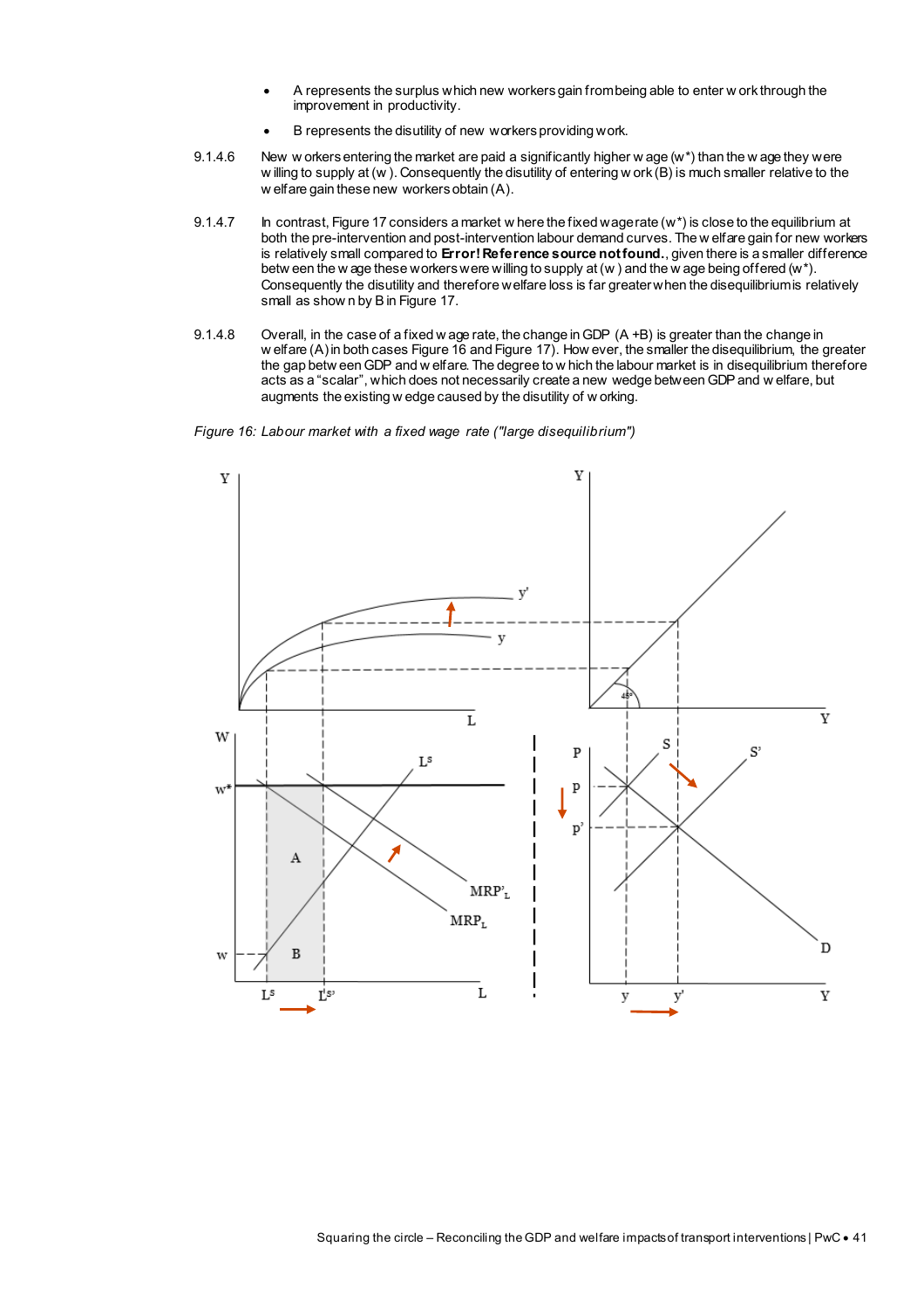- A represents the surplus which new workers gain from being able to enter work through the improvement in productivity.
- B represents the disutility of new workers providing work.

9.1.4.6 New workers entering the market are paid a significantly higher wage (w*) than the wage they were willing to supply at (w). Consequently the disutility of entering work (B) is much smaller relative to the welfare gain these new workers obtain (A).

9.1.4.7 In contrast, Figure 17 considers a market where the fixed wage rate (w*) is close to the equilibrium at both the pre-intervention and post-intervention labour demand curves. The welfare gain for new workers is relatively small compared to **Error! Reference source not found.**, given there is a smaller difference between the wage these workers were willing to supply at (w) and the wage being offered (w*). Consequently the disutility and therefore welfare loss is far greater when the disequilibrium is relatively small as shown by B in Figure 17.

9.1.4.8 Overall, in the case of a fixed wage rate, the change in GDP (A +B) is greater than the change in welfare (A) in both cases Figure 16 and Figure 17). However, the smaller the disequilibrium, the greater the gap between GDP and welfare. The degree to which the labour market is in disequilibrium therefore acts as a "scalar", which does not necessarily create a new wedge between GDP and welfare, but augments the existing wedge caused by the disutility of working.

*Figure 16: Labour market with a fixed wage rate ("large disequilibrium")*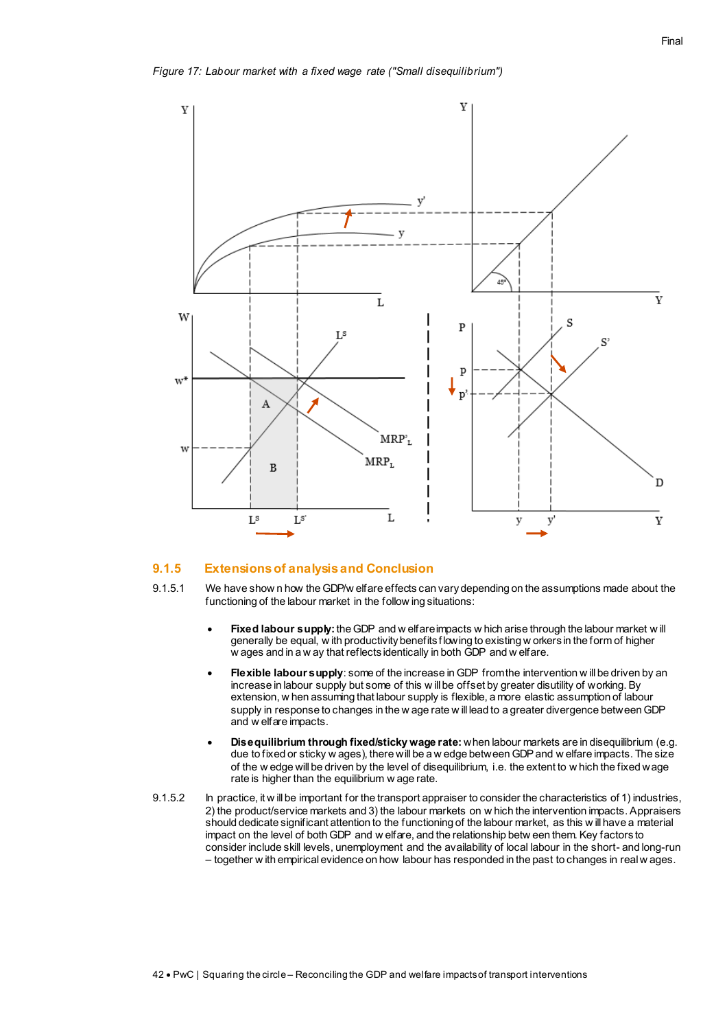*Figure 17: Labour market with a fixed wage rate ("Small disequilibrium")*

### 9.1.5 Extensions of analysis and Conclusion

9.1.5.1 We have shown how the GDP/welfare effects can vary depending on the assumptions made about the functioning of the labour market in the following situations:

- **Fixed labour supply:** the GDP and welfare impacts which arise through the labour market will generally be equal, with productivity benefits flowing to existing workers in the form of higher wages and in a way that reflects identically in both GDP and welfare.
- **Flexible labour supply**: some of the increase in GDP from the intervention will be driven by an increase in labour supply but some of this will be offset by greater disutility of working. By extension, when assuming that labour supply is flexible, a more elastic assumption of labour supply in response to changes in the wage rate will lead to a greater divergence between GDP and welfare impacts.
- **Disequilibrium through fixed/sticky wage rate:** when labour markets are in disequilibrium (e.g. due to fixed or sticky wages), there will be a wedge between GDP and welfare impacts. The size of the wedge will be driven by the level of disequilibrium, i.e. the extent to which the fixed wage rate is higher than the equilibrium wage rate.

9.1.5.2 In practice, it will be important for the transport appraiser to consider the characteristics of 1) industries, 2) the product/service markets and 3) the labour markets on which the intervention impacts. Appraisers should dedicate significant attention to the functioning of the labour market, as this will have a material impact on the level of both GDP and welfare, and the relationship between them. Key factors to consider include skill levels, unemployment and the availability of local labour in the short- and long-run – together with empirical evidence on how labour has responded in the past to changes in real wages.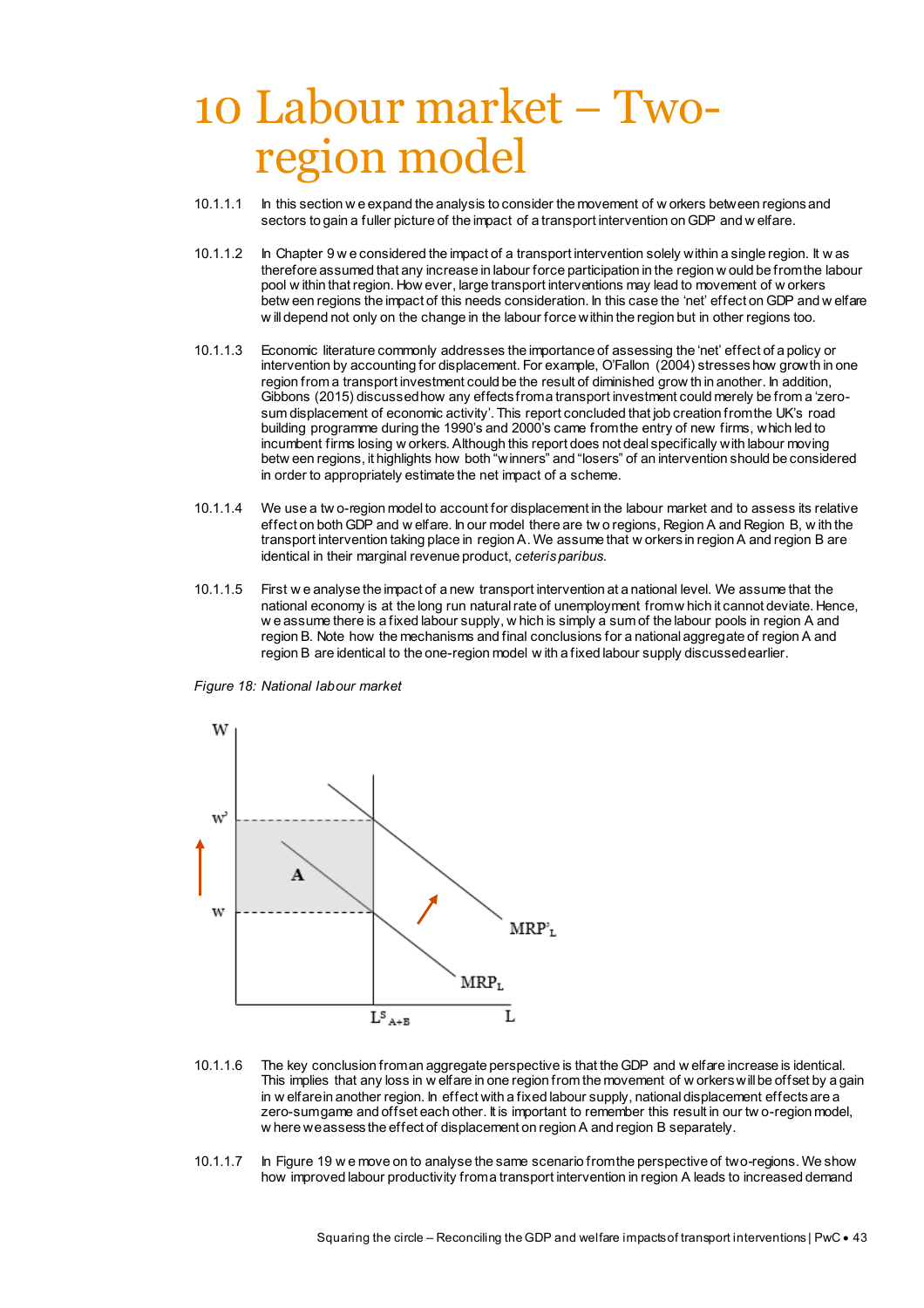# 10 Labour market – Two-region model

10.1.1.1 In this section we expand the analysis to consider the movement of workers between regions and sectors to gain a fuller picture of the impact of a transport intervention on GDP and welfare.

10.1.1.2 In Chapter 9 we considered the impact of a transport intervention solely within a single region. It was therefore assumed that any increase in labour force participation in the region would be from the labour pool within that region. However, large transport interventions may lead to movement of workers between regions the impact of this needs consideration. In this case the 'net' effect on GDP and welfare will depend not only on the change in the labour force within the region but in other regions too.

10.1.1.3 Economic literature commonly addresses the importance of assessing the 'net' effect of a policy or intervention by accounting for displacement. For example, O'Fallon (2004) stresses how growth in one region from a transport investment could be the result of diminished growth in another. In addition, Gibbons (2015) discussed how any effects from a transport investment could merely be from a 'zero-sum displacement of economic activity'. This report concluded that job creation from the UK's road building programme during the 1990's and 2000's came from the entry of new firms, which led to incumbent firms losing workers. Although this report does not deal specifically with labour moving between regions, it highlights how both "winners" and "losers" of an intervention should be considered in order to appropriately estimate the net impact of a scheme.

10.1.1.4 We use a two-region model to account for displacement in the labour market and to assess its relative effect on both GDP and welfare. In our model there are two regions, Region A and Region B, with the transport intervention taking place in region A. We assume that workers in region A and region B are identical in their marginal revenue product, *ceteris paribus.*

10.1.1.5 First we analyse the impact of a new transport intervention at a national level. We assume that the national economy is at the long run natural rate of unemployment from which it cannot deviate. Hence, we assume there is a fixed labour supply, which is simply a sum of the labour pools in region A and region B. Note how the mechanisms and final conclusions for a national aggregate of region A and region B are identical to the one-region model with a fixed labour supply discussed earlier.

*Figure 18: National labour market*

10.1.1.6 The key conclusion from an aggregate perspective is that the GDP and welfare increase is identical. This implies that any loss in welfare in one region from the movement of workers will be offset by a gain in welfare in another region. In effect with a fixed labour supply, national displacement effects are a zero-sum game and offset each other. It is important to remember this result in our two-region model, where we assess the effect of displacement on region A and region B separately.

10.1.1.7 In Figure 19 we move on to analyse the same scenario from the perspective of two-regions. We show how improved labour productivity from a transport intervention in region A leads to increased demand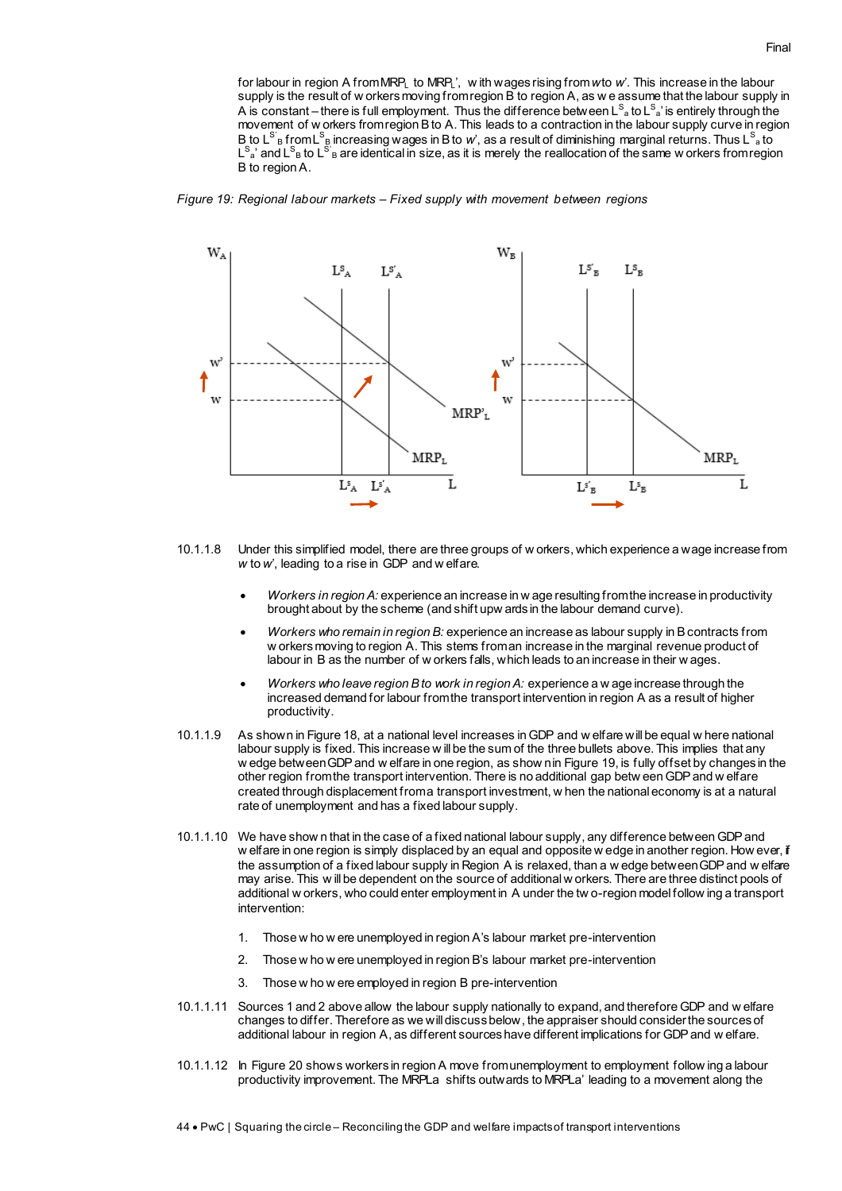for labour in region A from $MRP_L$ to $MRP_L$', with wages rising from *w* to *w'*. This increase in the labour supply is the result of workers moving from region B to region A, as we assume that the labour supply in A is constant – there is full employment. Thus the difference between $L^S_a$ to $L^S_a$' is entirely through the movement of workers from region B to A. This leads to a contraction in the labour supply curve in region B to $L^{S'}_B$ from $L^S_B$ increasing wages in B to *w'*, as a result of diminishing marginal returns. Thus $L^S_a$ to $L^S_a$' and $L^S_B$ to $L^{S'}_B$ are identical in size, as it is merely the reallocation of the same workers from region B to region A.

*Figure 19: Regional labour markets – Fixed supply with movement between regions*

10.1.1.8 Under this simplified model, there are three groups of workers, which experience a wage increase from *w* to *w'*, leading to a rise in GDP and welfare.

- *Workers in region A:* experience an increase in wage resulting from the increase in productivity brought about by the scheme (and shift upwards in the labour demand curve).
- *Workers who remain in region B:* experience an increase as labour supply in B contracts from workers moving to region A. This stems from an increase in the marginal revenue product of labour in B as the number of workers falls, which leads to an increase in their wages.
- *Workers who leave region B to work in region A:* experience a wage increase through the increased demand for labour from the transport intervention in region A as a result of higher productivity.

10.1.1.9 As shown in Figure 18, at a national level increases in GDP and welfare will be equal where national labour supply is fixed. This increase will be the sum of the three bullets above. This implies that any wedge between GDP and welfare in one region, as shown in Figure 19, is fully offset by changes in the other region from the transport intervention. There is no additional gap between GDP and welfare created through displacement from a transport investment, when the national economy is at a natural rate of unemployment and has a fixed labour supply.

10.1.1.10 We have shown that in the case of a fixed national labour supply, any difference between GDP and welfare in one region is simply displaced by an equal and opposite wedge in another region. However, if the assumption of a fixed labour supply in Region A is relaxed, than a wedge between GDP and welfare may arise. This will be dependent on the source of additional workers. There are three distinct pools of additional workers, who could enter employment in A under the two-region model following a transport intervention:

1. Those who were unemployed in region A's labour market pre-intervention
2. Those who were unemployed in region B's labour market pre-intervention
3. Those who were employed in region B pre-intervention

10.1.1.11 Sources 1 and 2 above allow the labour supply nationally to expand, and therefore GDP and welfare changes to differ. Therefore as we will discuss below, the appraiser should consider the sources of additional labour in region A, as different sources have different implications for GDP and welfare.

10.1.1.12 In Figure 20 shows workers in region A move from unemployment to employment following a labour productivity improvement. The MRPLa shifts outwards to MRPLa' leading to a movement along the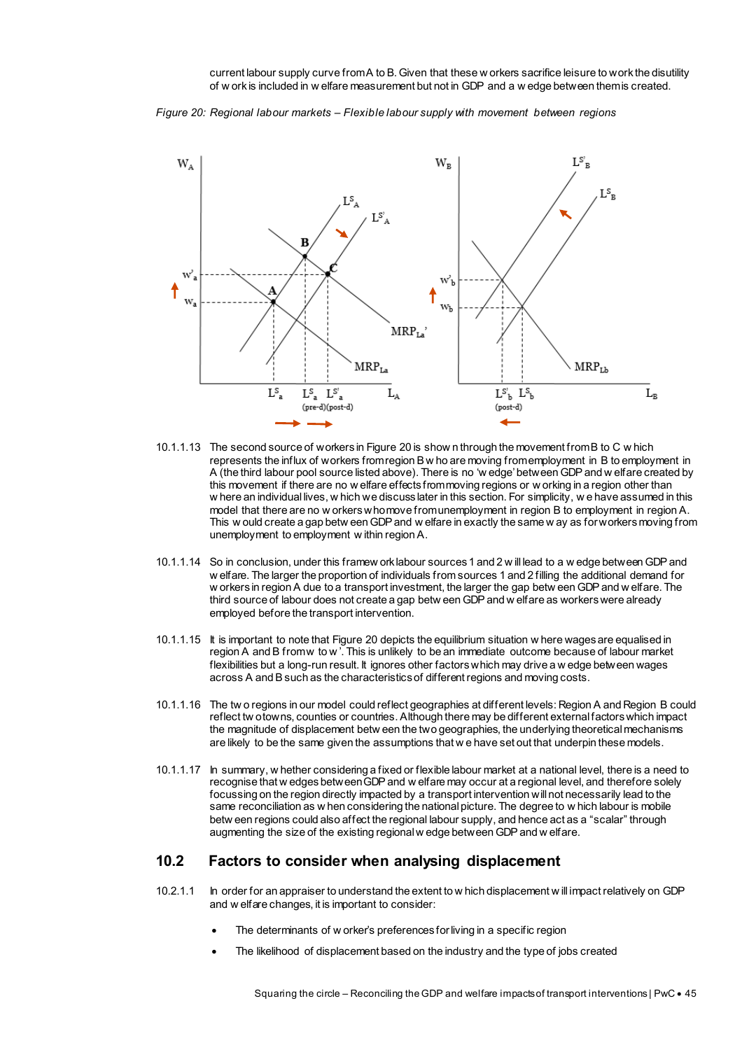current labour supply curve from A to B. Given that these workers sacrifice leisure to work the disutility of work is included in welfare measurement but not in GDP and a wedge between them is created.

*Figure 20: Regional labour markets – Flexible labour supply with movement between regions*

10.1.1.13 The second source of workers in Figure 20 is shown through the movement from B to C which represents the influx of workers from region B who are moving from employment in B to employment in A (the third labour pool source listed above). There is no 'wedge' between GDP and welfare created by this movement if there are no welfare effects from moving regions or working in a region other than where an individual lives, which we discuss later in this section. For simplicity, we have assumed in this model that there are no workers who move from unemployment in region B to employment in region A. This would create a gap between GDP and welfare in exactly the same way as for workers moving from unemployment to employment within region A.

10.1.1.14 So in conclusion, under this framework labour sources 1 and 2 will lead to a wedge between GDP and welfare. The larger the proportion of individuals from sources 1 and 2 filling the additional demand for workers in region A due to a transport investment, the larger the gap between GDP and welfare. The third source of labour does not create a gap between GDP and welfare as workers were already employed before the transport intervention.

10.1.1.15 It is important to note that Figure 20 depicts the equilibrium situation where wages are equalised in region A and B from w to w'. This is unlikely to be an immediate outcome because of labour market flexibilities but a long-run result. It ignores other factors which may drive a wedge between wages across A and B such as the characteristics of different regions and moving costs.

10.1.1.16 The two regions in our model could reflect geographies at different levels: Region A and Region B could reflect two towns, counties or countries. Although there may be different external factors which impact the magnitude of displacement between the two geographies, the underlying theoretical mechanisms are likely to be the same given the assumptions that we have set out that underpin these models.

10.1.1.17 In summary, whether considering a fixed or flexible labour market at a national level, there is a need to recognise that wedges between GDP and welfare may occur at a regional level, and therefore solely focussing on the region directly impacted by a transport intervention will not necessarily lead to the same reconciliation as when considering the national picture. The degree to which labour is mobile between regions could also affect the regional labour supply, and hence act as a "scalar" through augmenting the size of the existing regional wedge between GDP and welfare.

## 10.2 Factors to consider when analysing displacement

10.2.1.1 In order for an appraiser to understand the extent to which displacement will impact relatively on GDP and welfare changes, it is important to consider:

- The determinants of worker's preferences for living in a specific region
- The likelihood of displacement based on the industry and the type of jobs created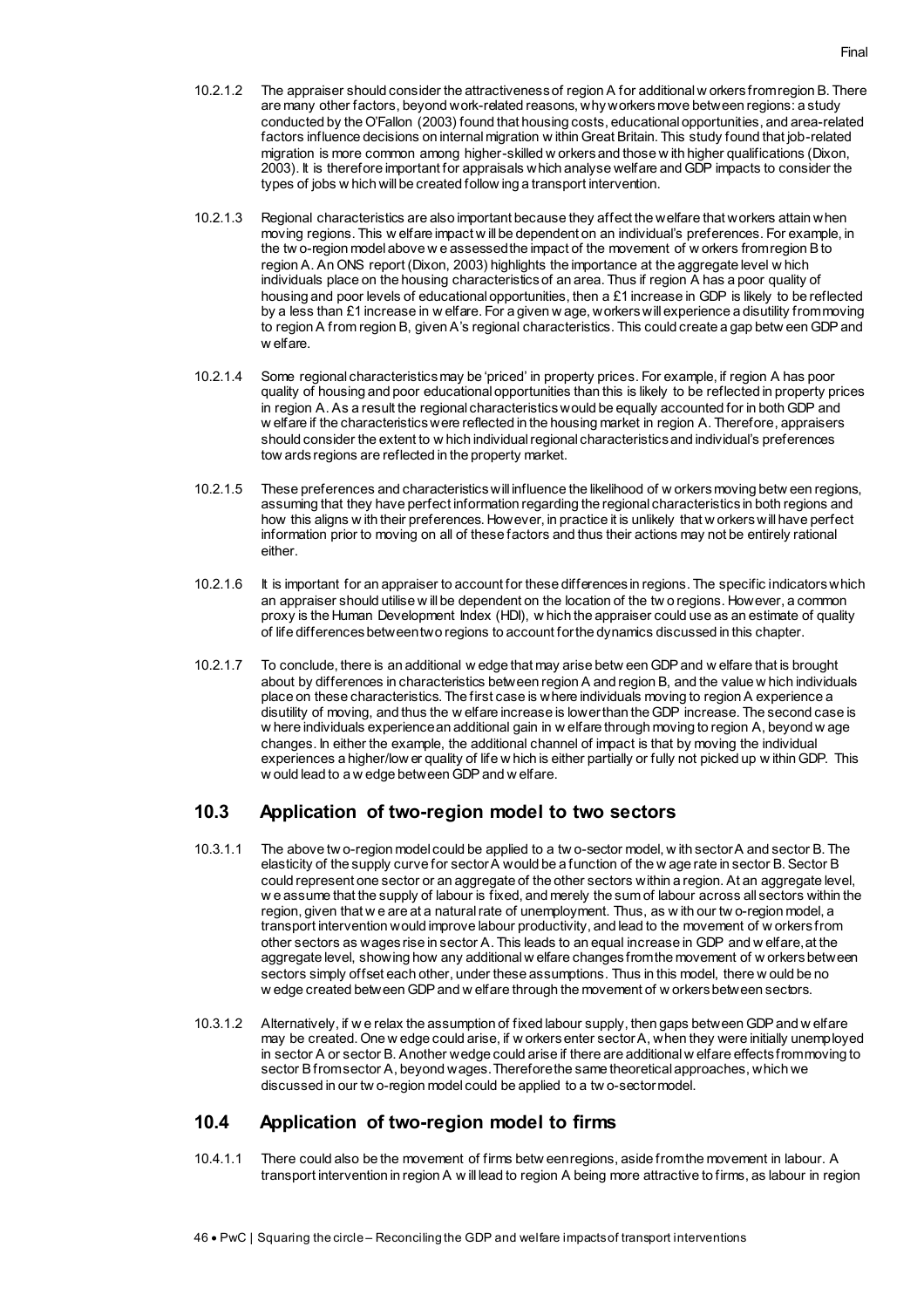10.2.1.2 The appraiser should consider the attractiveness of region A for additional workers from region B. There are many other factors, beyond work-related reasons, why workers move between regions: a study conducted by the O'Fallon (2003) found that housing costs, educational opportunities, and area-related factors influence decisions on internal migration within Great Britain. This study found that job-related migration is more common among higher-skilled workers and those with higher qualifications (Dixon, 2003). It is therefore important for appraisals which analyse welfare and GDP impacts to consider the types of jobs which will be created following a transport intervention.

10.2.1.3 Regional characteristics are also important because they affect the welfare that workers attain when moving regions. This welfare impact will be dependent on an individual's preferences. For example, in the two-region model above we assessed the impact of the movement of workers from region B to region A. An ONS report (Dixon, 2003) highlights the importance at the aggregate level which individuals place on the housing characteristics of an area. Thus if region A has a poor quality of housing and poor levels of educational opportunities, then a £1 increase in GDP is likely to be reflected by a less than £1 increase in welfare. For a given wage, workers will experience a disutility from moving to region A from region B, given A's regional characteristics. This could create a gap between GDP and welfare.

10.2.1.4 Some regional characteristics may be 'priced' in property prices. For example, if region A has poor quality of housing and poor educational opportunities than this is likely to be reflected in property prices in region A. As a result the regional characteristics would be equally accounted for in both GDP and welfare if the characteristics were reflected in the housing market in region A. Therefore, appraisers should consider the extent to which individual regional characteristics and individual's preferences towards regions are reflected in the property market.

10.2.1.5 These preferences and characteristics will influence the likelihood of workers moving between regions, assuming that they have perfect information regarding the regional characteristics in both regions and how this aligns with their preferences. However, in practice it is unlikely that workers will have perfect information prior to moving on all of these factors and thus their actions may not be entirely rational either.

10.2.1.6 It is important for an appraiser to account for these differences in regions. The specific indicators which an appraiser should utilise will be dependent on the location of the two regions. However, a common proxy is the Human Development Index (HDI), which the appraiser could use as an estimate of quality of life differences between two regions to account for the dynamics discussed in this chapter.

10.2.1.7 To conclude, there is an additional wedge that may arise between GDP and welfare that is brought about by differences in characteristics between region A and region B, and the value which individuals place on these characteristics. The first case is where individuals moving to region A experience a disutility of moving, and thus the welfare increase is lower than the GDP increase. The second case is where individuals experience an additional gain in welfare through moving to region A, beyond wage changes. In either the example, the additional channel of impact is that by moving the individual experiences a higher/lower quality of life which is either partially or fully not picked up within GDP. This would lead to a wedge between GDP and welfare.

## 10.3 Application of two-region model to two sectors

10.3.1.1 The above two-region model could be applied to a two-sector model, with sector A and sector B. The elasticity of the supply curve for sector A would be a function of the wage rate in sector B. Sector B could represent one sector or an aggregate of the other sectors within a region. At an aggregate level, we assume that the supply of labour is fixed, and merely the sum of labour across all sectors within the region, given that we are at a natural rate of unemployment. Thus, as with our two-region model, a transport intervention would improve labour productivity, and lead to the movement of workers from other sectors as wages rise in sector A. This leads to an equal increase in GDP and welfare, at the aggregate level, showing how any additional welfare changes from the movement of workers between sectors simply offset each other, under these assumptions. Thus in this model, there would be no wedge created between GDP and welfare through the movement of workers between sectors.

10.3.1.2 Alternatively, if we relax the assumption of fixed labour supply, then gaps between GDP and welfare may be created. One wedge could arise, if workers enter sector A, when they were initially unemployed in sector A or sector B. Another wedge could arise if there are additional welfare effects from moving to sector B from sector A, beyond wages. Therefore the same theoretical approaches, which we discussed in our two-region model could be applied to a two-sector model.

## 10.4 Application of two-region model to firms

10.4.1.1 There could also be the movement of firms between regions, aside from the movement in labour. A transport intervention in region A will lead to region A being more attractive to firms, as labour in region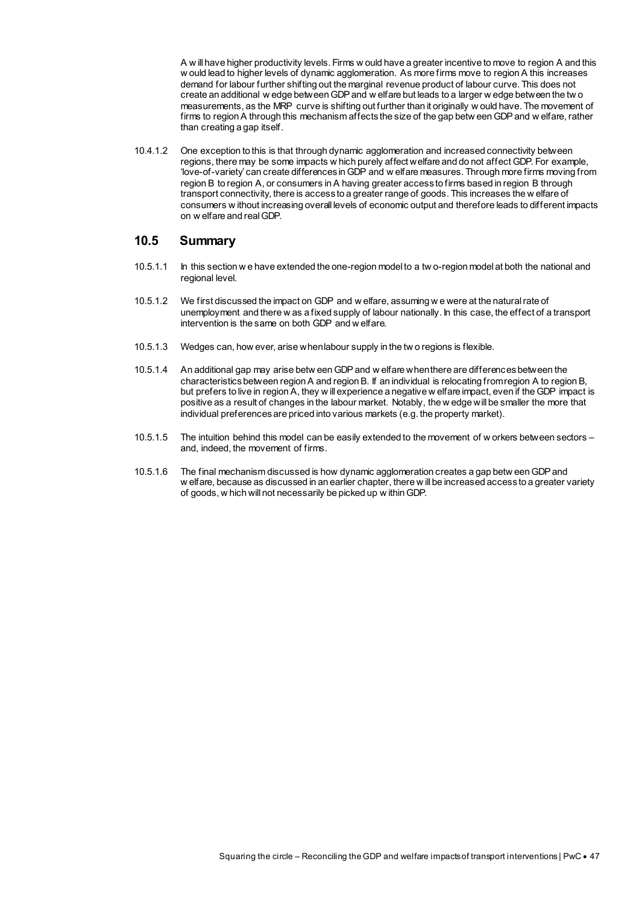A will have higher productivity levels. Firms would have a greater incentive to move to region A and this would lead to higher levels of dynamic agglomeration. As more firms move to region A this increases demand for labour further shifting out the marginal revenue product of labour curve. This does not create an additional wedge between GDP and welfare but leads to a larger wedge between the two measurements, as the MRP curve is shifting out further than it originally would have. The movement of firms to region A through this mechanism affects the size of the gap between GDP and welfare, rather than creating a gap itself.

10.4.1.2 One exception to this is that through dynamic agglomeration and increased connectivity between regions, there may be some impacts which purely affect welfare and do not affect GDP. For example, 'love-of-variety' can create differences in GDP and welfare measures. Through more firms moving from region B to region A, or consumers in A having greater access to firms based in region B through transport connectivity, there is access to a greater range of goods. This increases the welfare of consumers without increasing overall levels of economic output and therefore leads to different impacts on welfare and real GDP.

## 10.5 Summary

10.5.1.1 In this section we have extended the one-region model to a two-region model at both the national and regional level.

10.5.1.2 We first discussed the impact on GDP and welfare, assuming we were at the natural rate of unemployment and there was a fixed supply of labour nationally. In this case, the effect of a transport intervention is the same on both GDP and welfare.

10.5.1.3 Wedges can, however, arise when labour supply in the two regions is flexible.

10.5.1.4 An additional gap may arise between GDP and welfare when there are differences between the characteristics between region A and region B. If an individual is relocating from region A to region B, but prefers to live in region A, they will experience a negative welfare impact, even if the GDP impact is positive as a result of changes in the labour market. Notably, the wedge will be smaller the more that individual preferences are priced into various markets (e.g. the property market).

10.5.1.5 The intuition behind this model can be easily extended to the movement of workers between sectors – and, indeed, the movement of firms.

10.5.1.6 The final mechanism discussed is how dynamic agglomeration creates a gap between GDP and welfare, because as discussed in an earlier chapter, there will be increased access to a greater variety of goods, which will not necessarily be picked up within GDP.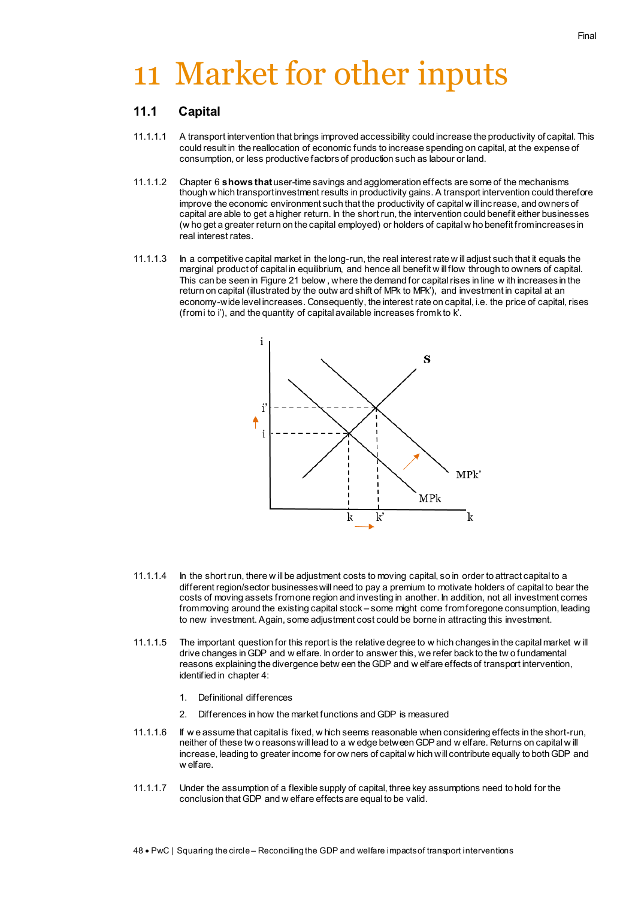# 11 Market for other inputs

## 11.1 Capital

11.1.1.1 A transport intervention that brings improved accessibility could increase the productivity of capital. This could result in the reallocation of economic funds to increase spending on capital, at the expense of consumption, or less productive factors of production such as labour or land.

11.1.1.2 Chapter 6 **shows that** user-time savings and agglomeration effects are some of the mechanisms though which transport investment results in productivity gains. A transport intervention could therefore improve the economic environment such that the productivity of capital will increase, and owners of capital are able to get a higher return. In the short run, the intervention could benefit either businesses (who get a greater return on the capital employed) or holders of capital who benefit from increases in real interest rates.

11.1.1.3 In a competitive capital market in the long-run, the real interest rate will adjust such that it equals the marginal product of capital in equilibrium, and hence all benefit will flow through to owners of capital. This can be seen in Figure 21 below, where the demand for capital rises in line with increases in the return on capital (illustrated by the outward shift of MPk to MPk'), and investment in capital at an economy-wide level increases. Consequently, the interest rate on capital, i.e. the price of capital, rises (from i to i'), and the quantity of capital available increases from k to k'.

11.1.1.4 In the short run, there will be adjustment costs to moving capital, so in order to attract capital to a different region/sector businesses will need to pay a premium to motivate holders of capital to bear the costs of moving assets from one region and investing in another. In addition, not all investment comes from moving around the existing capital stock – some might come from foregone consumption, leading to new investment. Again, some adjustment cost could be borne in attracting this investment.

11.1.1.5 The important question for this report is the relative degree to which changes in the capital market will drive changes in GDP and welfare. In order to answer this, we refer back to the two fundamental reasons explaining the divergence between the GDP and welfare effects of transport intervention, identified in chapter 4:

1. Definitional differences
2. Differences in how the market functions and GDP is measured

11.1.1.6 If we assume that capital is fixed, which seems reasonable when considering effects in the short-run, neither of these two reasons will lead to a wedge between GDP and welfare. Returns on capital will increase, leading to greater income for owners of capital which will contribute equally to both GDP and welfare.

11.1.1.7 Under the assumption of a flexible supply of capital, three key assumptions need to hold for the conclusion that GDP and welfare effects are equal to be valid.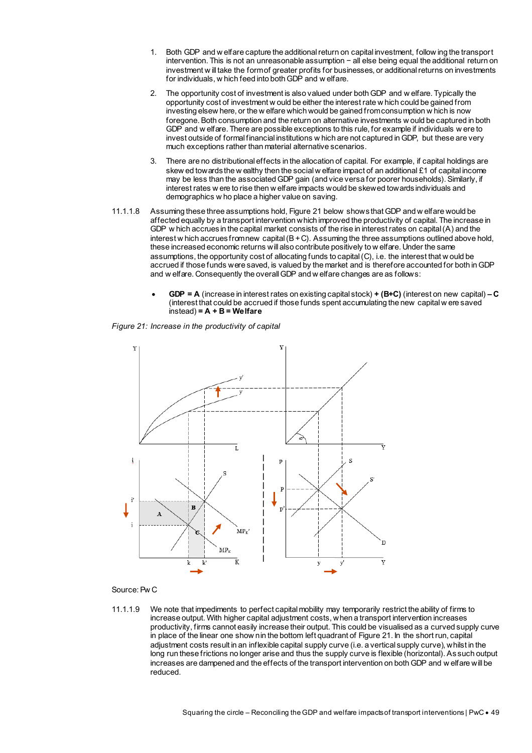1. Both GDP and welfare capture the additional return on capital investment, following the transport intervention. This is not an unreasonable assumption − all else being equal the additional return on investment will take the form of greater profits for businesses, or additional returns on investments for individuals, which feed into both GDP and welfare.

2. The opportunity cost of investment is also valued under both GDP and welfare. Typically the opportunity cost of investment would be either the interest rate which could be gained from investing elsewhere, or the welfare which would be gained from consumption which is now foregone. Both consumption and the return on alternative investments would be captured in both GDP and welfare. There are possible exceptions to this rule, for example if individuals were to invest outside of formal financial institutions which are not captured in GDP, but these are very much exceptions rather than material alternative scenarios.

3. There are no distributional effects in the allocation of capital. For example, if capital holdings are skewed towards the wealthy then the social welfare impact of an additional £1 of capital income may be less than the associated GDP gain (and vice versa for poorer households). Similarly, if interest rates were to rise then welfare impacts would be skewed towards individuals and demographics who place a higher value on saving.

11.1.1.8 Assuming these three assumptions hold, Figure 21 below shows that GDP and welfare would be affected equally by a transport intervention which improved the productivity of capital. The increase in GDP which accrues in the capital market consists of the rise in interest rates on capital (A) and the interest which accrues from new capital (B + C). Assuming the three assumptions outlined above hold, these increased economic returns will also contribute positively to welfare. Under the same assumptions, the opportunity cost of allocating funds to capital (C), i.e. the interest that would be accrued if those funds were saved, is valued by the market and is therefore accounted for both in GDP and welfare. Consequently the overall GDP and welfare changes are as follows:

- **GDP = A** (increase in interest rates on existing capital stock) **+ (B+C)** (interest on new capital) **– C** (interest that could be accrued if those funds spent accumulating the new capital were saved instead) **= A + B = Welfare**

*Figure 21: Increase in the productivity of capital*

Source: PwC

11.1.1.9 We note that impediments to perfect capital mobility may temporarily restrict the ability of firms to increase output. With higher capital adjustment costs, when a transport intervention increases productivity, firms cannot easily increase their output. This could be visualised as a curved supply curve in place of the linear one shown in the bottom left quadrant of Figure 21. In the short run, capital adjustment costs result in an inflexible capital supply curve (i.e. a vertical supply curve), whilst in the long run these frictions no longer arise and thus the supply curve is flexible (horizontal). As such output increases are dampened and the effects of the transport intervention on both GDP and welfare will be reduced.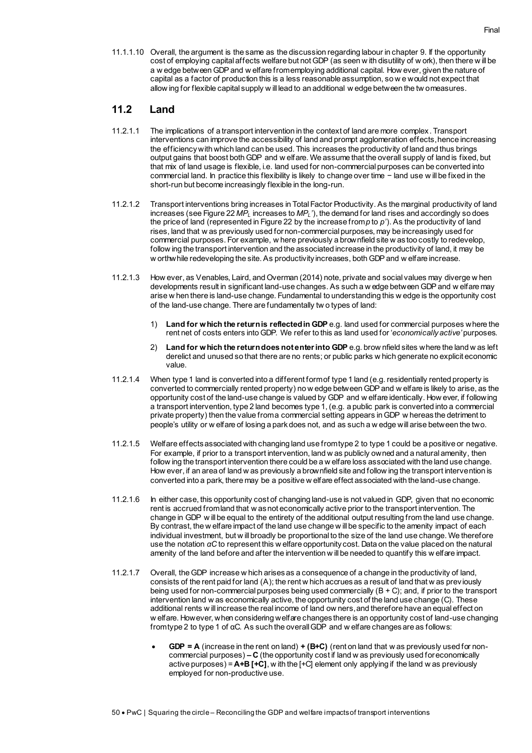11.1.1.10 Overall, the argument is the same as the discussion regarding labour in chapter 9. If the opportunity cost of employing capital affects welfare but not GDP (as seen with disutility of work), then there will be a wedge between GDP and welfare from employing additional capital. However, given the nature of capital as a factor of production this is a less reasonable assumption, so we would not expect that allowing for flexible capital supply will lead to an additional wedge between the two measures.

## 11.2 Land

11.2.1.1 The implications of a transport intervention in the context of land are more complex. Transport interventions can improve the accessibility of land and prompt agglomeration effects, hence increasing the efficiency with which land can be used. This increases the productivity of land and thus brings output gains that boost both GDP and welfare. We assume that the overall supply of land is fixed, but that mix of land usage is flexible, i.e. land used for non-commercial purposes can be converted into commercial land. In practice this flexibility is likely to change over time − land use will be fixed in the short-run but become increasingly flexible in the long-run.

11.2.1.2 Transport interventions bring increases in Total Factor Productivity. As the marginal productivity of land increases (see Figure 22 $MP_L$ increases to $MP_L'$), the demand for land rises and accordingly so does the price of land (represented in Figure 22 by the increase from $p$ to $p'$). As the productivity of land rises, land that was previously used for non-commercial purposes, may be increasingly used for commercial purposes. For example, where previously a brownfield site was too costly to redevelop, following the transport intervention and the associated increase in the productivity of land, it may be worthwhile redeveloping the site. As productivity increases, both GDP and welfare increase.

11.2.1.3 However, as Venables, Laird, and Overman (2014) note, private and social values may diverge when developments result in significant land-use changes. As such a wedge between GDP and welfare may arise when there is land-use change. Fundamental to understanding this wedge is the opportunity cost of the land-use change. There are fundamentally two types of land:

1) **Land for which the return is reflected in GDP** e.g. land used for commercial purposes where the rent net of costs enters into GDP. We refer to this as land used for '*economically active*' purposes.
2) **Land for which the return does not enter into GDP** e.g. brownfield sites where the land was left derelict and unused so that there are no rents; or public parks which generate no explicit economic value.

11.2.1.4 When type 1 land is converted into a different form of type 1 land (e.g. residentially rented property is converted to commercially rented property) no wedge between GDP and welfare is likely to arise, as the opportunity cost of the land-use change is valued by GDP and welfare identically. However, if following a transport intervention, type 2 land becomes type 1, (e.g. a public park is converted into a commercial private property) then the value from a commercial setting appears in GDP whereas the detriment to people's utility or welfare of losing a park does not, and as such a wedge will arise between the two.

11.2.1.5 Welfare effects associated with changing land use from type 2 to type 1 could be a positive or negative. For example, if prior to a transport intervention, land was publicly owned and a natural amenity, then following the transport intervention there could be a welfare loss associated with the land use change. However, if an area of land was previously a brownfield site and following the transport intervention is converted into a park, there may be a positive welfare effect associated with the land-use change.

11.2.1.6 In either case, this opportunity cost of changing land-use is not valued in GDP, given that no economic rent is accrued from land that was not economically active prior to the transport intervention. The change in GDP will be equal to the entirety of the additional output resulting from the land use change. By contrast, the welfare impact of the land use change will be specific to the amenity impact of each individual investment, but will broadly be proportional to the size of the land use change. We therefore use the notation $\alpha C$ to represent this welfare opportunity cost. Data on the value placed on the natural amenity of the land before and after the intervention will be needed to quantify this welfare impact.

11.2.1.7 Overall, the GDP increase which arises as a consequence of a change in the productivity of land, consists of the rent paid for land (A); the rent which accrues as a result of land that was previously being used for non-commercial purposes being used commercially (B + C); and, if prior to the transport intervention land was economically active, the opportunity cost of the land use change (C). These additional rents will increase the real income of land owners, and therefore have an equal effect on welfare. However, when considering welfare changes there is an opportunity cost of land-use changing from type 2 to type 1 of αC. As such the overall GDP and welfare changes are as follows:

- **GDP = A** (increase in the rent on land) **+ (B+C)** (rent on land that was previously used for non-commercial purposes) **– C** (the opportunity cost if land was previously used for economically active purposes) = **A+B [+C]**, with the [+C] element only applying if the land was previously employed for non-productive use.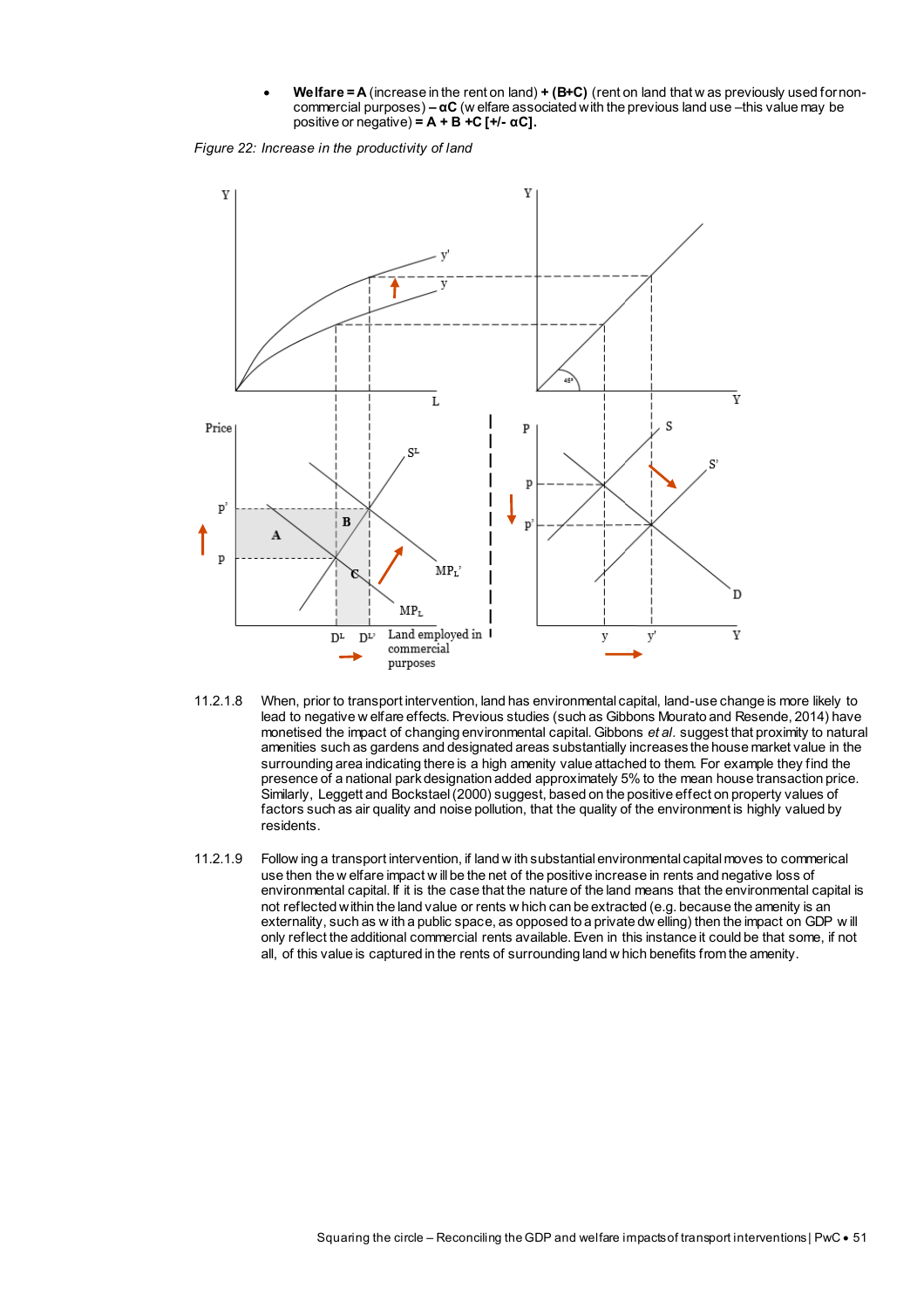- **Welfare = A** (increase in the rent on land) **+ (B+C)** (rent on land that was previously used for non-commercial purposes) **– αC** (welfare associated with the previous land use –this value may be positive or negative) **= A + B +C [+/- αC].**

*Figure 22: Increase in the productivity of land*

11.2.1.8 When, prior to transport intervention, land has environmental capital, land-use change is more likely to lead to negative welfare effects. Previous studies (such as Gibbons Mourato and Resende, 2014) have monetised the impact of changing environmental capital. Gibbons *et al.* suggest that proximity to natural amenities such as gardens and designated areas substantially increases the house market value in the surrounding area indicating there is a high amenity value attached to them. For example they find the presence of a national park designation added approximately 5% to the mean house transaction price. Similarly, Leggett and Bockstael (2000) suggest, based on the positive effect on property values of factors such as air quality and noise pollution, that the quality of the environment is highly valued by residents.

11.2.1.9 Following a transport intervention, if land with substantial environmental capital moves to commerical use then the welfare impact will be the net of the positive increase in rents and negative loss of environmental capital. If it is the case that the nature of the land means that the environmental capital is not reflected within the land value or rents which can be extracted (e.g. because the amenity is an externality, such as with a public space, as opposed to a private dwelling) then the impact on GDP will only reflect the additional commercial rents available. Even in this instance it could be that some, if not all, of this value is captured in the rents of surrounding land which benefits from the amenity.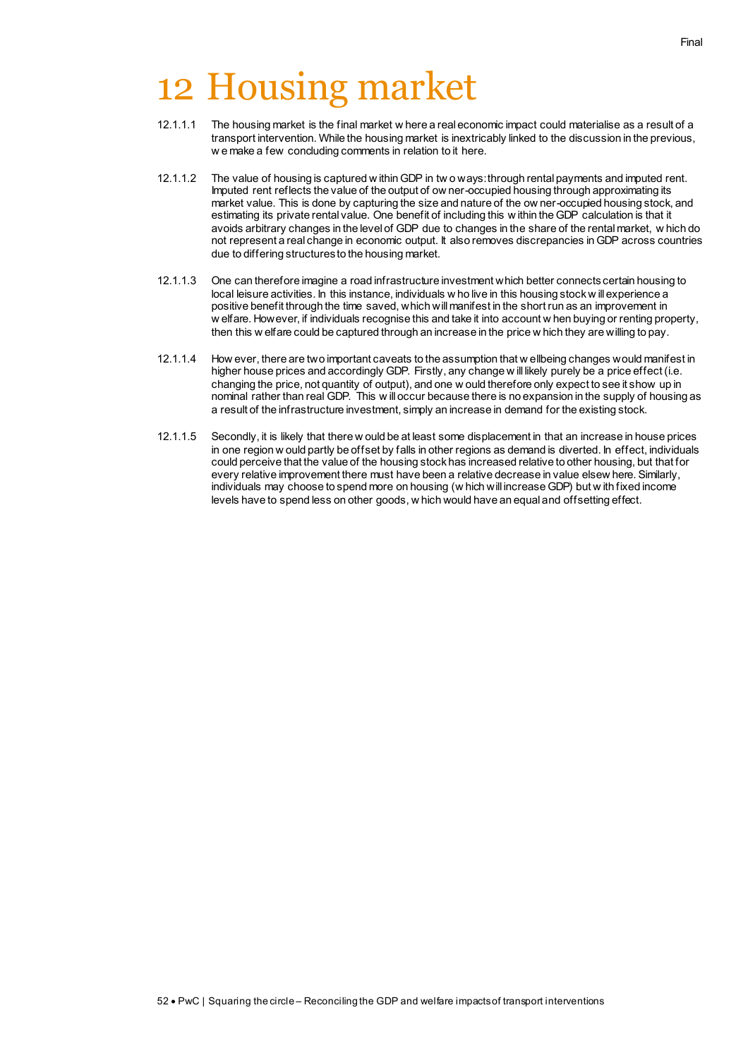# 12 Housing market

12.1.1.1 The housing market is the final market where a real economic impact could materialise as a result of a transport intervention. While the housing market is inextricably linked to the discussion in the previous, we make a few concluding comments in relation to it here.

12.1.1.2 The value of housing is captured within GDP in two ways: through rental payments and imputed rent. Imputed rent reflects the value of the output of owner-occupied housing through approximating its market value. This is done by capturing the size and nature of the owner-occupied housing stock, and estimating its private rental value. One benefit of including this within the GDP calculation is that it avoids arbitrary changes in the level of GDP due to changes in the share of the rental market, which do not represent a real change in economic output. It also removes discrepancies in GDP across countries due to differing structures to the housing market.

12.1.1.3 One can therefore imagine a road infrastructure investment which better connects certain housing to local leisure activities. In this instance, individuals who live in this housing stock will experience a positive benefit through the time saved, which will manifest in the short run as an improvement in welfare. However, if individuals recognise this and take it into account when buying or renting property, then this welfare could be captured through an increase in the price which they are willing to pay.

12.1.1.4 However, there are two important caveats to the assumption that wellbeing changes would manifest in higher house prices and accordingly GDP. Firstly, any change will likely purely be a price effect (i.e. changing the price, not quantity of output), and one would therefore only expect to see it show up in nominal rather than real GDP. This will occur because there is no expansion in the supply of housing as a result of the infrastructure investment, simply an increase in demand for the existing stock.

12.1.1.5 Secondly, it is likely that there would be at least some displacement in that an increase in house prices in one region would partly be offset by falls in other regions as demand is diverted. In effect, individuals could perceive that the value of the housing stock has increased relative to other housing, but that for every relative improvement there must have been a relative decrease in value elsewhere. Similarly, individuals may choose to spend more on housing (which will increase GDP) but with fixed income levels have to spend less on other goods, which would have an equal and offsetting effect.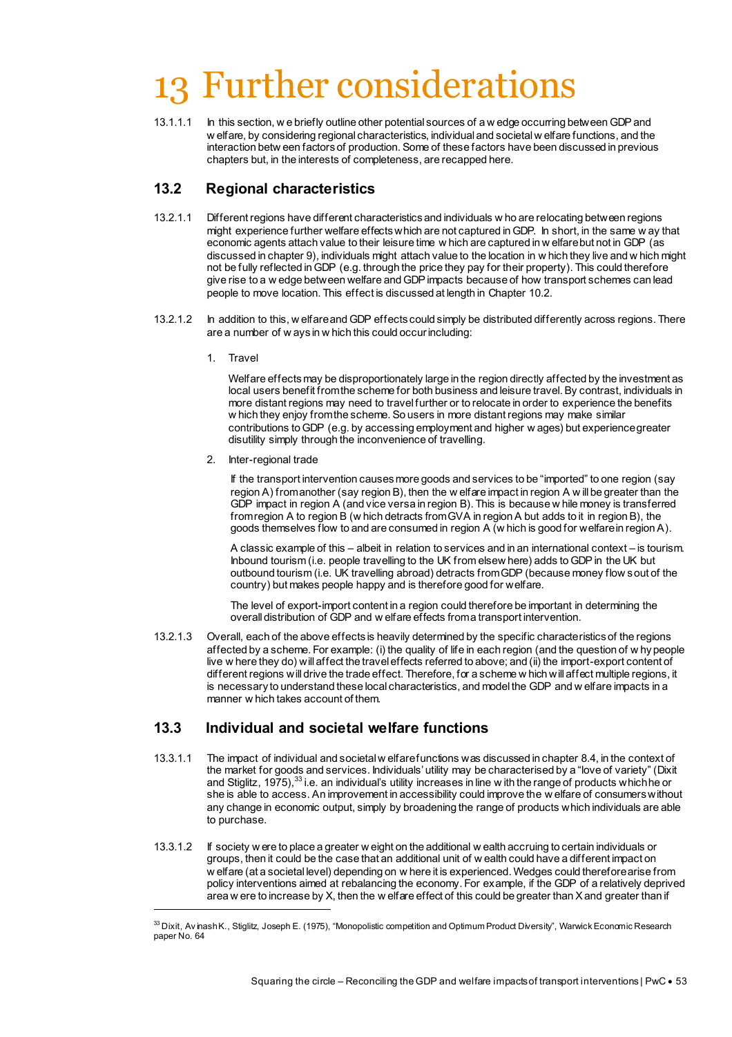# 13 Further considerations

13.1.1.1 In this section, we briefly outline other potential sources of a wedge occurring between GDP and welfare, by considering regional characteristics, individual and societal welfare functions, and the interaction between factors of production. Some of these factors have been discussed in previous chapters but, in the interests of completeness, are recapped here.

## 13.2 Regional characteristics

13.2.1.1 Different regions have different characteristics and individuals who are relocating between regions might experience further welfare effects which are not captured in GDP. In short, in the same way that economic agents attach value to their leisure time which are captured in welfare but not in GDP (as discussed in chapter 9), individuals might attach value to the location in which they live and which might not be fully reflected in GDP (e.g. through the price they pay for their property). This could therefore give rise to a wedge between welfare and GDP impacts because of how transport schemes can lead people to move location. This effect is discussed at length in Chapter 10.2.

13.2.1.2 In addition to this, welfare and GDP effects could simply be distributed differently across regions. There are a number of ways in which this could occur including:

1. Travel

   Welfare effects may be disproportionately large in the region directly affected by the investment as local users benefit from the scheme for both business and leisure travel. By contrast, individuals in more distant regions may need to travel further or to relocate in order to experience the benefits which they enjoy from the scheme. So users in more distant regions may make similar contributions to GDP (e.g. by accessing employment and higher wages) but experience greater disutility simply through the inconvenience of travelling.

2. Inter-regional trade

   If the transport intervention causes more goods and services to be "imported" to one region (say region A) from another (say region B), then the welfare impact in region A will be greater than the GDP impact in region A (and vice versa in region B). This is because while money is transferred from region A to region B (which detracts from GVA in region A but adds to it in region B), the goods themselves flow to and are consumed in region A (which is good for welfare in region A).

   A classic example of this – albeit in relation to services and in an international context – is tourism. Inbound tourism (i.e. people travelling to the UK from elsewhere) adds to GDP in the UK but outbound tourism (i.e. UK travelling abroad) detracts from GDP (because money flows out of the country) but makes people happy and is therefore good for welfare.

   The level of export-import content in a region could therefore be important in determining the overall distribution of GDP and welfare effects from a transport intervention.

13.2.1.3 Overall, each of the above effects is heavily determined by the specific characteristics of the regions affected by a scheme. For example: (i) the quality of life in each region (and the question of why people live where they do) will affect the travel effects referred to above; and (ii) the import-export content of different regions will drive the trade effect. Therefore, for a scheme which will affect multiple regions, it is necessary to understand these local characteristics, and model the GDP and welfare impacts in a manner which takes account of them.

## 13.3 Individual and societal welfare functions

13.3.1.1 The impact of individual and societal welfare functions was discussed in chapter 8.4, in the context of the market for goods and services. Individuals' utility may be characterised by a "love of variety" (Dixit and Stiglitz, 1975),[33] i.e. an individual's utility increases in line with the range of products which he or she is able to access. An improvement in accessibility could improve the welfare of consumers without any change in economic output, simply by broadening the range of products which individuals are able to purchase.

13.3.1.2 If society were to place a greater weight on the additional wealth accruing to certain individuals or groups, then it could be the case that an additional unit of wealth could have a different impact on welfare (at a societal level) depending on where it is experienced. Wedges could therefore arise from policy interventions aimed at rebalancing the economy. For example, if the GDP of a relatively deprived area were to increase by X, then the welfare effect of this could be greater than X and greater than if

---

[33] Dixit, Avinash K., Stiglitz, Joseph E. (1975), "Monopolistic competition and Optimum Product Diversity", Warwick Economic Research paper No. 64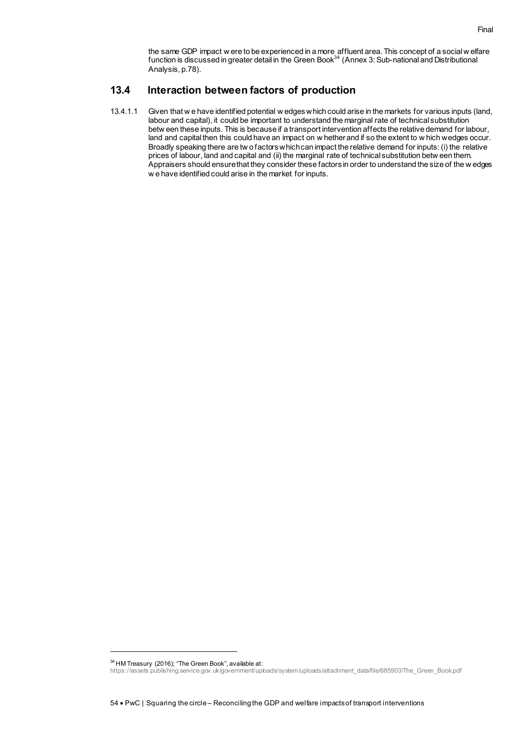the same GDP impact were to be experienced in a more affluent area. This concept of a social welfare function is discussed in greater detail in the Green Book[34] (Annex 3: Sub-national and Distributional Analysis, p.78).

## 13.4 Interaction between factors of production

13.4.1.1 Given that we have identified potential wedges which could arise in the markets for various inputs (land, labour and capital), it could be important to understand the marginal rate of technical substitution between these inputs. This is because if a transport intervention affects the relative demand for labour, land and capital then this could have an impact on whether and if so the extent to which wedges occur. Broadly speaking there are two factors which can impact the relative demand for inputs: (i) the relative prices of labour, land and capital and (ii) the marginal rate of technical substitution between them. Appraisers should ensure that they consider these factors in order to understand the size of the wedges we have identified could arise in the market for inputs.

---

[34] HM Treasury (2016); "The Green Book", available at: https://assets.publishing.service.gov.uk/government/uploads/system/uploads/attachment_data/file/685903/The_Green_Book.pdf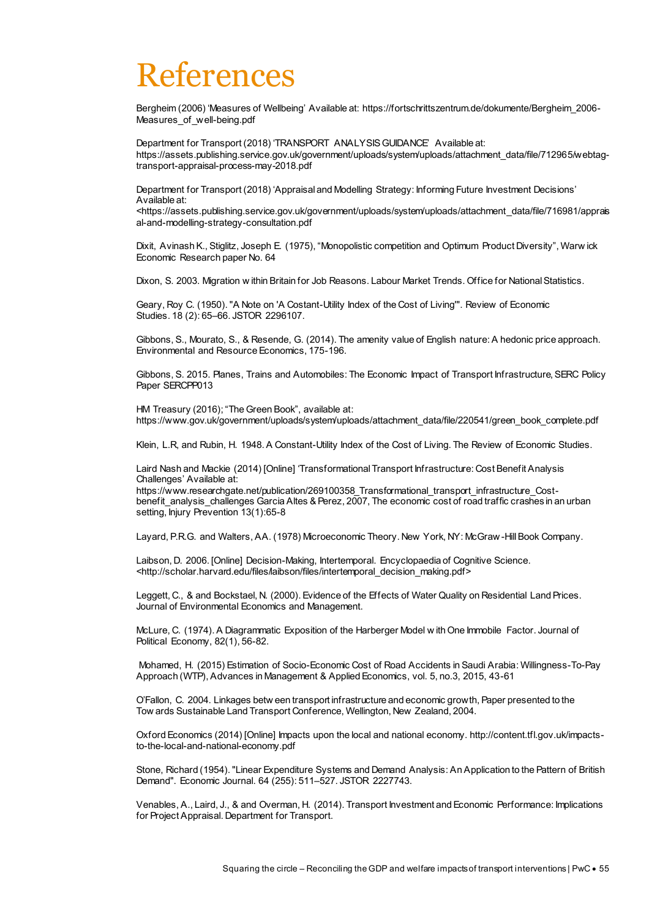# References

Bergheim (2006) 'Measures of Wellbeing' Available at: https://fortschrittszentrum.de/dokumente/Bergheim_2006-Measures_of_well-being.pdf

Department for Transport (2018) 'TRANSPORT ANALYSIS GUIDANCE' Available at: https://assets.publishing.service.gov.uk/government/uploads/system/uploads/attachment_data/file/712965/webtag-transport-appraisal-process-may-2018.pdf

Department for Transport (2018) 'Appraisal and Modelling Strategy: Informing Future Investment Decisions' Available at: <https://assets.publishing.service.gov.uk/government/uploads/system/uploads/attachment_data/file/716981/appraisal-and-modelling-strategy-consultation.pdf

Dixit, Avinash K., Stiglitz, Joseph E. (1975), "Monopolistic competition and Optimum Product Diversity", Warwick Economic Research paper No. 64

Dixon, S. 2003. Migration within Britain for Job Reasons. Labour Market Trends. Office for National Statistics.

Geary, Roy C. (1950). "A Note on 'A Costant-Utility Index of the Cost of Living'". Review of Economic Studies. 18 (2): 65–66. JSTOR 2296107.

Gibbons, S., Mourato, S., & Resende, G. (2014). The amenity value of English nature: A hedonic price approach. Environmental and Resource Economics, 175-196.

Gibbons, S. 2015. Planes, Trains and Automobiles: The Economic Impact of Transport Infrastructure, SERC Policy Paper SERCPP013

HM Treasury (2016); "The Green Book", available at: https://www.gov.uk/government/uploads/system/uploads/attachment_data/file/220541/green_book_complete.pdf

Klein, L.R, and Rubin, H. 1948. A Constant-Utility Index of the Cost of Living. The Review of Economic Studies.

Laird Nash and Mackie (2014) [Online] 'Transformational Transport Infrastructure: Cost Benefit Analysis Challenges' Available at: https://www.researchgate.net/publication/269100358_Transformational_transport_infrastructure_Cost-benefit_analysis_challenges Garcia Altes & Perez, 2007, The economic cost of road traffic crashes in an urban setting, Injury Prevention 13(1):65-8

Layard, P.R.G. and Walters, AA. (1978) Microeconomic Theory. New York, NY: McGraw-Hill Book Company.

Laibson, D. 2006. [Online] Decision-Making, Intertemporal. Encyclopaedia of Cognitive Science. <http://scholar.harvard.edu/files/laibson/files/intertemporal_decision_making.pdf>

Leggett, C., & and Bockstael, N. (2000). Evidence of the Effects of Water Quality on Residential Land Prices. Journal of Environmental Economics and Management.

McLure, C. (1974). A Diagrammatic Exposition of the Harberger Model with One Immobile Factor. Journal of Political Economy, 82(1), 56-82.

Mohamed, H. (2015) Estimation of Socio-Economic Cost of Road Accidents in Saudi Arabia: Willingness-To-Pay Approach (WTP), Advances in Management & Applied Economics, vol. 5, no.3, 2015, 43-61

O'Fallon, C. 2004. Linkages between transport infrastructure and economic growth, Paper presented to the Towards Sustainable Land Transport Conference, Wellington, New Zealand, 2004.

Oxford Economics (2014) [Online] Impacts upon the local and national economy. http://content.tfl.gov.uk/impacts-to-the-local-and-national-economy.pdf

Stone, Richard (1954). "Linear Expenditure Systems and Demand Analysis: An Application to the Pattern of British Demand". Economic Journal. 64 (255): 511–527. JSTOR 2227743.

Venables, A., Laird, J., & and Overman, H. (2014). Transport Investment and Economic Performance: Implications for Project Appraisal. Department for Transport.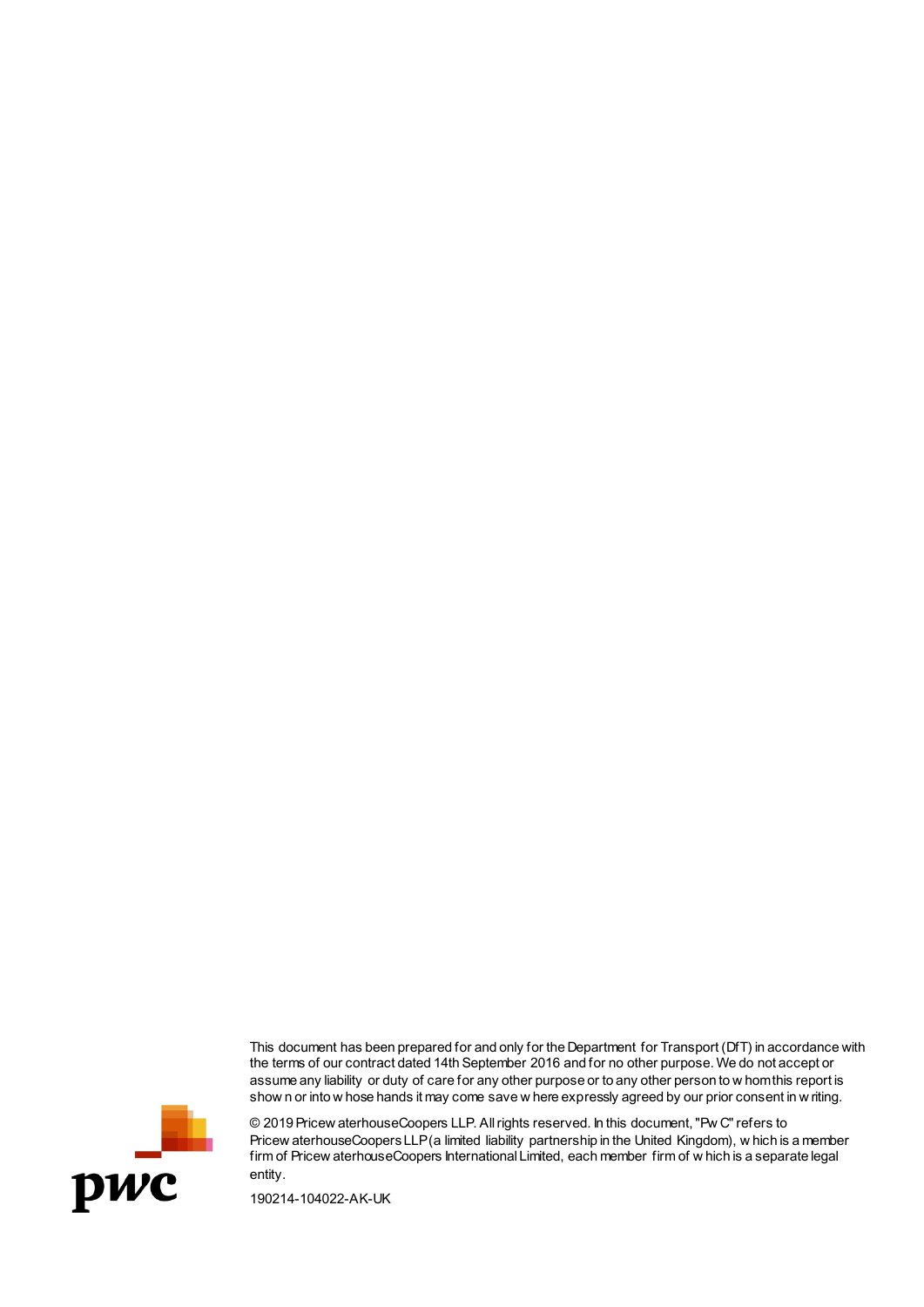This document has been prepared for and only for the Department for Transport (DfT) in accordance with the terms of our contract dated 14th September 2016 and for no other purpose. We do not accept or assume any liability or duty of care for any other purpose or to any other person to whom this report is shown or into whose hands it may come save where expressly agreed by our prior consent in writing.

© 2019 PricewaterhouseCoopers LLP. All rights reserved. In this document, "PwC" refers to PricewaterhouseCoopers LLP (a limited liability partnership in the United Kingdom), which is a member firm of PricewaterhouseCoopers International Limited, each member firm of which is a separate legal entity.

190214-104022-AK-UK